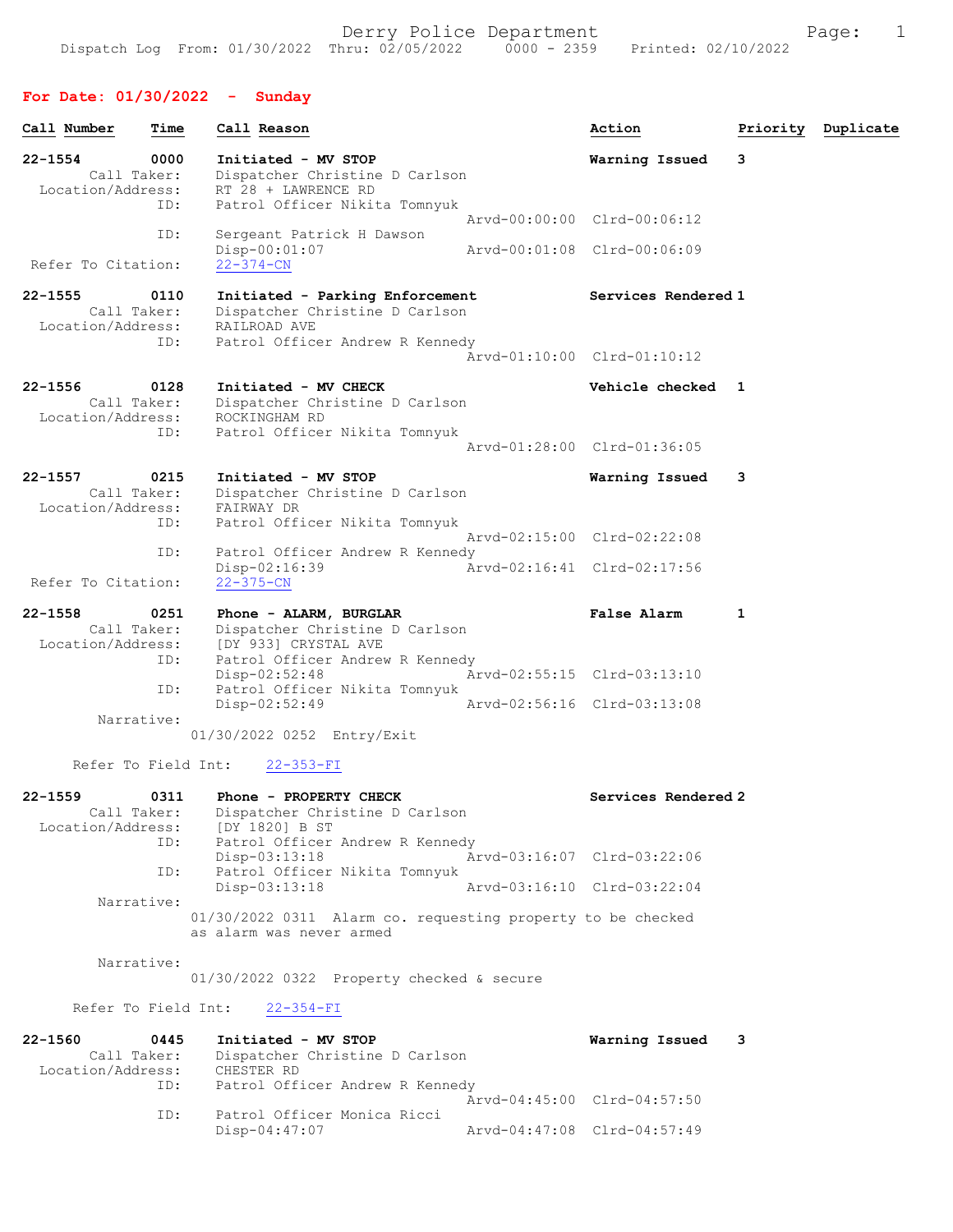Derry Police Department

Dispatch Log From: 01/30/2022 Thru: 02/05/2022 0000 - 2359 Printed: 02/10/2022

## For Date: 01/30/2022 - Sunday

| Call Number | Time | Call Reason | Action | Priority | Duplicate |
|---|---|---|---|---|---|

**22-1554** 0000 **Initiated - MV STOP** — **Warning Issued** 3

Call Taker: Dispatcher Christine D Carlson
Location/Address: RT 28 + LAWRENCE RD
ID: Patrol Officer Nikita Tomnyuk
Arvd-00:00:00 Clrd-00:06:12
ID: Sergeant Patrick H Dawson
Disp-00:01:07 Arvd-00:01:08 Clrd-00:06:09
Refer To Citation: 22-374-CN

**22-1555** 0110 **Initiated - Parking Enforcement** — **Services Rendered** 1

Call Taker: Dispatcher Christine D Carlson
Location/Address: RAILROAD AVE
ID: Patrol Officer Andrew R Kennedy
Arvd-01:10:00 Clrd-01:10:12

**22-1556** 0128 **Initiated - MV CHECK** — **Vehicle checked** 1

Call Taker: Dispatcher Christine D Carlson
Location/Address: ROCKINGHAM RD
ID: Patrol Officer Nikita Tomnyuk
Arvd-01:28:00 Clrd-01:36:05

**22-1557** 0215 **Initiated - MV STOP** — **Warning Issued** 3

Call Taker: Dispatcher Christine D Carlson
Location/Address: FAIRWAY DR
ID: Patrol Officer Nikita Tomnyuk
Arvd-02:15:00 Clrd-02:22:08
ID: Patrol Officer Andrew R Kennedy
Disp-02:16:39 Arvd-02:16:41 Clrd-02:17:56
Refer To Citation: 22-375-CN

**22-1558** 0251 **Phone - ALARM, BURGLAR** — **False Alarm** 1

Call Taker: Dispatcher Christine D Carlson
Location/Address: [DY 933] CRYSTAL AVE
ID: Patrol Officer Andrew R Kennedy
Disp-02:52:48 Arvd-02:55:15 Clrd-03:13:10
ID: Patrol Officer Nikita Tomnyuk
Disp-02:52:49 Arvd-02:56:16 Clrd-03:13:08
Narrative:
01/30/2022 0252 Entry/Exit

Refer To Field Int: 22-353-FI

**22-1559** 0311 **Phone - PROPERTY CHECK** — **Services Rendered** 2

Call Taker: Dispatcher Christine D Carlson
Location/Address: [DY 1820] B ST
ID: Patrol Officer Andrew R Kennedy
Disp-03:13:18 Arvd-03:16:07 Clrd-03:22:06
ID: Patrol Officer Nikita Tomnyuk
Disp-03:13:18 Arvd-03:16:10 Clrd-03:22:04
Narrative:
01/30/2022 0311 Alarm co. requesting property to be checked as alarm was never armed

Narrative:
01/30/2022 0322 Property checked & secure

Refer To Field Int: 22-354-FI

**22-1560** 0445 **Initiated - MV STOP** — **Warning Issued** 3

Call Taker: Dispatcher Christine D Carlson
Location/Address: CHESTER RD
ID: Patrol Officer Andrew R Kennedy
Arvd-04:45:00 Clrd-04:57:50
ID: Patrol Officer Monica Ricci
Disp-04:47:07 Arvd-04:47:08 Clrd-04:57:49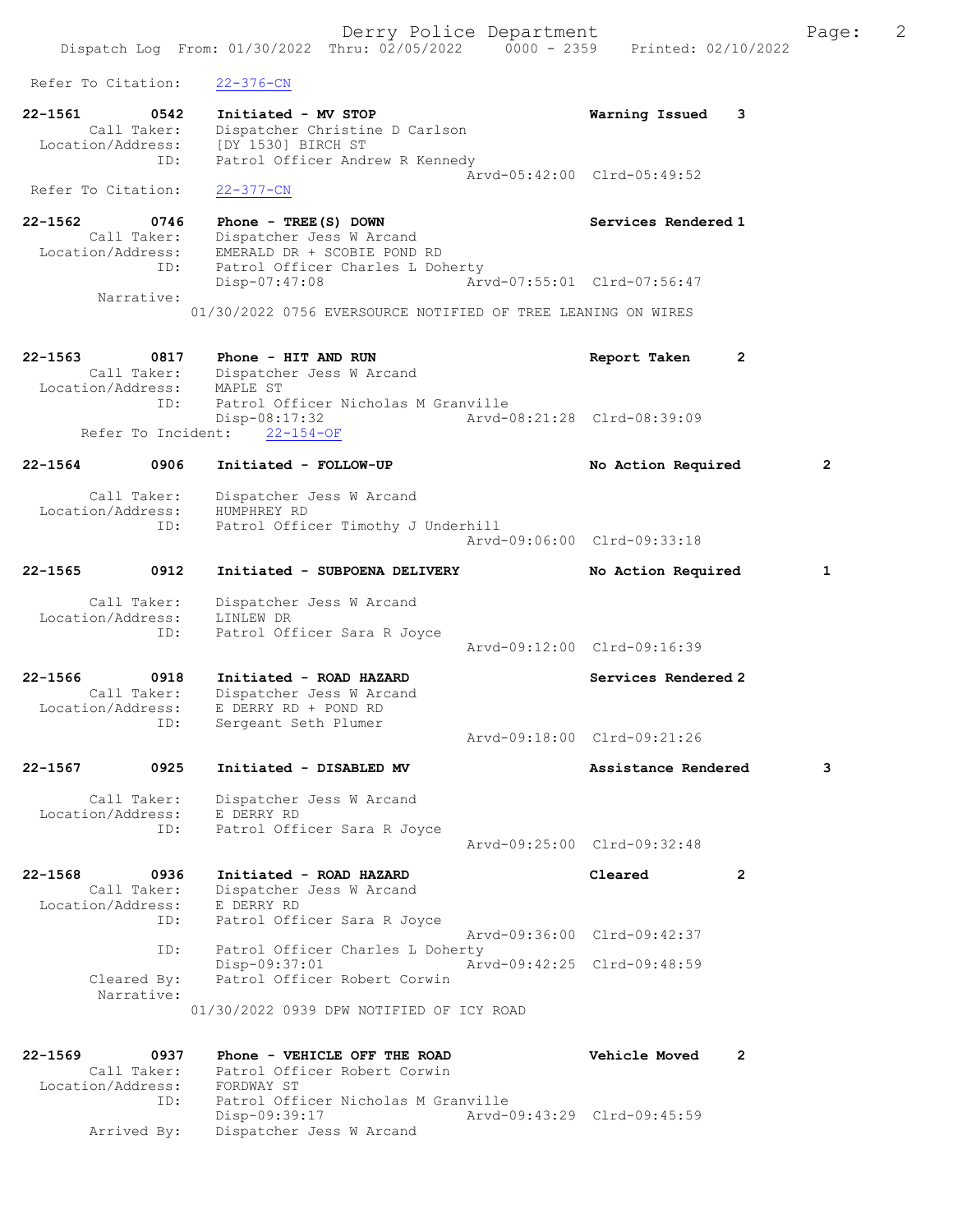Refer To Citation: 22-376-CN

22-1561 0542 Initiated - MV STOP Warning Issued 3
Call Taker: Dispatcher Christine D Carlson
Location/Address: [DY 1530] BIRCH ST
ID: Patrol Officer Andrew R Kennedy
Arvd-05:42:00 Clrd-05:49:52
Refer To Citation: 22-377-CN

22-1562 0746 Phone - TREE(S) DOWN Services Rendered 1
Call Taker: Dispatcher Jess W Arcand
Location/Address: EMERALD DR + SCOBIE POND RD
ID: Patrol Officer Charles L Doherty
Disp-07:47:08 Arvd-07:55:01 Clrd-07:56:47
Narrative:
01/30/2022 0756 EVERSOURCE NOTIFIED OF TREE LEANING ON WIRES

22-1563 0817 Phone - HIT AND RUN Report Taken 2
Call Taker: Dispatcher Jess W Arcand
Location/Address: MAPLE ST
ID: Patrol Officer Nicholas M Granville
Disp-08:17:32 Arvd-08:21:28 Clrd-08:39:09
Refer To Incident: 22-154-OF

22-1564 0906 Initiated - FOLLOW-UP No Action Required 2
Call Taker: Dispatcher Jess W Arcand
Location/Address: HUMPHREY RD
ID: Patrol Officer Timothy J Underhill
Arvd-09:06:00 Clrd-09:33:18

22-1565 0912 Initiated - SUBPOENA DELIVERY No Action Required 1
Call Taker: Dispatcher Jess W Arcand
Location/Address: LINLEW DR
ID: Patrol Officer Sara R Joyce
Arvd-09:12:00 Clrd-09:16:39

22-1566 0918 Initiated - ROAD HAZARD Services Rendered 2
Call Taker: Dispatcher Jess W Arcand
Location/Address: E DERRY RD + POND RD
ID: Sergeant Seth Plumer
Arvd-09:18:00 Clrd-09:21:26

22-1567 0925 Initiated - DISABLED MV Assistance Rendered 3
Call Taker: Dispatcher Jess W Arcand
Location/Address: E DERRY RD
ID: Patrol Officer Sara R Joyce
Arvd-09:25:00 Clrd-09:32:48

22-1568 0936 Initiated - ROAD HAZARD Cleared 2
Call Taker: Dispatcher Jess W Arcand
Location/Address: E DERRY RD
ID: Patrol Officer Sara R Joyce
Arvd-09:36:00 Clrd-09:42:37
ID: Patrol Officer Charles L Doherty
Disp-09:37:01 Arvd-09:42:25 Clrd-09:48:59
Cleared By: Patrol Officer Robert Corwin
Narrative:
01/30/2022 0939 DPW NOTIFIED OF ICY ROAD

22-1569 0937 Phone - VEHICLE OFF THE ROAD Vehicle Moved 2
Call Taker: Patrol Officer Robert Corwin
Location/Address: FORDWAY ST
ID: Patrol Officer Nicholas M Granville
Disp-09:39:17 Arvd-09:43:29 Clrd-09:45:59
Arrived By: Dispatcher Jess W Arcand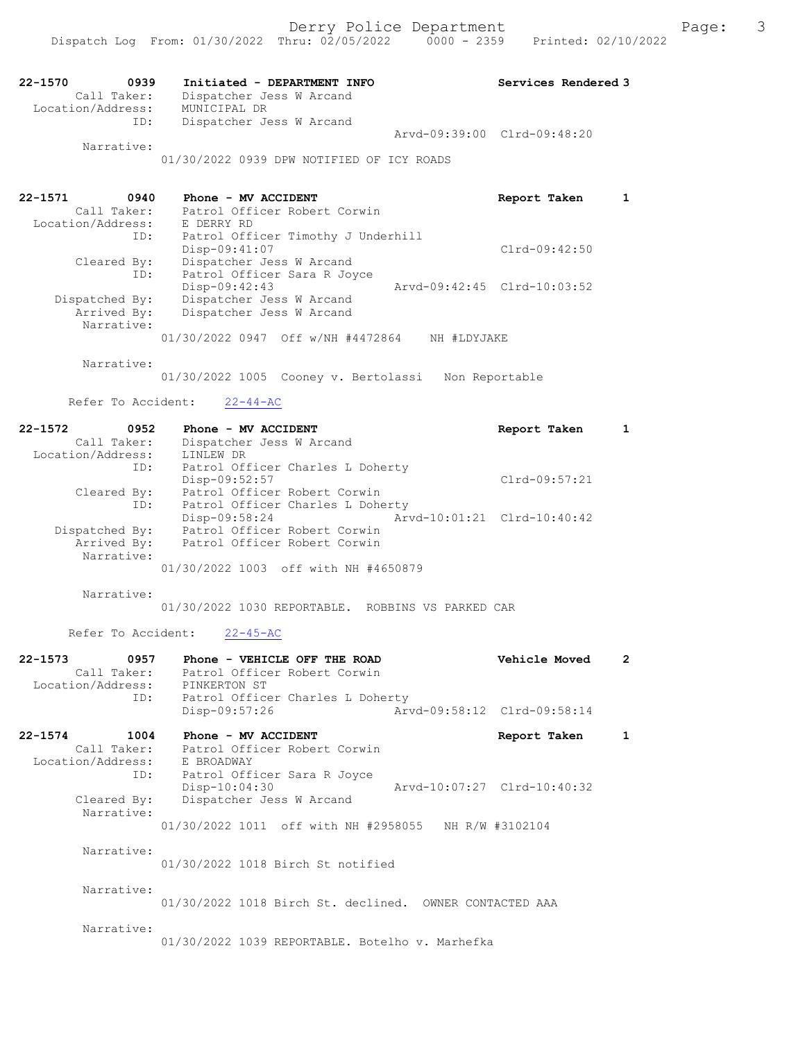22-1570 0939 **Initiated - DEPARTMENT INFO** **Services Rendered 3**
Call Taker: Dispatcher Jess W Arcand
Location/Address: MUNICIPAL DR
ID: Dispatcher Jess W Arcand
Arvd-09:39:00 Clrd-09:48:20
Narrative:
01/30/2022 0939 DPW NOTIFIED OF ICY ROADS

22-1571 0940 **Phone - MV ACCIDENT** **Report Taken 1**
Call Taker: Patrol Officer Robert Corwin
Location/Address: E DERRY RD
ID: Patrol Officer Timothy J Underhill
Disp-09:41:07 Clrd-09:42:50
Cleared By: Dispatcher Jess W Arcand
ID: Patrol Officer Sara R Joyce
Disp-09:42:43 Arvd-09:42:45 Clrd-10:03:52
Dispatched By: Dispatcher Jess W Arcand
Arrived By: Dispatcher Jess W Arcand
Narrative:
01/30/2022 0947 Off w/NH #4472864 NH #LDYJAKE

Narrative:
01/30/2022 1005 Cooney v. Bertolassi Non Reportable

Refer To Accident: 22-44-AC

22-1572 0952 **Phone - MV ACCIDENT** **Report Taken 1**
Call Taker: Dispatcher Jess W Arcand
Location/Address: LINLEW DR
ID: Patrol Officer Charles L Doherty
Disp-09:52:57 Clrd-09:57:21
Cleared By: Patrol Officer Robert Corwin
ID: Patrol Officer Charles L Doherty
Disp-09:58:24 Arvd-10:01:21 Clrd-10:40:42
Dispatched By: Patrol Officer Robert Corwin
Arrived By: Patrol Officer Robert Corwin
Narrative:
01/30/2022 1003 off with NH #4650879

Narrative:
01/30/2022 1030 REPORTABLE. ROBBINS VS PARKED CAR

Refer To Accident: 22-45-AC

22-1573 0957 **Phone - VEHICLE OFF THE ROAD** **Vehicle Moved 2**
Call Taker: Patrol Officer Robert Corwin
Location/Address: PINKERTON ST
ID: Patrol Officer Charles L Doherty
Disp-09:57:26 Arvd-09:58:12 Clrd-09:58:14

22-1574 1004 **Phone - MV ACCIDENT** **Report Taken 1**
Call Taker: Patrol Officer Robert Corwin
Location/Address: E BROADWAY
ID: Patrol Officer Sara R Joyce
Disp-10:04:30 Arvd-10:07:27 Clrd-10:40:32
Cleared By: Dispatcher Jess W Arcand
Narrative:
01/30/2022 1011 off with NH #2958055 NH R/W #3102104

Narrative:
01/30/2022 1018 Birch St notified

Narrative:
01/30/2022 1018 Birch St. declined. OWNER CONTACTED AAA

Narrative:
01/30/2022 1039 REPORTABLE. Botelho v. Marhefka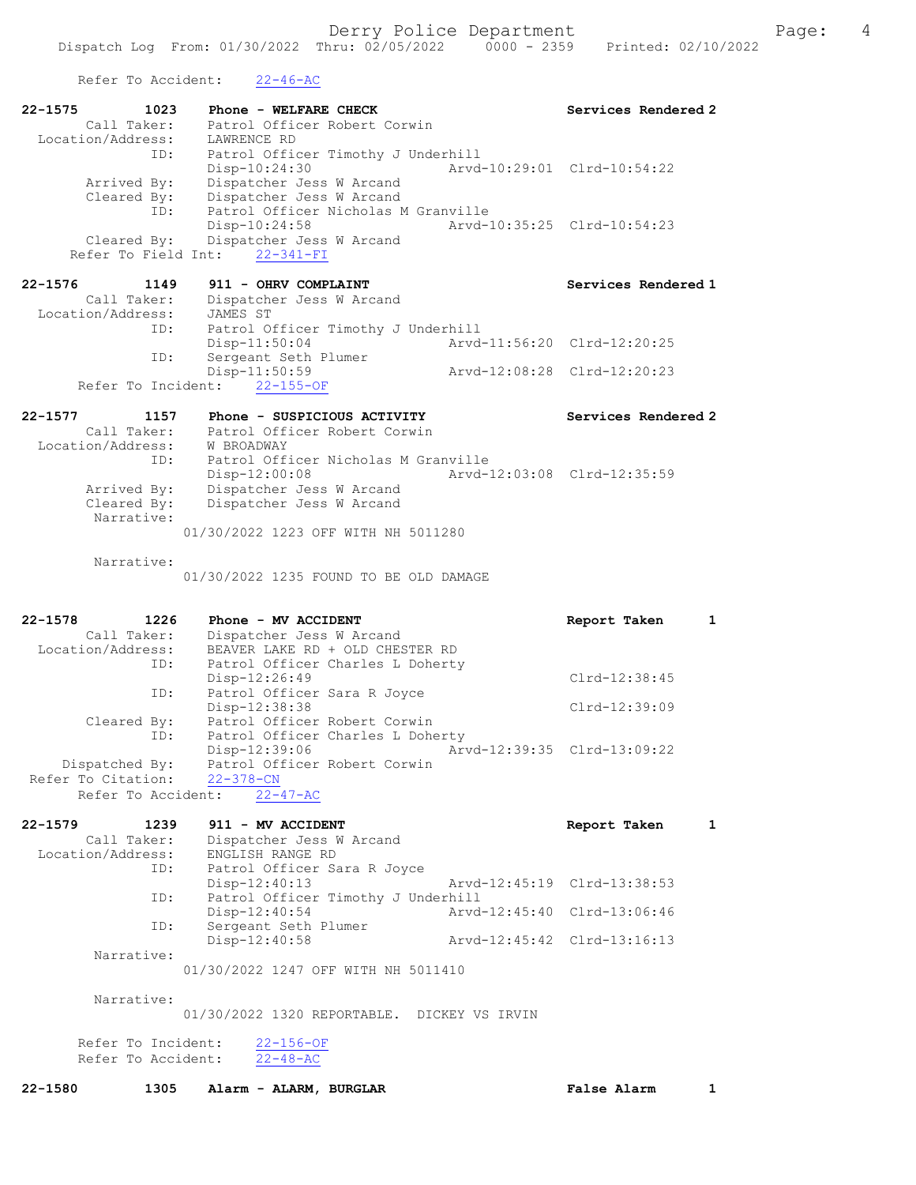Refer To Accident: 22-46-AC

```
22-1575        1023    Phone - WELFARE CHECK                         Services Rendered 2
        Call Taker:    Patrol Officer Robert Corwin
  Location/Address:    LAWRENCE RD
               ID:     Patrol Officer Timothy J Underhill
                       Disp-10:24:30                  Arvd-10:29:01  Clrd-10:54:22
        Arrived By:    Dispatcher Jess W Arcand
        Cleared By:    Dispatcher Jess W Arcand
               ID:     Patrol Officer Nicholas M Granville
                       Disp-10:24:58                  Arvd-10:35:25  Clrd-10:54:23
        Cleared By:    Dispatcher Jess W Arcand
     Refer To Field Int:    22-341-FI

22-1576        1149    911 - OHRV COMPLAINT                          Services Rendered 1
        Call Taker:    Dispatcher Jess W Arcand
  Location/Address:    JAMES ST
               ID:     Patrol Officer Timothy J Underhill
                       Disp-11:50:04                  Arvd-11:56:20  Clrd-12:20:25
               ID:     Sergeant Seth Plumer
                       Disp-11:50:59                  Arvd-12:08:28  Clrd-12:20:23
      Refer To Incident:    22-155-OF

22-1577        1157    Phone - SUSPICIOUS ACTIVITY                   Services Rendered 2
        Call Taker:    Patrol Officer Robert Corwin
  Location/Address:    W BROADWAY
               ID:     Patrol Officer Nicholas M Granville
                       Disp-12:00:08                  Arvd-12:03:08  Clrd-12:35:59
        Arrived By:    Dispatcher Jess W Arcand
        Cleared By:    Dispatcher Jess W Arcand
         Narrative:
                   01/30/2022 1223 OFF WITH NH 5011280

         Narrative:
                   01/30/2022 1235 FOUND TO BE OLD DAMAGE

22-1578        1226    Phone - MV ACCIDENT                           Report Taken      1
        Call Taker:    Dispatcher Jess W Arcand
  Location/Address:    BEAVER LAKE RD + OLD CHESTER RD
               ID:     Patrol Officer Charles L Doherty
                       Disp-12:26:49                                 Clrd-12:38:45
               ID:     Patrol Officer Sara R Joyce
                       Disp-12:38:38                                 Clrd-12:39:09
        Cleared By:    Patrol Officer Robert Corwin
               ID:     Patrol Officer Charles L Doherty
                       Disp-12:39:06                  Arvd-12:39:35  Clrd-13:09:22
     Dispatched By:    Patrol Officer Robert Corwin
  Refer To Citation:    22-378-CN
      Refer To Accident:    22-47-AC

22-1579        1239    911 - MV ACCIDENT                             Report Taken      1
        Call Taker:    Dispatcher Jess W Arcand
  Location/Address:    ENGLISH RANGE RD
               ID:     Patrol Officer Sara R Joyce
                       Disp-12:40:13                  Arvd-12:45:19  Clrd-13:38:53
               ID:     Patrol Officer Timothy J Underhill
                       Disp-12:40:54                  Arvd-12:45:40  Clrd-13:06:46
               ID:     Sergeant Seth Plumer
                       Disp-12:40:58                  Arvd-12:45:42  Clrd-13:16:13
         Narrative:
                   01/30/2022 1247 OFF WITH NH 5011410

         Narrative:
                   01/30/2022 1320 REPORTABLE.  DICKEY VS IRVIN

      Refer To Incident:    22-156-OF
      Refer To Accident:    22-48-AC

22-1580        1305    Alarm - ALARM, BURGLAR                        False Alarm       1
```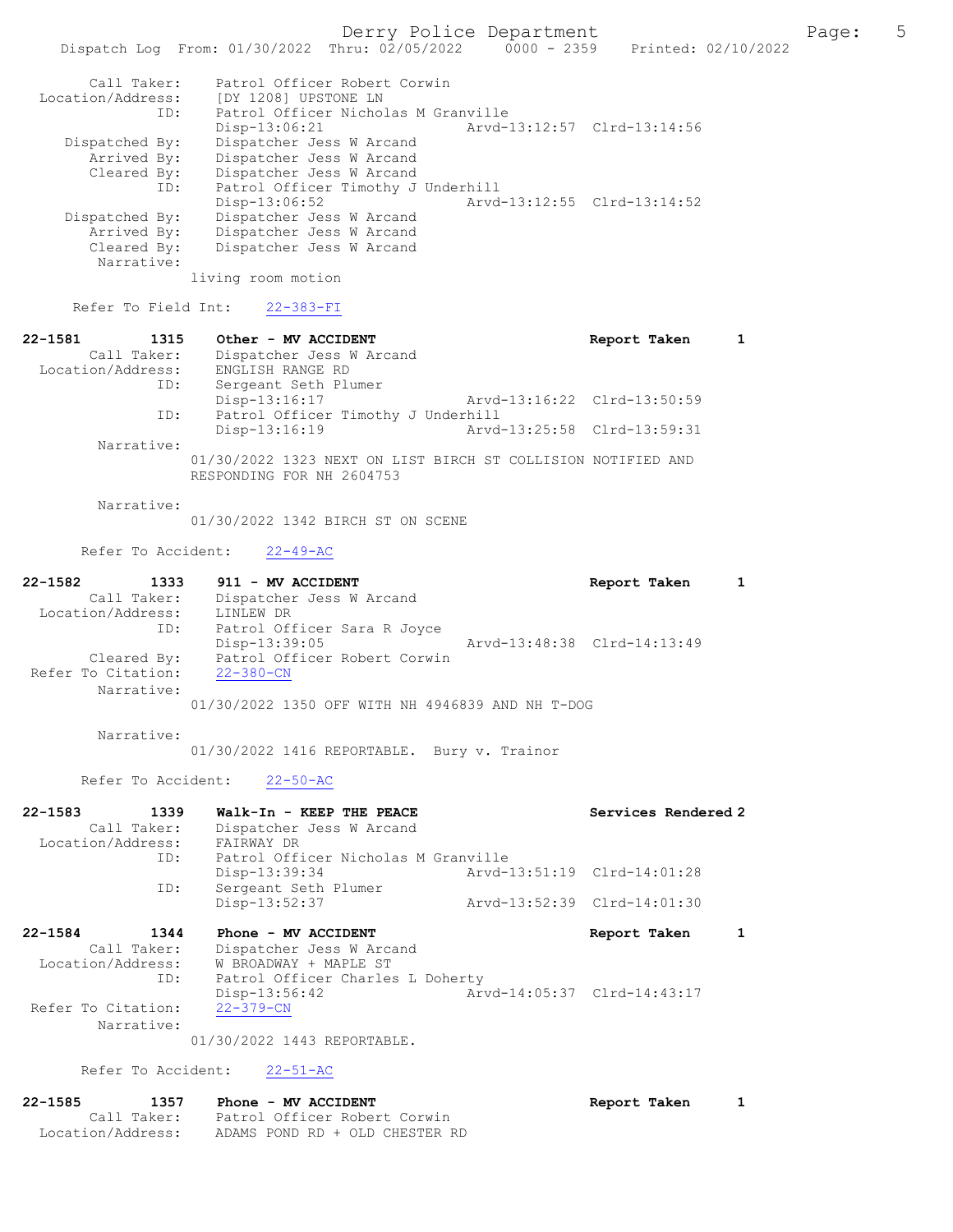```
    Call Taker:    Patrol Officer Robert Corwin
 Location/Address: [DY 1208] UPSTONE LN
            ID:    Patrol Officer Nicholas M Granville
                   Disp-13:06:21              Arvd-13:12:57  Clrd-13:14:56
   Dispatched By:  Dispatcher Jess W Arcand
      Arrived By:  Dispatcher Jess W Arcand
      Cleared By:  Dispatcher Jess W Arcand
            ID:    Patrol Officer Timothy J Underhill
                   Disp-13:06:52              Arvd-13:12:55  Clrd-13:14:52
   Dispatched By:  Dispatcher Jess W Arcand
      Arrived By:  Dispatcher Jess W Arcand
      Cleared By:  Dispatcher Jess W Arcand
      Narrative:
                 living room motion

    Refer To Field Int:    22-383-FI

22-1581        1315    Other - MV ACCIDENT                     Report Taken      1
    Call Taker:    Dispatcher Jess W Arcand
 Location/Address: ENGLISH RANGE RD
            ID:    Sergeant Seth Plumer
                   Disp-13:16:17              Arvd-13:16:22  Clrd-13:50:59
            ID:    Patrol Officer Timothy J Underhill
                   Disp-13:16:19              Arvd-13:25:58  Clrd-13:59:31
      Narrative:
                 01/30/2022 1323 NEXT ON LIST BIRCH ST COLLISION NOTIFIED AND
                 RESPONDING FOR NH 2604753

      Narrative:
                 01/30/2022 1342 BIRCH ST ON SCENE

    Refer To Accident:    22-49-AC

22-1582        1333    911 - MV ACCIDENT                       Report Taken      1
    Call Taker:    Dispatcher Jess W Arcand
 Location/Address: LINLEW DR
            ID:    Patrol Officer Sara R Joyce
                   Disp-13:39:05              Arvd-13:48:38  Clrd-14:13:49
      Cleared By:  Patrol Officer Robert Corwin
 Refer To Citation: 22-380-CN
      Narrative:
                 01/30/2022 1350 OFF WITH NH 4946839 AND NH T-DOG

      Narrative:
                 01/30/2022 1416 REPORTABLE.  Bury v. Trainor

    Refer To Accident:    22-50-AC

22-1583        1339    Walk-In - KEEP THE PEACE                Services Rendered 2
    Call Taker:    Dispatcher Jess W Arcand
 Location/Address: FAIRWAY DR
            ID:    Patrol Officer Nicholas M Granville
                   Disp-13:39:34              Arvd-13:51:19  Clrd-14:01:28
            ID:    Sergeant Seth Plumer
                   Disp-13:52:37              Arvd-13:52:39  Clrd-14:01:30

22-1584        1344    Phone - MV ACCIDENT                     Report Taken      1
    Call Taker:    Dispatcher Jess W Arcand
 Location/Address: W BROADWAY + MAPLE ST
            ID:    Patrol Officer Charles L Doherty
                   Disp-13:56:42              Arvd-14:05:37  Clrd-14:43:17
 Refer To Citation: 22-379-CN
      Narrative:
                 01/30/2022 1443 REPORTABLE.

    Refer To Accident:    22-51-AC

22-1585        1357    Phone - MV ACCIDENT                     Report Taken      1
    Call Taker:    Patrol Officer Robert Corwin
 Location/Address: ADAMS POND RD + OLD CHESTER RD
```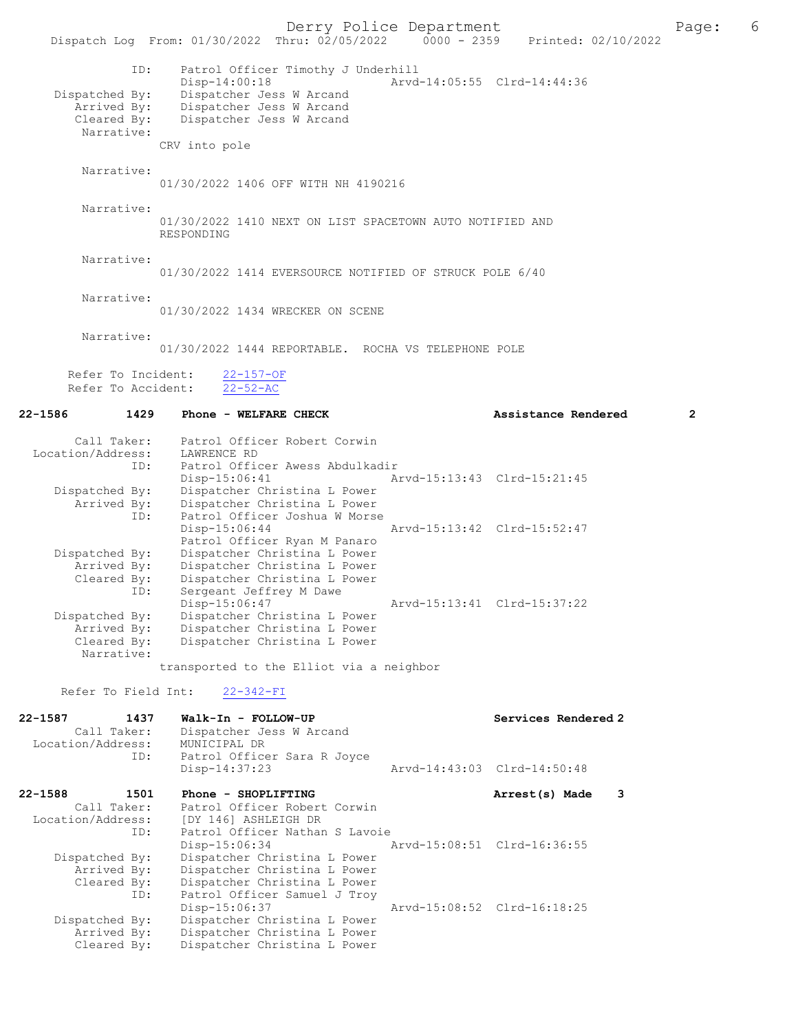```
            ID:     Patrol Officer Timothy J Underhill
                    Disp-14:00:18               Arvd-14:05:55  Clrd-14:44:36
 Dispatched By:     Dispatcher Jess W Arcand
    Arrived By:     Dispatcher Jess W Arcand
    Cleared By:     Dispatcher Jess W Arcand
     Narrative:
                  CRV into pole

     Narrative:
                  01/30/2022 1406 OFF WITH NH 4190216

     Narrative:
                  01/30/2022 1410 NEXT ON LIST SPACETOWN AUTO NOTIFIED AND
                  RESPONDING

     Narrative:
                  01/30/2022 1414 EVERSOURCE NOTIFIED OF STRUCK POLE 6/40

     Narrative:
                  01/30/2022 1434 WRECKER ON SCENE

     Narrative:
                  01/30/2022 1444 REPORTABLE.  ROCHA VS TELEPHONE POLE

    Refer To Incident:     22-157-OF
    Refer To Accident:     22-52-AC

22-1586        1429     Phone - WELFARE CHECK                   Assistance Rendered        2

       Call Taker:      Patrol Officer Robert Corwin
 Location/Address:      LAWRENCE RD
               ID:      Patrol Officer Awess Abdulkadir
                        Disp-15:06:41               Arvd-15:13:43  Clrd-15:21:45
    Dispatched By:      Dispatcher Christina L Power
       Arrived By:      Dispatcher Christina L Power
               ID:      Patrol Officer Joshua W Morse
                        Disp-15:06:44               Arvd-15:13:42  Clrd-15:52:47
                        Patrol Officer Ryan M Panaro
    Dispatched By:      Dispatcher Christina L Power
       Arrived By:      Dispatcher Christina L Power
       Cleared By:      Dispatcher Christina L Power
               ID:      Sergeant Jeffrey M Dawe
                        Disp-15:06:47               Arvd-15:13:41  Clrd-15:37:22
    Dispatched By:      Dispatcher Christina L Power
       Arrived By:      Dispatcher Christina L Power
       Cleared By:      Dispatcher Christina L Power
        Narrative:
                  transported to the Elliot via a neighbor

    Refer To Field Int:     22-342-FI

22-1587        1437     Walk-In - FOLLOW-UP                     Services Rendered 2
       Call Taker:      Dispatcher Jess W Arcand
 Location/Address:      MUNICIPAL DR
               ID:      Patrol Officer Sara R Joyce
                        Disp-14:37:23               Arvd-14:43:03  Clrd-14:50:48

22-1588        1501     Phone - SHOPLIFTING                     Arrest(s) Made    3
       Call Taker:      Patrol Officer Robert Corwin
 Location/Address:      [DY 146] ASHLEIGH DR
               ID:      Patrol Officer Nathan S Lavoie
                        Disp-15:06:34               Arvd-15:08:51  Clrd-16:36:55
    Dispatched By:      Dispatcher Christina L Power
       Arrived By:      Dispatcher Christina L Power
       Cleared By:      Dispatcher Christina L Power
               ID:      Patrol Officer Samuel J Troy
                        Disp-15:06:37               Arvd-15:08:52  Clrd-16:18:25
    Dispatched By:      Dispatcher Christina L Power
       Arrived By:      Dispatcher Christina L Power
       Cleared By:      Dispatcher Christina L Power
```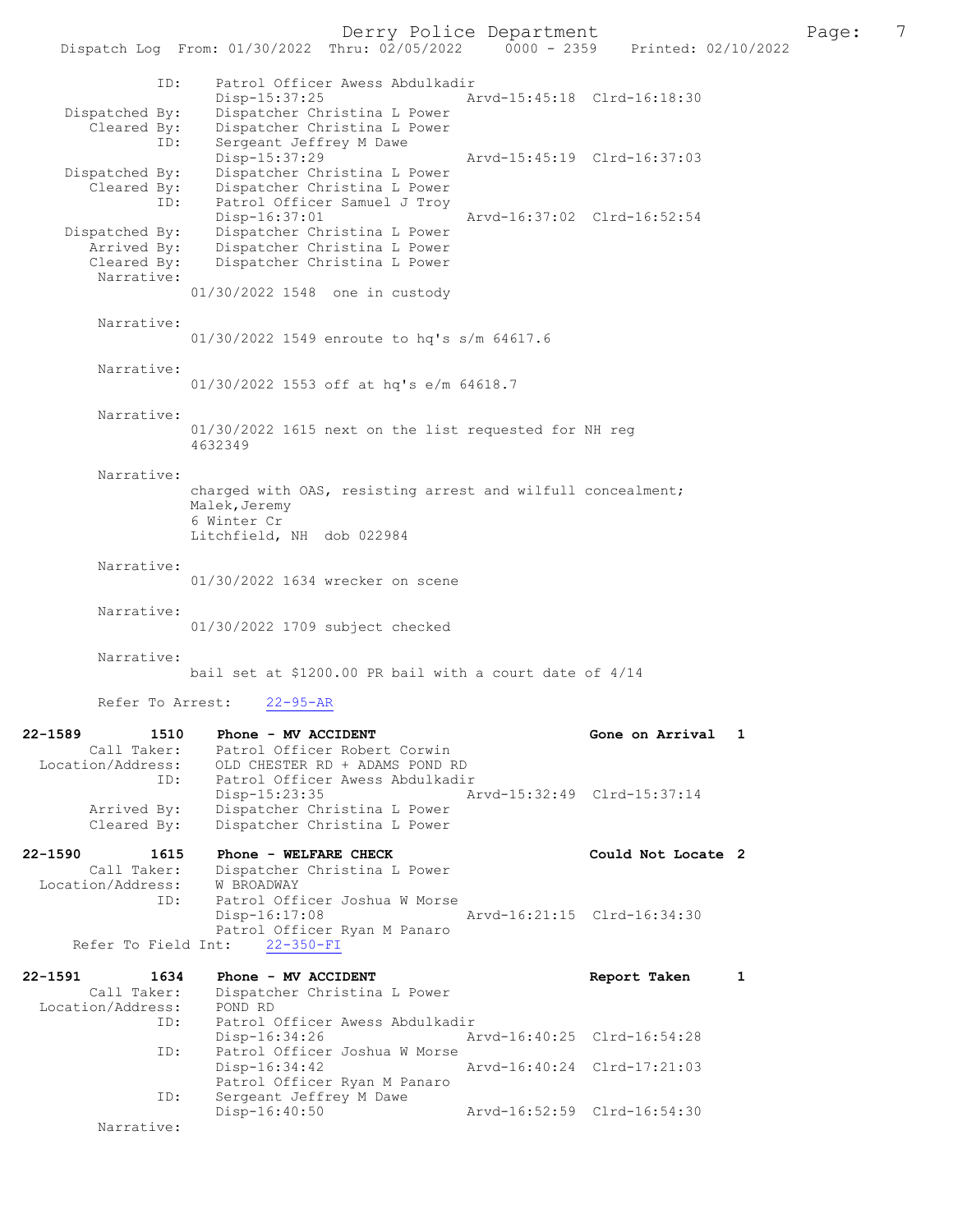```
            ID:     Patrol Officer Awess Abdulkadir
                    Disp-15:37:25               Arvd-15:45:18  Clrd-16:18:30
 Dispatched By:     Dispatcher Christina L Power
    Cleared By:     Dispatcher Christina L Power
            ID:     Sergeant Jeffrey M Dawe
                    Disp-15:37:29               Arvd-15:45:19  Clrd-16:37:03
 Dispatched By:     Dispatcher Christina L Power
    Cleared By:     Dispatcher Christina L Power
            ID:     Patrol Officer Samuel J Troy
                    Disp-16:37:01               Arvd-16:37:02  Clrd-16:52:54
 Dispatched By:     Dispatcher Christina L Power
    Arrived By:     Dispatcher Christina L Power
    Cleared By:     Dispatcher Christina L Power
     Narrative:
                  01/30/2022 1548  one in custody

     Narrative:
                  01/30/2022 1549 enroute to hq's s/m 64617.6

     Narrative:
                  01/30/2022 1553 off at hq's e/m 64618.7

     Narrative:
                  01/30/2022 1615 next on the list requested for NH reg
                  4632349

     Narrative:
                  charged with OAS, resisting arrest and wilfull concealment;
                  Malek,Jeremy
                  6 Winter Cr
                  Litchfield, NH  dob 022984

     Narrative:
                  01/30/2022 1634 wrecker on scene

     Narrative:
                  01/30/2022 1709 subject checked

     Narrative:
                  bail set at $1200.00 PR bail with a court date of 4/14

     Refer To Arrest:    22-95-AR

22-1589         1510    Phone - MV ACCIDENT                        Gone on Arrival   1
     Call Taker:        Patrol Officer Robert Corwin
  Location/Address:     OLD CHESTER RD + ADAMS POND RD
            ID:         Patrol Officer Awess Abdulkadir
                        Disp-15:23:35               Arvd-15:32:49  Clrd-15:37:14
     Arrived By:        Dispatcher Christina L Power
     Cleared By:        Dispatcher Christina L Power

22-1590         1615    Phone - WELFARE CHECK                      Could Not Locate  2
     Call Taker:        Dispatcher Christina L Power
  Location/Address:     W BROADWAY
            ID:         Patrol Officer Joshua W Morse
                        Disp-16:17:08               Arvd-16:21:15  Clrd-16:34:30
                        Patrol Officer Ryan M Panaro
  Refer To Field Int:   22-350-FI

22-1591         1634    Phone - MV ACCIDENT                        Report Taken      1
     Call Taker:        Dispatcher Christina L Power
  Location/Address:     POND RD
            ID:         Patrol Officer Awess Abdulkadir
                        Disp-16:34:26               Arvd-16:40:25  Clrd-16:54:28
            ID:         Patrol Officer Joshua W Morse
                        Disp-16:34:42               Arvd-16:40:24  Clrd-17:21:03
                        Patrol Officer Ryan M Panaro
            ID:         Sergeant Jeffrey M Dawe
                        Disp-16:40:50               Arvd-16:52:59  Clrd-16:54:30
     Narrative:
```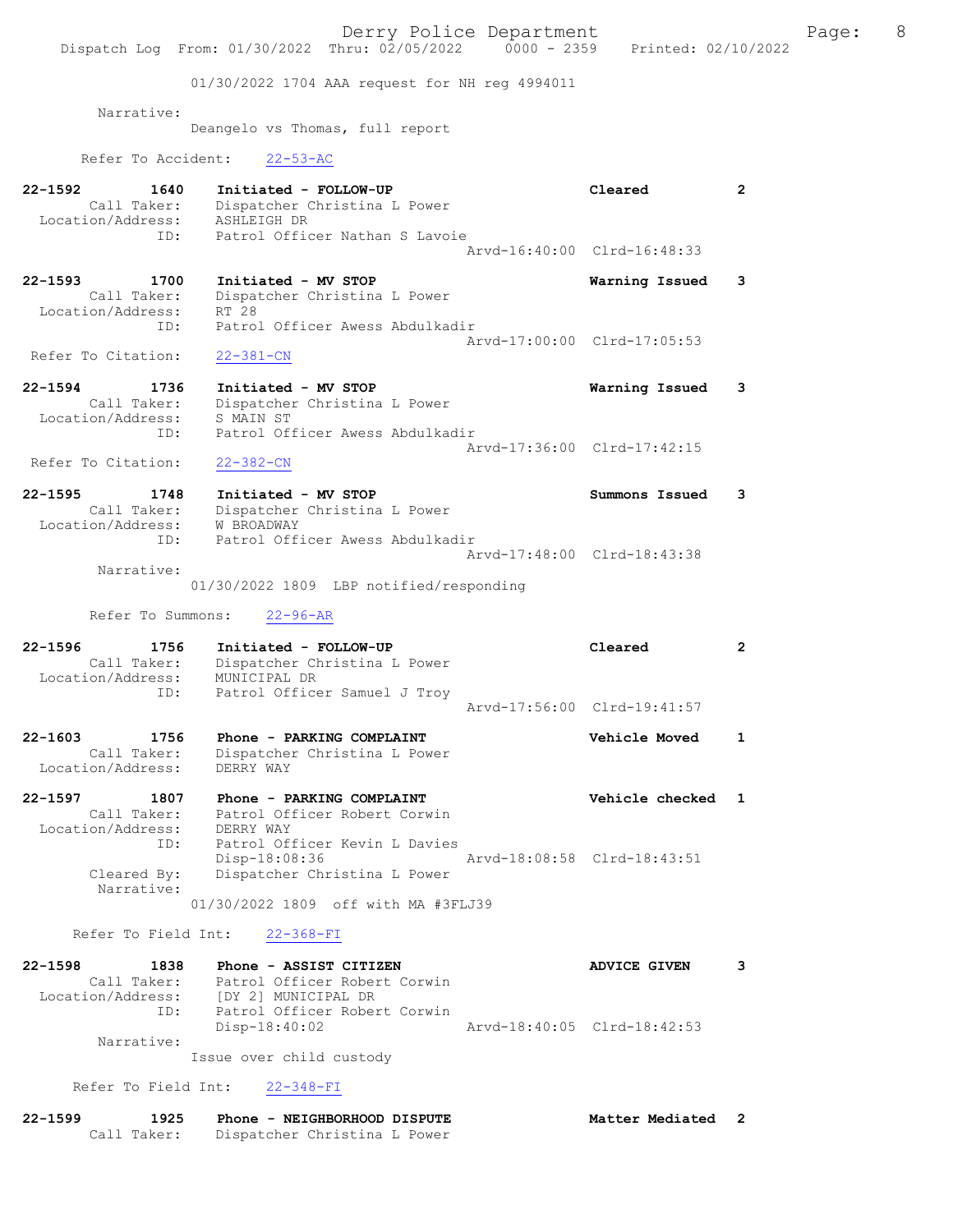01/30/2022 1704 AAA request for NH reg 4994011

Narrative:
Deangelo vs Thomas, full report

Refer To Accident: 22-53-AC

22-1592 1640 Initiated - FOLLOW-UP Cleared 2
Call Taker: Dispatcher Christina L Power
Location/Address: ASHLEIGH DR
ID: Patrol Officer Nathan S Lavoie
Arvd-16:40:00 Clrd-16:48:33

22-1593 1700 Initiated - MV STOP Warning Issued 3
Call Taker: Dispatcher Christina L Power
Location/Address: RT 28
ID: Patrol Officer Awess Abdulkadir
Arvd-17:00:00 Clrd-17:05:53
Refer To Citation: 22-381-CN

22-1594 1736 Initiated - MV STOP Warning Issued 3
Call Taker: Dispatcher Christina L Power
Location/Address: S MAIN ST
ID: Patrol Officer Awess Abdulkadir
Arvd-17:36:00 Clrd-17:42:15
Refer To Citation: 22-382-CN

22-1595 1748 Initiated - MV STOP Summons Issued 3
Call Taker: Dispatcher Christina L Power
Location/Address: W BROADWAY
ID: Patrol Officer Awess Abdulkadir
Arvd-17:48:00 Clrd-18:43:38
Narrative:
01/30/2022 1809 LBP notified/responding

Refer To Summons: 22-96-AR

22-1596 1756 Initiated - FOLLOW-UP Cleared 2
Call Taker: Dispatcher Christina L Power
Location/Address: MUNICIPAL DR
ID: Patrol Officer Samuel J Troy
Arvd-17:56:00 Clrd-19:41:57

22-1603 1756 Phone - PARKING COMPLAINT Vehicle Moved 1
Call Taker: Dispatcher Christina L Power
Location/Address: DERRY WAY

22-1597 1807 Phone - PARKING COMPLAINT Vehicle checked 1
Call Taker: Patrol Officer Robert Corwin
Location/Address: DERRY WAY
ID: Patrol Officer Kevin L Davies
Disp-18:08:36 Arvd-18:08:58 Clrd-18:43:51
Cleared By: Dispatcher Christina L Power
Narrative:
01/30/2022 1809 off with MA #3FLJ39

Refer To Field Int: 22-368-FI

22-1598 1838 Phone - ASSIST CITIZEN ADVICE GIVEN 3
Call Taker: Patrol Officer Robert Corwin
Location/Address: [DY 2] MUNICIPAL DR
ID: Patrol Officer Robert Corwin
Disp-18:40:02 Arvd-18:40:05 Clrd-18:42:53
Narrative:
Issue over child custody

Refer To Field Int: 22-348-FI

22-1599 1925 Phone - NEIGHBORHOOD DISPUTE Matter Mediated 2
Call Taker: Dispatcher Christina L Power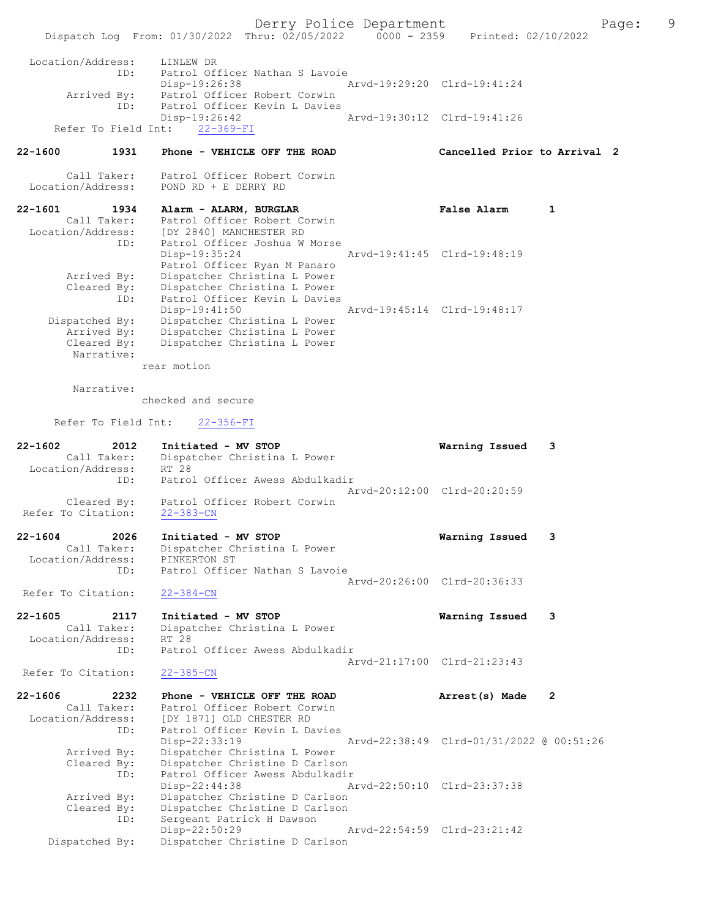```
 Location/Address:     LINLEW DR
               ID:     Patrol Officer Nathan S Lavoie
                       Disp-19:26:38                Arvd-19:29:20  Clrd-19:41:24
      Arrived By:      Patrol Officer Robert Corwin
               ID:     Patrol Officer Kevin L Davies
                       Disp-19:26:42                Arvd-19:30:12  Clrd-19:41:26
   Refer To Field Int:     22-369-FI

22-1600        1931    Phone - VEHICLE OFF THE ROAD                 Cancelled Prior to Arrival  2

      Call Taker:      Patrol Officer Robert Corwin
 Location/Address:     POND RD + E DERRY RD

22-1601        1934    Alarm - ALARM, BURGLAR                       False Alarm        1
      Call Taker:      Patrol Officer Robert Corwin
 Location/Address:     [DY 2840] MANCHESTER RD
               ID:     Patrol Officer Joshua W Morse
                       Disp-19:35:24                Arvd-19:41:45  Clrd-19:48:19
                       Patrol Officer Ryan M Panaro
      Arrived By:      Dispatcher Christina L Power
      Cleared By:      Dispatcher Christina L Power
               ID:     Patrol Officer Kevin L Davies
                       Disp-19:41:50                Arvd-19:45:14  Clrd-19:48:17
   Dispatched By:      Dispatcher Christina L Power
      Arrived By:      Dispatcher Christina L Power
      Cleared By:      Dispatcher Christina L Power
       Narrative:
                   rear motion

       Narrative:
                   checked and secure

   Refer To Field Int:     22-356-FI

22-1602        2012    Initiated - MV STOP                          Warning Issued     3
      Call Taker:      Dispatcher Christina L Power
 Location/Address:     RT 28
               ID:     Patrol Officer Awess Abdulkadir
                                                    Arvd-20:12:00  Clrd-20:20:59
      Cleared By:      Patrol Officer Robert Corwin
 Refer To Citation:    22-383-CN

22-1604        2026    Initiated - MV STOP                          Warning Issued     3
      Call Taker:      Dispatcher Christina L Power
 Location/Address:     PINKERTON ST
               ID:     Patrol Officer Nathan S Lavoie
                                                    Arvd-20:26:00  Clrd-20:36:33
 Refer To Citation:    22-384-CN

22-1605        2117    Initiated - MV STOP                          Warning Issued     3
      Call Taker:      Dispatcher Christina L Power
 Location/Address:     RT 28
               ID:     Patrol Officer Awess Abdulkadir
                                                    Arvd-21:17:00  Clrd-21:23:43
 Refer To Citation:    22-385-CN

22-1606        2232    Phone - VEHICLE OFF THE ROAD                 Arrest(s) Made     2
      Call Taker:      Patrol Officer Robert Corwin
 Location/Address:     [DY 1871] OLD CHESTER RD
               ID:     Patrol Officer Kevin L Davies
                       Disp-22:33:19                Arvd-22:38:49  Clrd-01/31/2022 @ 00:51:26
      Arrived By:      Dispatcher Christina L Power
      Cleared By:      Dispatcher Christine D Carlson
               ID:     Patrol Officer Awess Abdulkadir
                       Disp-22:44:38                Arvd-22:50:10  Clrd-23:37:38
      Arrived By:      Dispatcher Christine D Carlson
      Cleared By:      Dispatcher Christine D Carlson
               ID:     Sergeant Patrick H Dawson
                       Disp-22:50:29                Arvd-22:54:59  Clrd-23:21:42
   Dispatched By:      Dispatcher Christine D Carlson
```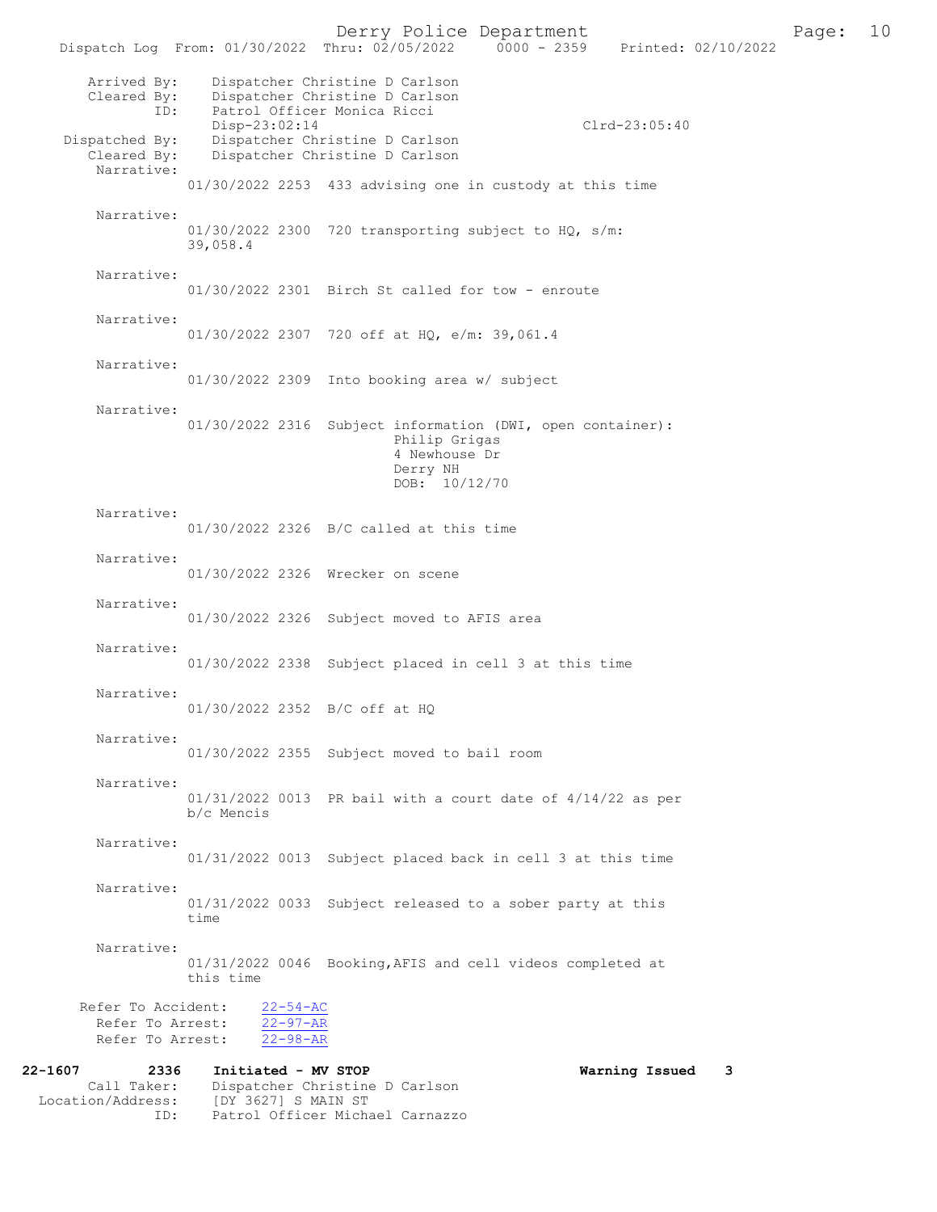Arrived By: Dispatcher Christine D Carlson
Cleared By: Dispatcher Christine D Carlson
ID: Patrol Officer Monica Ricci
Disp-23:02:14 Clrd-23:05:40
Dispatched By: Dispatcher Christine D Carlson
Cleared By: Dispatcher Christine D Carlson

Narrative:
01/30/2022 2253 433 advising one in custody at this time

Narrative:
01/30/2022 2300 720 transporting subject to HQ, s/m: 39,058.4

Narrative:
01/30/2022 2301 Birch St called for tow - enroute

Narrative:
01/30/2022 2307 720 off at HQ, e/m: 39,061.4

Narrative:
01/30/2022 2309 Into booking area w/ subject

Narrative:
01/30/2022 2316 Subject information (DWI, open container):
Philip Grigas
4 Newhouse Dr
Derry NH
DOB: 10/12/70

Narrative:
01/30/2022 2326 B/C called at this time

Narrative:
01/30/2022 2326 Wrecker on scene

Narrative:
01/30/2022 2326 Subject moved to AFIS area

Narrative:
01/30/2022 2338 Subject placed in cell 3 at this time

Narrative:
01/30/2022 2352 B/C off at HQ

Narrative:
01/30/2022 2355 Subject moved to bail room

Narrative:
01/31/2022 0013 PR bail with a court date of 4/14/22 as per b/c Mencis

Narrative:
01/31/2022 0013 Subject placed back in cell 3 at this time

Narrative:
01/31/2022 0033 Subject released to a sober party at this time

Narrative:
01/31/2022 0046 Booking,AFIS and cell videos completed at this time

Refer To Accident: 22-54-AC
Refer To Arrest: 22-97-AR
Refer To Arrest: 22-98-AR

**22-1607 2336 Initiated - MV STOP** **Warning Issued 3**
Call Taker: Dispatcher Christine D Carlson
Location/Address: [DY 3627] S MAIN ST
ID: Patrol Officer Michael Carnazzo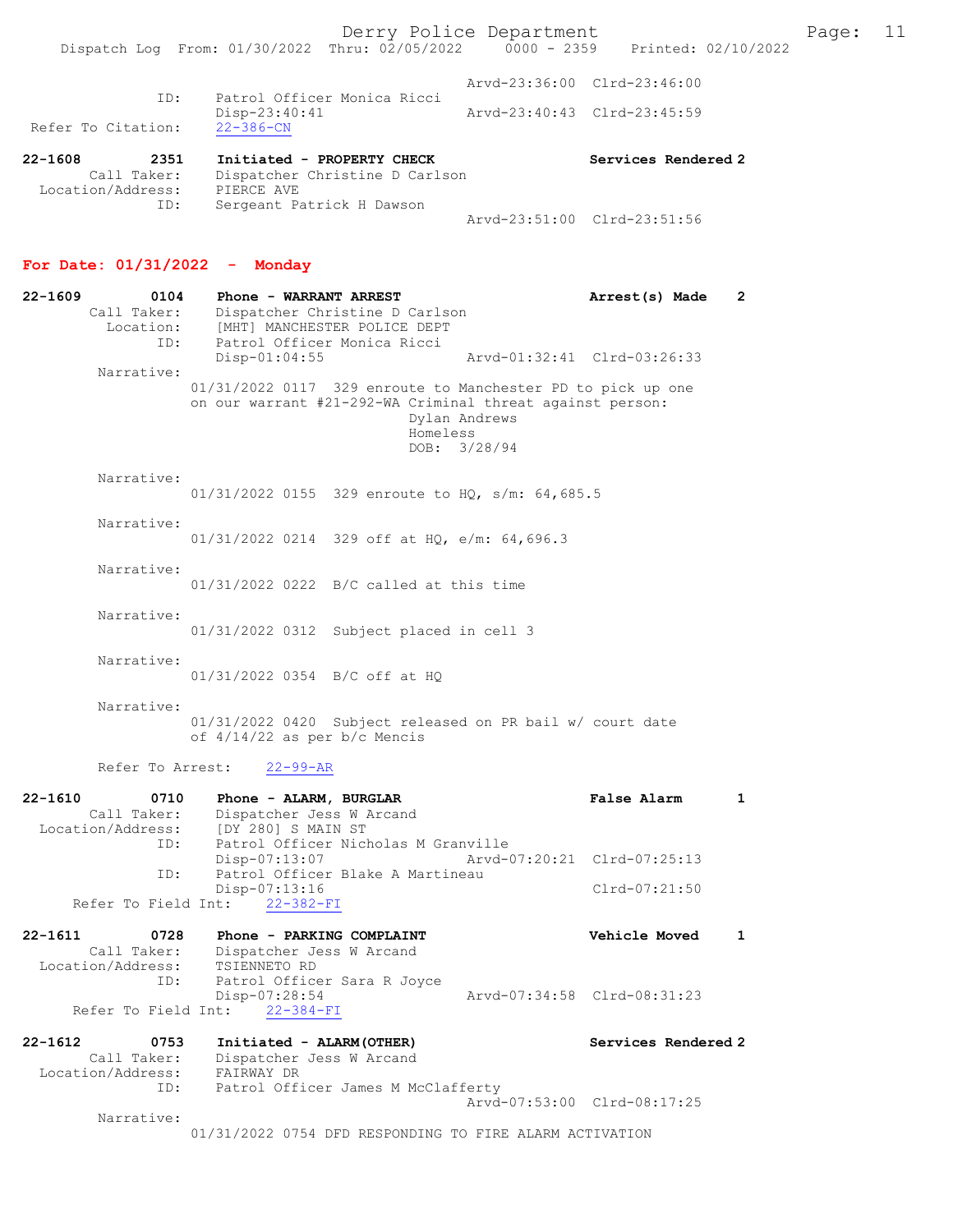Arvd-23:36:00 Clrd-23:46:00
ID: Patrol Officer Monica Ricci
Disp-23:40:41 Arvd-23:40:43 Clrd-23:45:59
Refer To Citation: 22-386-CN

22-1608 2351 Initiated - PROPERTY CHECK Services Rendered 2
Call Taker: Dispatcher Christine D Carlson
Location/Address: PIERCE AVE
ID: Sergeant Patrick H Dawson
Arvd-23:51:00 Clrd-23:51:56

## For Date: 01/31/2022 - Monday

22-1609 0104 Phone - WARRANT ARREST Arrest(s) Made 2
Call Taker: Dispatcher Christine D Carlson
Location: [MHT] MANCHESTER POLICE DEPT
ID: Patrol Officer Monica Ricci
Disp-01:04:55 Arvd-01:32:41 Clrd-03:26:33
Narrative:
01/31/2022 0117 329 enroute to Manchester PD to pick up one on our warrant #21-292-WA Criminal threat against person:
Dylan Andrews
Homeless
DOB: 3/28/94

Narrative:
01/31/2022 0155 329 enroute to HQ, s/m: 64,685.5

Narrative:
01/31/2022 0214 329 off at HQ, e/m: 64,696.3

Narrative:
01/31/2022 0222 B/C called at this time

Narrative:
01/31/2022 0312 Subject placed in cell 3

Narrative:
01/31/2022 0354 B/C off at HQ

Narrative:
01/31/2022 0420 Subject released on PR bail w/ court date of 4/14/22 as per b/c Mencis

Refer To Arrest: 22-99-AR

22-1610 0710 Phone - ALARM, BURGLAR False Alarm 1
Call Taker: Dispatcher Jess W Arcand
Location/Address: [DY 280] S MAIN ST
ID: Patrol Officer Nicholas M Granville
Disp-07:13:07 Arvd-07:20:21 Clrd-07:25:13
ID: Patrol Officer Blake A Martineau
Disp-07:13:16 Clrd-07:21:50
Refer To Field Int: 22-382-FI

22-1611 0728 Phone - PARKING COMPLAINT Vehicle Moved 1
Call Taker: Dispatcher Jess W Arcand
Location/Address: TSIENNETO RD
ID: Patrol Officer Sara R Joyce
Disp-07:28:54 Arvd-07:34:58 Clrd-08:31:23
Refer To Field Int: 22-384-FI

22-1612 0753 Initiated - ALARM(OTHER) Services Rendered 2
Call Taker: Dispatcher Jess W Arcand
Location/Address: FAIRWAY DR
ID: Patrol Officer James M McClafferty
Arvd-07:53:00 Clrd-08:17:25
Narrative:
01/31/2022 0754 DFD RESPONDING TO FIRE ALARM ACTIVATION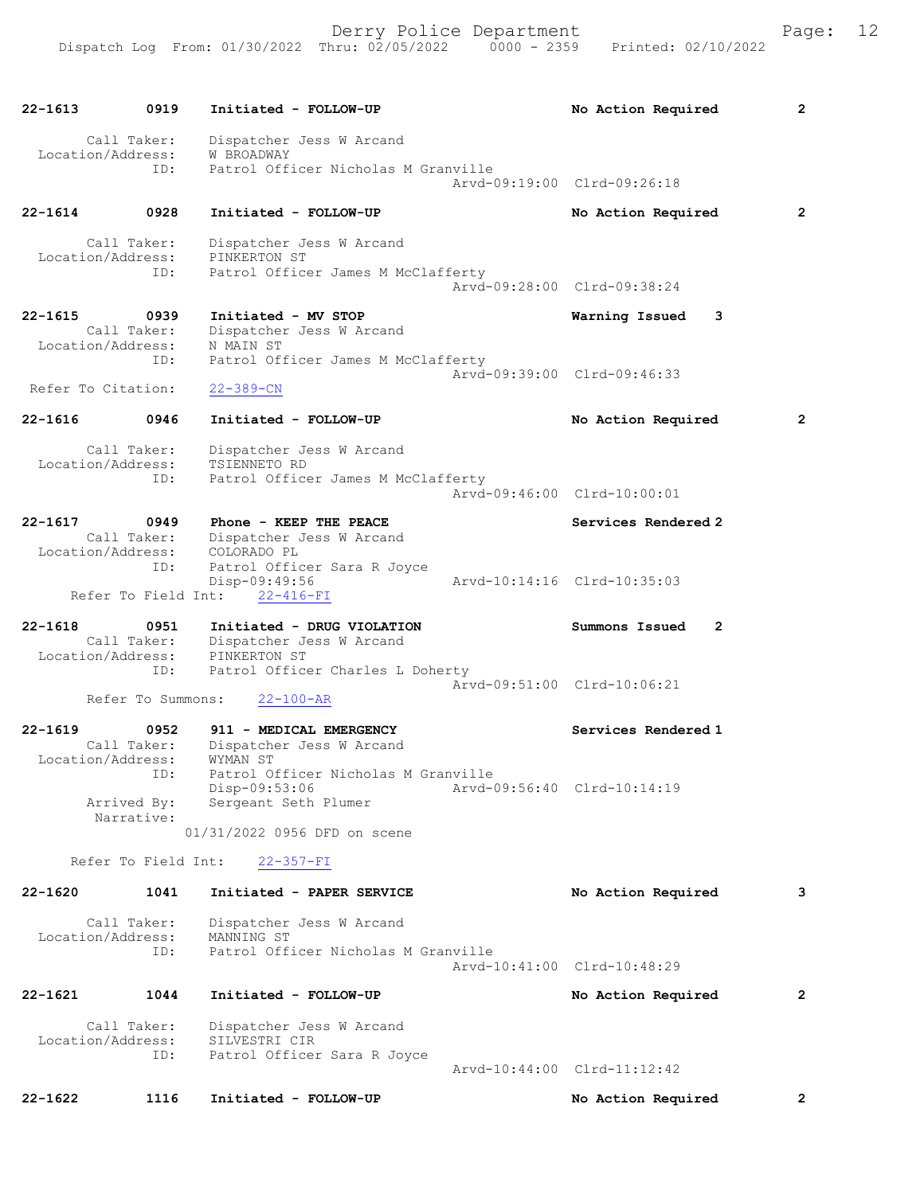22-1613 0919 Initiated - FOLLOW-UP No Action Required 2

Call Taker: Dispatcher Jess W Arcand
Location/Address: W BROADWAY
ID: Patrol Officer Nicholas M Granville
Arvd-09:19:00 Clrd-09:26:18

22-1614 0928 Initiated - FOLLOW-UP No Action Required 2

Call Taker: Dispatcher Jess W Arcand
Location/Address: PINKERTON ST
ID: Patrol Officer James M McClafferty
Arvd-09:28:00 Clrd-09:38:24

22-1615 0939 Initiated - MV STOP Warning Issued 3
Call Taker: Dispatcher Jess W Arcand
Location/Address: N MAIN ST
ID: Patrol Officer James M McClafferty
Arvd-09:39:00 Clrd-09:46:33
Refer To Citation: 22-389-CN

22-1616 0946 Initiated - FOLLOW-UP No Action Required 2

Call Taker: Dispatcher Jess W Arcand
Location/Address: TSIENNETO RD
ID: Patrol Officer James M McClafferty
Arvd-09:46:00 Clrd-10:00:01

22-1617 0949 Phone - KEEP THE PEACE Services Rendered 2
Call Taker: Dispatcher Jess W Arcand
Location/Address: COLORADO PL
ID: Patrol Officer Sara R Joyce
Disp-09:49:56 Arvd-10:14:16 Clrd-10:35:03
Refer To Field Int: 22-416-FI

22-1618 0951 Initiated - DRUG VIOLATION Summons Issued 2
Call Taker: Dispatcher Jess W Arcand
Location/Address: PINKERTON ST
ID: Patrol Officer Charles L Doherty
Arvd-09:51:00 Clrd-10:06:21
Refer To Summons: 22-100-AR

22-1619 0952 911 - MEDICAL EMERGENCY Services Rendered 1
Call Taker: Dispatcher Jess W Arcand
Location/Address: WYMAN ST
ID: Patrol Officer Nicholas M Granville
Disp-09:53:06 Arvd-09:56:40 Clrd-10:14:19
Arrived By: Sergeant Seth Plumer
Narrative:
01/31/2022 0956 DFD on scene

Refer To Field Int: 22-357-FI

22-1620 1041 Initiated - PAPER SERVICE No Action Required 3

Call Taker: Dispatcher Jess W Arcand
Location/Address: MANNING ST
ID: Patrol Officer Nicholas M Granville
Arvd-10:41:00 Clrd-10:48:29

22-1621 1044 Initiated - FOLLOW-UP No Action Required 2

Call Taker: Dispatcher Jess W Arcand
Location/Address: SILVESTRI CIR
ID: Patrol Officer Sara R Joyce
Arvd-10:44:00 Clrd-11:12:42

22-1622 1116 Initiated - FOLLOW-UP No Action Required 2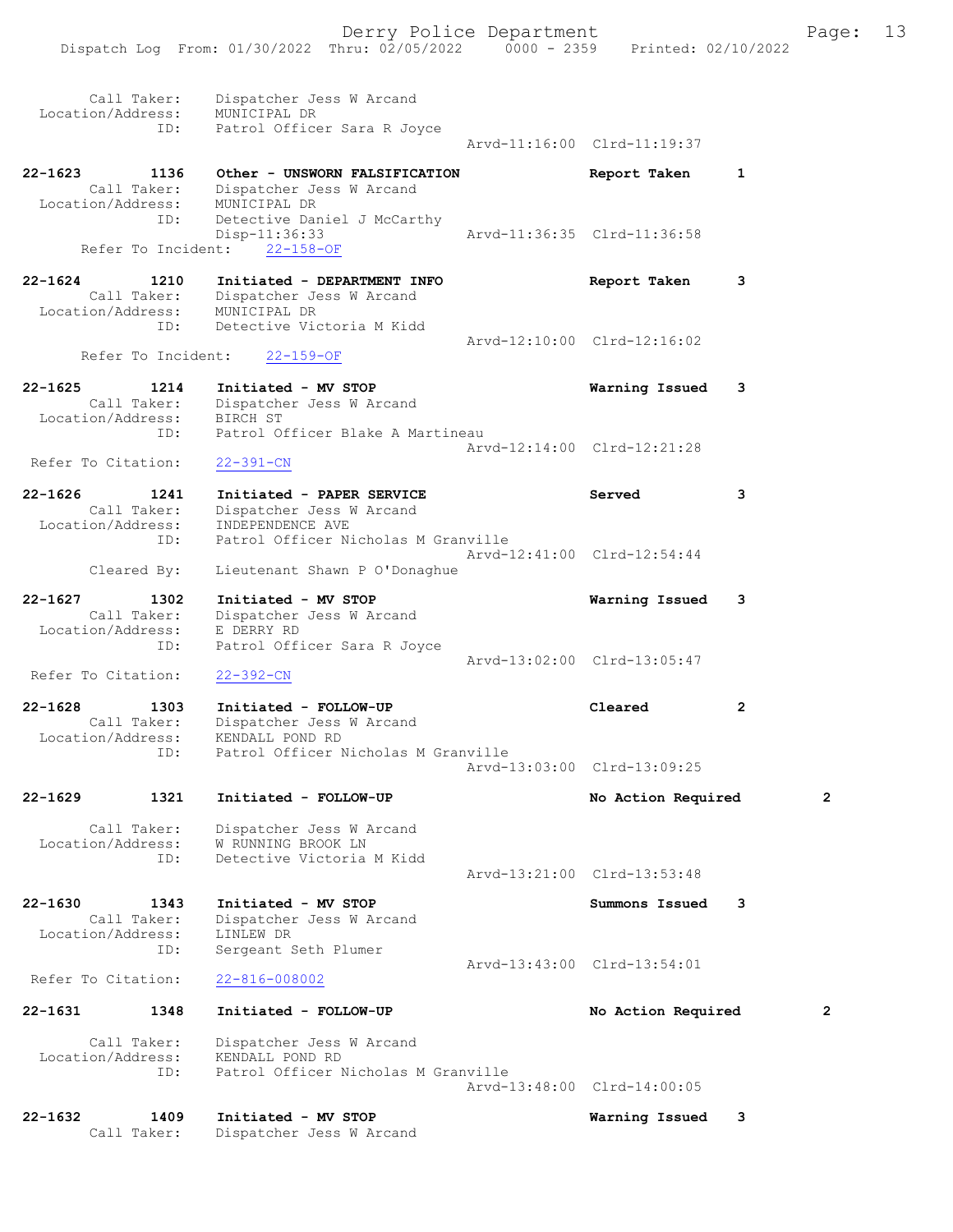Call Taker: Dispatcher Jess W Arcand
Location/Address: MUNICIPAL DR
ID: Patrol Officer Sara R Joyce
Arvd-11:16:00 Clrd-11:19:37

**22-1623** 1136 **Other - UNSWORN FALSIFICATION** **Report Taken** 1
Call Taker: Dispatcher Jess W Arcand
Location/Address: MUNICIPAL DR
ID: Detective Daniel J McCarthy
Disp-11:36:33 Arvd-11:36:35 Clrd-11:36:58
Refer To Incident: 22-158-OF

**22-1624** 1210 **Initiated - DEPARTMENT INFO** **Report Taken** 3
Call Taker: Dispatcher Jess W Arcand
Location/Address: MUNICIPAL DR
ID: Detective Victoria M Kidd
Arvd-12:10:00 Clrd-12:16:02
Refer To Incident: 22-159-OF

**22-1625** 1214 **Initiated - MV STOP** **Warning Issued** 3
Call Taker: Dispatcher Jess W Arcand
Location/Address: BIRCH ST
ID: Patrol Officer Blake A Martineau
Arvd-12:14:00 Clrd-12:21:28
Refer To Citation: 22-391-CN

**22-1626** 1241 **Initiated - PAPER SERVICE** **Served** 3
Call Taker: Dispatcher Jess W Arcand
Location/Address: INDEPENDENCE AVE
ID: Patrol Officer Nicholas M Granville
Arvd-12:41:00 Clrd-12:54:44
Cleared By: Lieutenant Shawn P O'Donaghue

**22-1627** 1302 **Initiated - MV STOP** **Warning Issued** 3
Call Taker: Dispatcher Jess W Arcand
Location/Address: E DERRY RD
ID: Patrol Officer Sara R Joyce
Arvd-13:02:00 Clrd-13:05:47
Refer To Citation: 22-392-CN

**22-1628** 1303 **Initiated - FOLLOW-UP** **Cleared** 2
Call Taker: Dispatcher Jess W Arcand
Location/Address: KENDALL POND RD
ID: Patrol Officer Nicholas M Granville
Arvd-13:03:00 Clrd-13:09:25

**22-1629** 1321 **Initiated - FOLLOW-UP** **No Action Required** 2
Call Taker: Dispatcher Jess W Arcand
Location/Address: W RUNNING BROOK LN
ID: Detective Victoria M Kidd
Arvd-13:21:00 Clrd-13:53:48

**22-1630** 1343 **Initiated - MV STOP** **Summons Issued** 3
Call Taker: Dispatcher Jess W Arcand
Location/Address: LINLEW DR
ID: Sergeant Seth Plumer
Arvd-13:43:00 Clrd-13:54:01
Refer To Citation: 22-816-008002

**22-1631** 1348 **Initiated - FOLLOW-UP** **No Action Required** 2
Call Taker: Dispatcher Jess W Arcand
Location/Address: KENDALL POND RD
ID: Patrol Officer Nicholas M Granville
Arvd-13:48:00 Clrd-14:00:05

**22-1632** 1409 **Initiated - MV STOP** **Warning Issued** 3
Call Taker: Dispatcher Jess W Arcand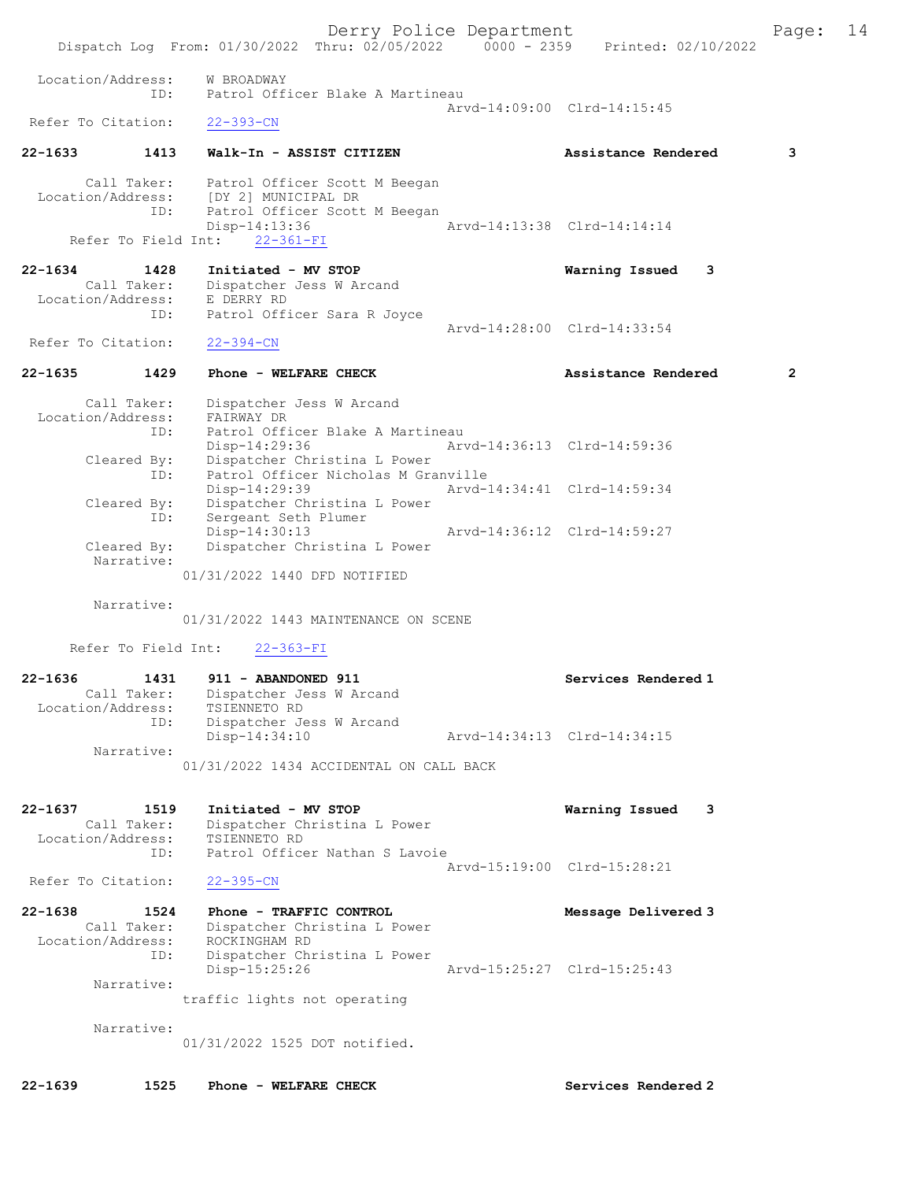```
Location/Address:    W BROADWAY
              ID:    Patrol Officer Blake A Martineau
                                                Arvd-14:09:00  Clrd-14:15:45
 Refer To Citation:    22-393-CN

22-1633        1413    Walk-In - ASSIST CITIZEN                   Assistance Rendered        3

       Call Taker:    Patrol Officer Scott M Beegan
 Location/Address:    [DY 2] MUNICIPAL DR
              ID:    Patrol Officer Scott M Beegan
                     Disp-14:13:36              Arvd-14:13:38  Clrd-14:14:14
     Refer To Field Int:    22-361-FI

22-1634        1428    Initiated - MV STOP                        Warning Issued    3
       Call Taker:    Dispatcher Jess W Arcand
 Location/Address:    E DERRY RD
              ID:    Patrol Officer Sara R Joyce
                                                Arvd-14:28:00  Clrd-14:33:54
 Refer To Citation:    22-394-CN

22-1635        1429    Phone - WELFARE CHECK                      Assistance Rendered        2

       Call Taker:    Dispatcher Jess W Arcand
 Location/Address:    FAIRWAY DR
              ID:    Patrol Officer Blake A Martineau
                     Disp-14:29:36              Arvd-14:36:13  Clrd-14:59:36
       Cleared By:    Dispatcher Christina L Power
              ID:    Patrol Officer Nicholas M Granville
                     Disp-14:29:39              Arvd-14:34:41  Clrd-14:59:34
       Cleared By:    Dispatcher Christina L Power
              ID:    Sergeant Seth Plumer
                     Disp-14:30:13              Arvd-14:36:12  Clrd-14:59:27
       Cleared By:    Dispatcher Christina L Power
        Narrative:
                 01/31/2022 1440 DFD NOTIFIED

        Narrative:
                 01/31/2022 1443 MAINTENANCE ON SCENE

     Refer To Field Int:    22-363-FI

22-1636        1431    911 - ABANDONED 911                        Services Rendered 1
       Call Taker:    Dispatcher Jess W Arcand
 Location/Address:    TSIENNETO RD
              ID:    Dispatcher Jess W Arcand
                     Disp-14:34:10              Arvd-14:34:13  Clrd-14:34:15
        Narrative:
                 01/31/2022 1434 ACCIDENTAL ON CALL BACK

22-1637        1519    Initiated - MV STOP                        Warning Issued    3
       Call Taker:    Dispatcher Christina L Power
 Location/Address:    TSIENNETO RD
              ID:    Patrol Officer Nathan S Lavoie
                                                Arvd-15:19:00  Clrd-15:28:21
 Refer To Citation:    22-395-CN

22-1638        1524    Phone - TRAFFIC CONTROL                    Message Delivered 3
       Call Taker:    Dispatcher Christina L Power
 Location/Address:    ROCKINGHAM RD
              ID:    Dispatcher Christina L Power
                     Disp-15:25:26              Arvd-15:25:27  Clrd-15:25:43
        Narrative:
                 traffic lights not operating

        Narrative:
                 01/31/2022 1525 DOT notified.

22-1639        1525    Phone - WELFARE CHECK                      Services Rendered 2
```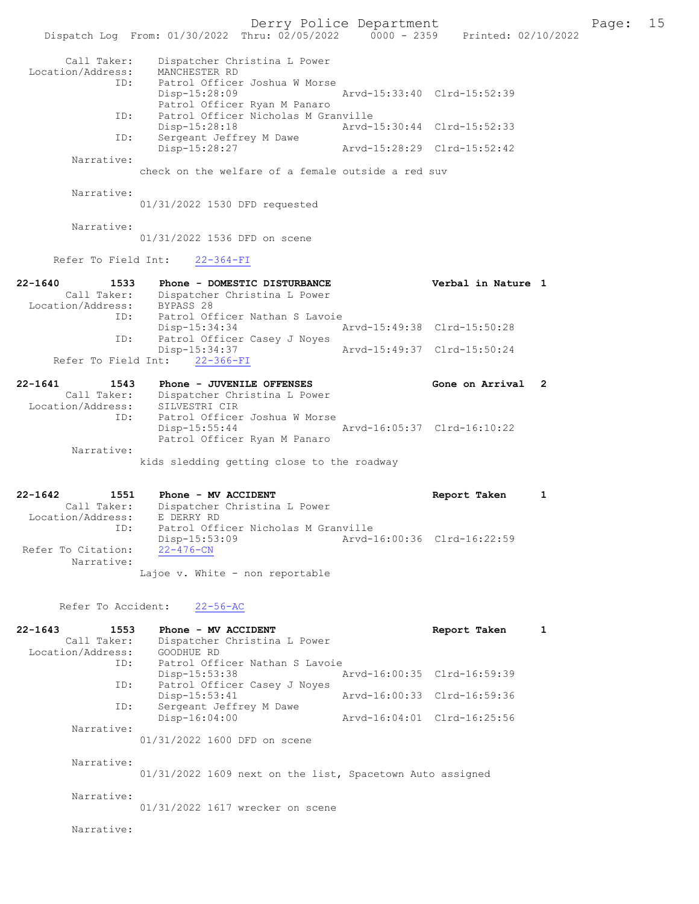```
        Call Taker:    Dispatcher Christina L Power
  Location/Address:    MANCHESTER RD
                 ID:    Patrol Officer Joshua W Morse
                        Disp-15:28:09                  Arvd-15:33:40  Clrd-15:52:39
                        Patrol Officer Ryan M Panaro
                 ID:    Patrol Officer Nicholas M Granville
                        Disp-15:28:18                  Arvd-15:30:44  Clrd-15:52:33
                 ID:    Sergeant Jeffrey M Dawe
                        Disp-15:28:27                  Arvd-15:28:29  Clrd-15:52:42
          Narrative:
                  check on the welfare of a female outside a red suv

          Narrative:
                  01/31/2022 1530 DFD requested

          Narrative:
                  01/31/2022 1536 DFD on scene

       Refer To Field Int:    22-364-FI

22-1640         1533    Phone - DOMESTIC DISTURBANCE              Verbal in Nature 1
        Call Taker:    Dispatcher Christina L Power
  Location/Address:    BYPASS 28
                 ID:    Patrol Officer Nathan S Lavoie
                        Disp-15:34:34                  Arvd-15:49:38  Clrd-15:50:28
                 ID:    Patrol Officer Casey J Noyes
                        Disp-15:34:37                  Arvd-15:49:37  Clrd-15:50:24
       Refer To Field Int:    22-366-FI

22-1641         1543    Phone - JUVENILE OFFENSES                 Gone on Arrival  2
        Call Taker:    Dispatcher Christina L Power
  Location/Address:    SILVESTRI CIR
                 ID:    Patrol Officer Joshua W Morse
                        Disp-15:55:44                  Arvd-16:05:37  Clrd-16:10:22
                        Patrol Officer Ryan M Panaro
          Narrative:
                  kids sledding getting close to the roadway

22-1642         1551    Phone - MV ACCIDENT                       Report Taken     1
        Call Taker:    Dispatcher Christina L Power
  Location/Address:    E DERRY RD
                 ID:    Patrol Officer Nicholas M Granville
                        Disp-15:53:09                  Arvd-16:00:36  Clrd-16:22:59
 Refer To Citation:    22-476-CN
          Narrative:
                  Lajoe v. White - non reportable

       Refer To Accident:    22-56-AC

22-1643         1553    Phone - MV ACCIDENT                       Report Taken     1
        Call Taker:    Dispatcher Christina L Power
  Location/Address:    GOODHUE RD
                 ID:    Patrol Officer Nathan S Lavoie
                        Disp-15:53:38                  Arvd-16:00:35  Clrd-16:59:39
                 ID:    Patrol Officer Casey J Noyes
                        Disp-15:53:41                  Arvd-16:00:33  Clrd-16:59:36
                 ID:    Sergeant Jeffrey M Dawe
                        Disp-16:04:00                  Arvd-16:04:01  Clrd-16:25:56
          Narrative:
                  01/31/2022 1600 DFD on scene

          Narrative:
                  01/31/2022 1609 next on the list, Spacetown Auto assigned

          Narrative:
                  01/31/2022 1617 wrecker on scene

          Narrative:
```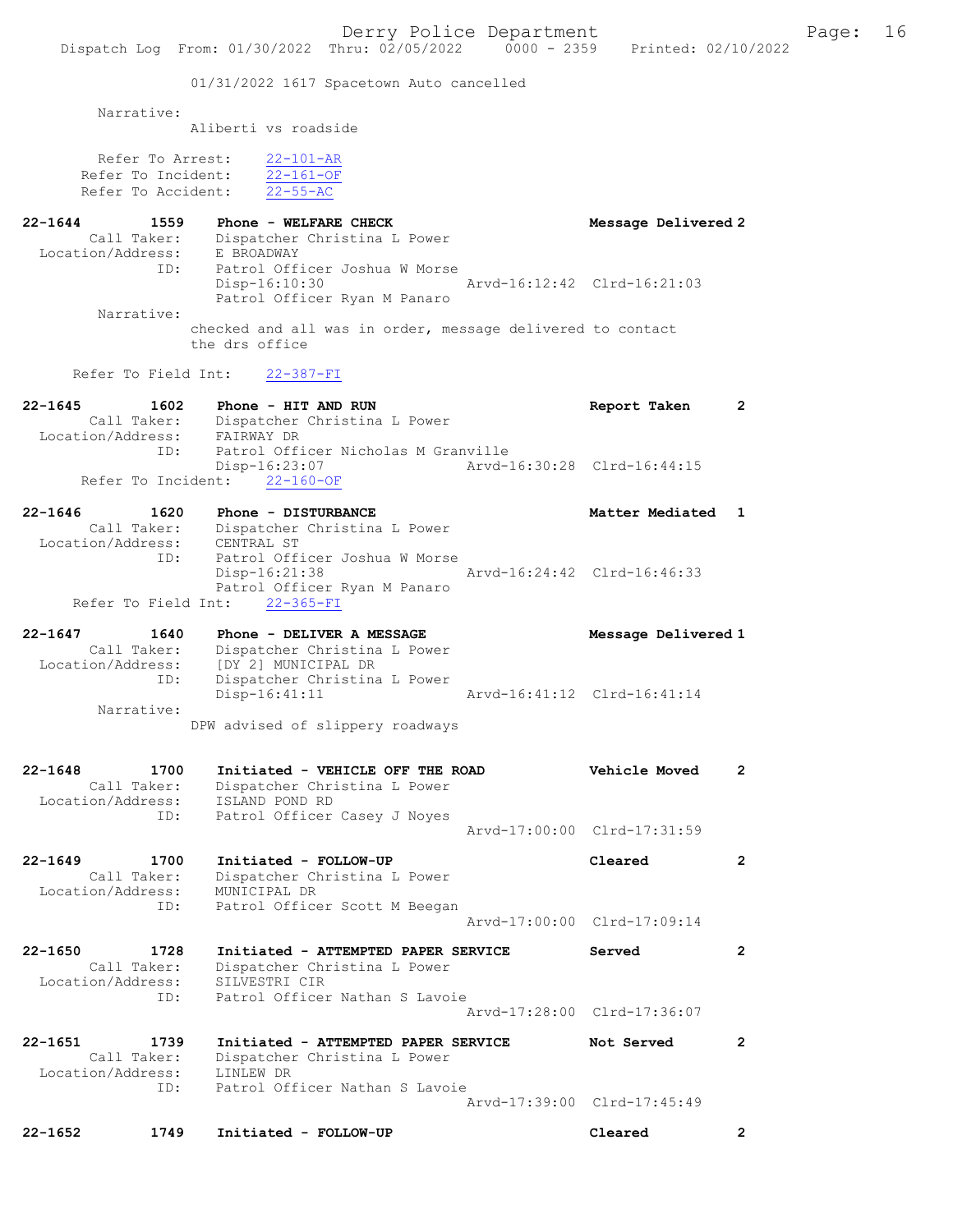01/31/2022 1617 Spacetown Auto cancelled

Narrative:
Aliberti vs roadside

Refer To Arrest: 22-101-AR
Refer To Incident: 22-161-OF
Refer To Accident: 22-55-AC

**22-1644 1559 Phone - WELFARE CHECK** — **Message Delivered 2**
Call Taker: Dispatcher Christina L Power
Location/Address: E BROADWAY
ID: Patrol Officer Joshua W Morse
Disp-16:10:30 Arvd-16:12:42 Clrd-16:21:03
Patrol Officer Ryan M Panaro
Narrative:
checked and all was in order, message delivered to contact the drs office

Refer To Field Int: 22-387-FI

**22-1645 1602 Phone - HIT AND RUN** — **Report Taken 2**
Call Taker: Dispatcher Christina L Power
Location/Address: FAIRWAY DR
ID: Patrol Officer Nicholas M Granville
Disp-16:23:07 Arvd-16:30:28 Clrd-16:44:15
Refer To Incident: 22-160-OF

**22-1646 1620 Phone - DISTURBANCE** — **Matter Mediated 1**
Call Taker: Dispatcher Christina L Power
Location/Address: CENTRAL ST
ID: Patrol Officer Joshua W Morse
Disp-16:21:38 Arvd-16:24:42 Clrd-16:46:33
Patrol Officer Ryan M Panaro
Refer To Field Int: 22-365-FI

**22-1647 1640 Phone - DELIVER A MESSAGE** — **Message Delivered 1**
Call Taker: Dispatcher Christina L Power
Location/Address: [DY 2] MUNICIPAL DR
ID: Dispatcher Christina L Power
Disp-16:41:11 Arvd-16:41:12 Clrd-16:41:14
Narrative:
DPW advised of slippery roadways

**22-1648 1700 Initiated - VEHICLE OFF THE ROAD** — **Vehicle Moved 2**
Call Taker: Dispatcher Christina L Power
Location/Address: ISLAND POND RD
ID: Patrol Officer Casey J Noyes
Arvd-17:00:00 Clrd-17:31:59

**22-1649 1700 Initiated - FOLLOW-UP** — **Cleared 2**
Call Taker: Dispatcher Christina L Power
Location/Address: MUNICIPAL DR
ID: Patrol Officer Scott M Beegan
Arvd-17:00:00 Clrd-17:09:14

**22-1650 1728 Initiated - ATTEMPTED PAPER SERVICE** — **Served 2**
Call Taker: Dispatcher Christina L Power
Location/Address: SILVESTRI CIR
ID: Patrol Officer Nathan S Lavoie
Arvd-17:28:00 Clrd-17:36:07

**22-1651 1739 Initiated - ATTEMPTED PAPER SERVICE** — **Not Served 2**
Call Taker: Dispatcher Christina L Power
Location/Address: LINLEW DR
ID: Patrol Officer Nathan S Lavoie
Arvd-17:39:00 Clrd-17:45:49

**22-1652 1749 Initiated - FOLLOW-UP** — **Cleared 2**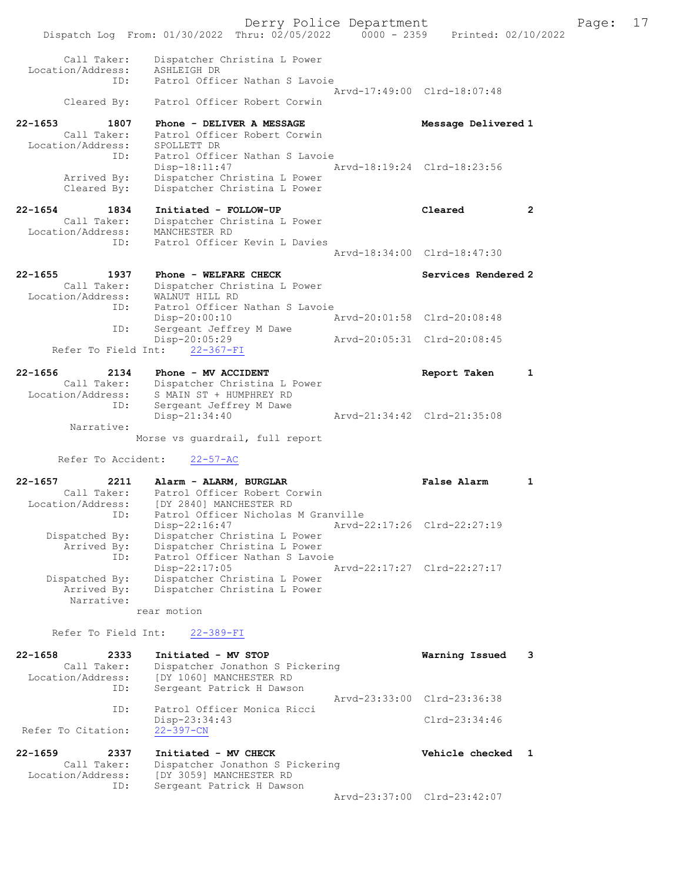```
        Call Taker:    Dispatcher Christina L Power
  Location/Address:    ASHLEIGH DR
                ID:    Patrol Officer Nathan S Lavoie
                                                 Arvd-17:49:00  Clrd-18:07:48
        Cleared By:    Patrol Officer Robert Corwin

22-1653          1807   Phone - DELIVER A MESSAGE               Message Delivered 1
        Call Taker:    Patrol Officer Robert Corwin
  Location/Address:    SPOLLETT DR
                ID:    Patrol Officer Nathan S Lavoie
                       Disp-18:11:47             Arvd-18:19:24  Clrd-18:23:56
        Arrived By:    Dispatcher Christina L Power
        Cleared By:    Dispatcher Christina L Power

22-1654          1834   Initiated - FOLLOW-UP                   Cleared           2
        Call Taker:    Dispatcher Christina L Power
  Location/Address:    MANCHESTER RD
                ID:    Patrol Officer Kevin L Davies
                                                 Arvd-18:34:00  Clrd-18:47:30

22-1655          1937   Phone - WELFARE CHECK                   Services Rendered 2
        Call Taker:    Dispatcher Christina L Power
  Location/Address:    WALNUT HILL RD
                ID:    Patrol Officer Nathan S Lavoie
                       Disp-20:00:10             Arvd-20:01:58  Clrd-20:08:48
                ID:    Sergeant Jeffrey M Dawe
                       Disp-20:05:29             Arvd-20:05:31  Clrd-20:08:45
     Refer To Field Int:    22-367-FI

22-1656          2134   Phone - MV ACCIDENT                     Report Taken      1
        Call Taker:    Dispatcher Christina L Power
  Location/Address:    S MAIN ST + HUMPHREY RD
                ID:    Sergeant Jeffrey M Dawe
                       Disp-21:34:40             Arvd-21:34:42  Clrd-21:35:08
         Narrative:
                     Morse vs guardrail, full report

      Refer To Accident:    22-57-AC

22-1657          2211   Alarm - ALARM, BURGLAR                  False Alarm       1
        Call Taker:    Patrol Officer Robert Corwin
  Location/Address:    [DY 2840] MANCHESTER RD
                ID:    Patrol Officer Nicholas M Granville
                       Disp-22:16:47             Arvd-22:17:26  Clrd-22:27:19
     Dispatched By:    Dispatcher Christina L Power
        Arrived By:    Dispatcher Christina L Power
                ID:    Patrol Officer Nathan S Lavoie
                       Disp-22:17:05             Arvd-22:17:27  Clrd-22:27:17
     Dispatched By:    Dispatcher Christina L Power
        Arrived By:    Dispatcher Christina L Power
         Narrative:
                     rear motion

     Refer To Field Int:    22-389-FI

22-1658          2333   Initiated - MV STOP                     Warning Issued    3
        Call Taker:    Dispatcher Jonathon S Pickering
  Location/Address:    [DY 1060] MANCHESTER RD
                ID:    Sergeant Patrick H Dawson
                                                 Arvd-23:33:00  Clrd-23:36:38
                ID:    Patrol Officer Monica Ricci
                       Disp-23:34:43                            Clrd-23:34:46
 Refer To Citation:    22-397-CN

22-1659          2337   Initiated - MV CHECK                    Vehicle checked   1
        Call Taker:    Dispatcher Jonathon S Pickering
  Location/Address:    [DY 3059] MANCHESTER RD
                ID:    Sergeant Patrick H Dawson
                                                 Arvd-23:37:00  Clrd-23:42:07
```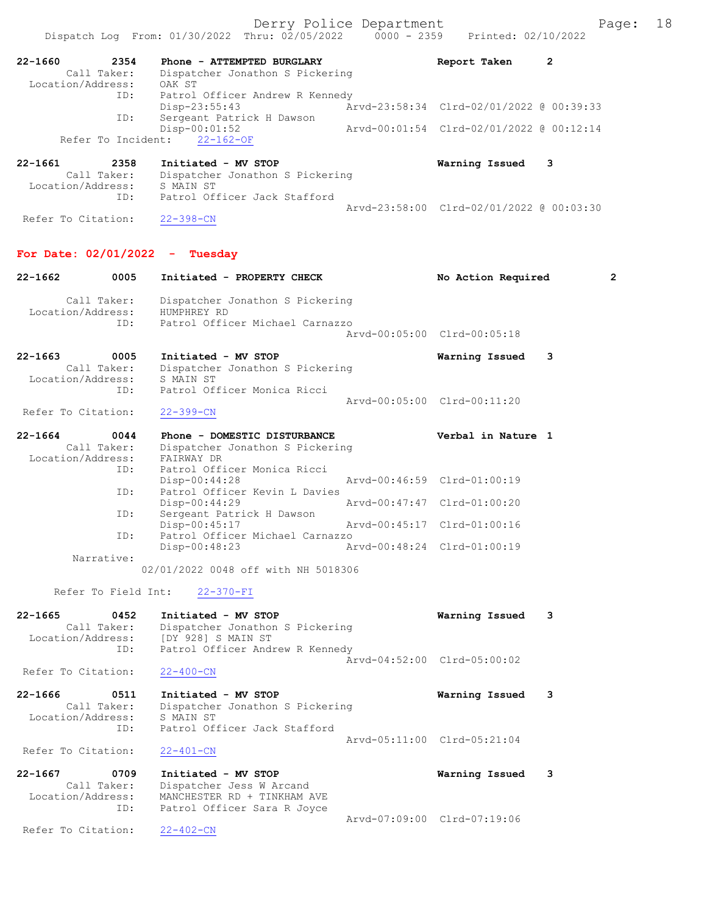22-1660 2354 Phone - ATTEMPTED BURGLARY Report Taken 2
Call Taker: Dispatcher Jonathon S Pickering
Location/Address: OAK ST
ID: Patrol Officer Andrew R Kennedy
Disp-23:55:43 Arvd-23:58:34 Clrd-02/01/2022 @ 00:39:33
ID: Sergeant Patrick H Dawson
Disp-00:01:52 Arvd-00:01:54 Clrd-02/01/2022 @ 00:12:14
Refer To Incident: 22-162-OF

22-1661 2358 Initiated - MV STOP Warning Issued 3
Call Taker: Dispatcher Jonathon S Pickering
Location/Address: S MAIN ST
ID: Patrol Officer Jack Stafford
Arvd-23:58:00 Clrd-02/01/2022 @ 00:03:30
Refer To Citation: 22-398-CN

## For Date: 02/01/2022 - Tuesday

22-1662 0005 Initiated - PROPERTY CHECK No Action Required 2
Call Taker: Dispatcher Jonathon S Pickering
Location/Address: HUMPHREY RD
ID: Patrol Officer Michael Carnazzo
Arvd-00:05:00 Clrd-00:05:18

22-1663 0005 Initiated - MV STOP Warning Issued 3
Call Taker: Dispatcher Jonathon S Pickering
Location/Address: S MAIN ST
ID: Patrol Officer Monica Ricci
Arvd-00:05:00 Clrd-00:11:20
Refer To Citation: 22-399-CN

22-1664 0044 Phone - DOMESTIC DISTURBANCE Verbal in Nature 1
Call Taker: Dispatcher Jonathon S Pickering
Location/Address: FAIRWAY DR
ID: Patrol Officer Monica Ricci
Disp-00:44:28 Arvd-00:46:59 Clrd-01:00:19
ID: Patrol Officer Kevin L Davies
Disp-00:44:29 Arvd-00:47:47 Clrd-01:00:20
ID: Sergeant Patrick H Dawson
Disp-00:45:17 Arvd-00:45:17 Clrd-01:00:16
ID: Patrol Officer Michael Carnazzo
Disp-00:48:23 Arvd-00:48:24 Clrd-01:00:19
Narrative:
02/01/2022 0048 off with NH 5018306
Refer To Field Int: 22-370-FI

22-1665 0452 Initiated - MV STOP Warning Issued 3
Call Taker: Dispatcher Jonathon S Pickering
Location/Address: [DY 928] S MAIN ST
ID: Patrol Officer Andrew R Kennedy
Arvd-04:52:00 Clrd-05:00:02
Refer To Citation: 22-400-CN

22-1666 0511 Initiated - MV STOP Warning Issued 3
Call Taker: Dispatcher Jonathon S Pickering
Location/Address: S MAIN ST
ID: Patrol Officer Jack Stafford
Arvd-05:11:00 Clrd-05:21:04
Refer To Citation: 22-401-CN

22-1667 0709 Initiated - MV STOP Warning Issued 3
Call Taker: Dispatcher Jess W Arcand
Location/Address: MANCHESTER RD + TINKHAM AVE
ID: Patrol Officer Sara R Joyce
Arvd-07:09:00 Clrd-07:19:06
Refer To Citation: 22-402-CN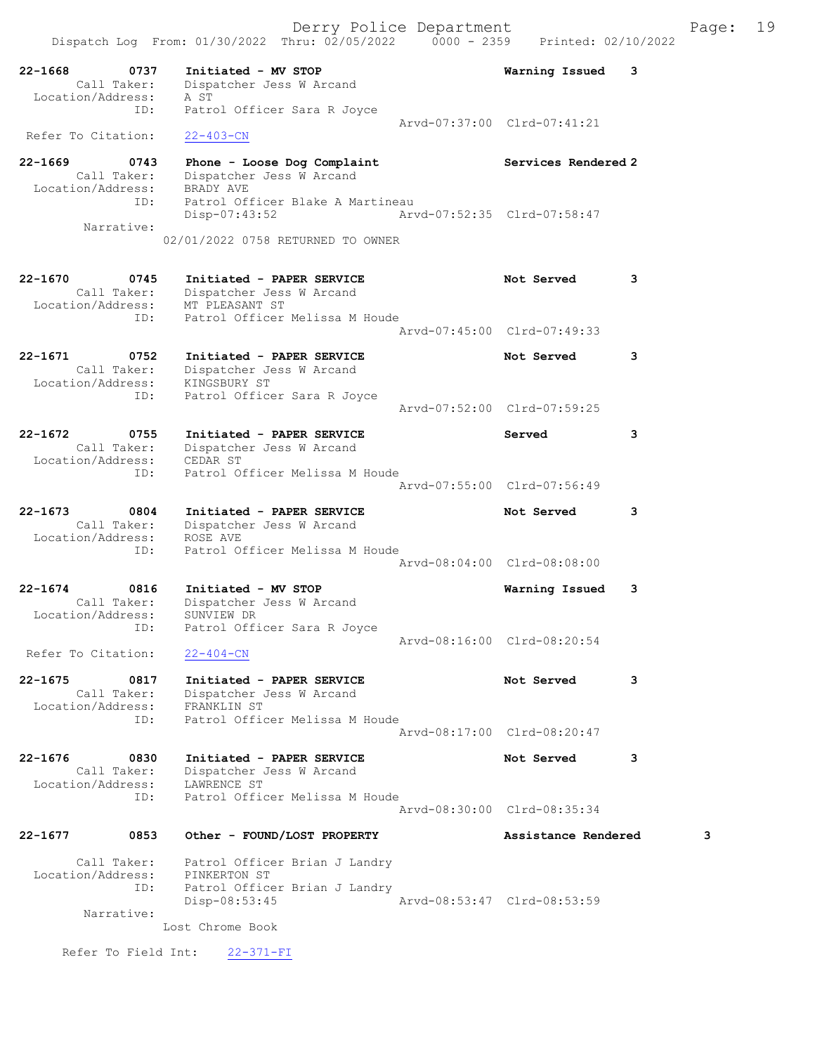Dispatch Log From: 01/30/2022 Thru: 02/05/2022 0000 - 2359 Printed: 02/10/2022

```
22-1668        0737    Initiated - MV STOP                          Warning Issued    3
        Call Taker:    Dispatcher Jess W Arcand
  Location/Address:    A ST
               ID:     Patrol Officer Sara R Joyce
                                                  Arvd-07:37:00  Clrd-07:41:21
 Refer To Citation:    22-403-CN

22-1669        0743    Phone - Loose Dog Complaint                  Services Rendered 2
        Call Taker:    Dispatcher Jess W Arcand
  Location/Address:    BRADY AVE
               ID:     Patrol Officer Blake A Martineau
                       Disp-07:43:52              Arvd-07:52:35  Clrd-07:58:47
         Narrative:
                    02/01/2022 0758 RETURNED TO OWNER

22-1670        0745    Initiated - PAPER SERVICE                    Not Served        3
        Call Taker:    Dispatcher Jess W Arcand
  Location/Address:    MT PLEASANT ST
               ID:     Patrol Officer Melissa M Houde
                                                  Arvd-07:45:00  Clrd-07:49:33

22-1671        0752    Initiated - PAPER SERVICE                    Not Served        3
        Call Taker:    Dispatcher Jess W Arcand
  Location/Address:    KINGSBURY ST
               ID:     Patrol Officer Sara R Joyce
                                                  Arvd-07:52:00  Clrd-07:59:25

22-1672        0755    Initiated - PAPER SERVICE                    Served            3
        Call Taker:    Dispatcher Jess W Arcand
  Location/Address:    CEDAR ST
               ID:     Patrol Officer Melissa M Houde
                                                  Arvd-07:55:00  Clrd-07:56:49

22-1673        0804    Initiated - PAPER SERVICE                    Not Served        3
        Call Taker:    Dispatcher Jess W Arcand
  Location/Address:    ROSE AVE
               ID:     Patrol Officer Melissa M Houde
                                                  Arvd-08:04:00  Clrd-08:08:00

22-1674        0816    Initiated - MV STOP                          Warning Issued    3
        Call Taker:    Dispatcher Jess W Arcand
  Location/Address:    SUNVIEW DR
               ID:     Patrol Officer Sara R Joyce
                                                  Arvd-08:16:00  Clrd-08:20:54
 Refer To Citation:    22-404-CN

22-1675        0817    Initiated - PAPER SERVICE                    Not Served        3
        Call Taker:    Dispatcher Jess W Arcand
  Location/Address:    FRANKLIN ST
               ID:     Patrol Officer Melissa M Houde
                                                  Arvd-08:17:00  Clrd-08:20:47

22-1676        0830    Initiated - PAPER SERVICE                    Not Served        3
        Call Taker:    Dispatcher Jess W Arcand
  Location/Address:    LAWRENCE ST
               ID:     Patrol Officer Melissa M Houde
                                                  Arvd-08:30:00  Clrd-08:35:34

22-1677        0853    Other - FOUND/LOST PROPERTY                  Assistance Rendered      3

        Call Taker:    Patrol Officer Brian J Landry
  Location/Address:    PINKERTON ST
               ID:     Patrol Officer Brian J Landry
                       Disp-08:53:45              Arvd-08:53:47  Clrd-08:53:59
         Narrative:
                    Lost Chrome Book

     Refer To Field Int:    22-371-FI
```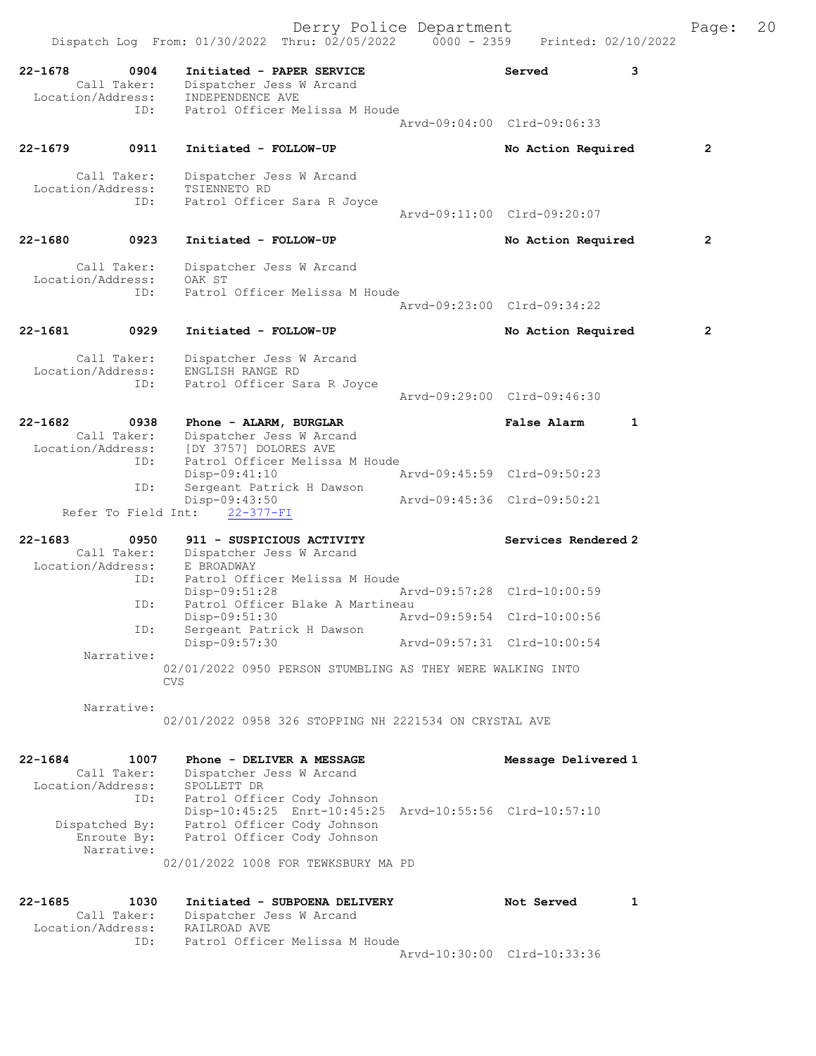Dispatch Log From: 01/30/2022 Thru: 02/05/2022 0000 - 2359 Printed: 02/10/2022

```
22-1678        0904    Initiated - PAPER SERVICE                    Served          3
        Call Taker:    Dispatcher Jess W Arcand
  Location/Address:    INDEPENDENCE AVE
               ID:     Patrol Officer Melissa M Houde
                                                Arvd-09:04:00  Clrd-09:06:33

22-1679        0911    Initiated - FOLLOW-UP                        No Action Required      2

        Call Taker:    Dispatcher Jess W Arcand
  Location/Address:    TSIENNETO RD
               ID:     Patrol Officer Sara R Joyce
                                                Arvd-09:11:00  Clrd-09:20:07

22-1680        0923    Initiated - FOLLOW-UP                        No Action Required      2

        Call Taker:    Dispatcher Jess W Arcand
  Location/Address:    OAK ST
               ID:     Patrol Officer Melissa M Houde
                                                Arvd-09:23:00  Clrd-09:34:22

22-1681        0929    Initiated - FOLLOW-UP                        No Action Required      2

        Call Taker:    Dispatcher Jess W Arcand
  Location/Address:    ENGLISH RANGE RD
               ID:     Patrol Officer Sara R Joyce
                                                Arvd-09:29:00  Clrd-09:46:30

22-1682        0938    Phone - ALARM, BURGLAR                       False Alarm     1
        Call Taker:    Dispatcher Jess W Arcand
  Location/Address:    [DY 3757] DOLORES AVE
               ID:     Patrol Officer Melissa M Houde
                       Disp-09:41:10            Arvd-09:45:59  Clrd-09:50:23
               ID:     Sergeant Patrick H Dawson
                       Disp-09:43:50            Arvd-09:45:36  Clrd-09:50:21
   Refer To Field Int:    22-377-FI

22-1683        0950    911 - SUSPICIOUS ACTIVITY                    Services Rendered 2
        Call Taker:    Dispatcher Jess W Arcand
  Location/Address:    E BROADWAY
               ID:     Patrol Officer Melissa M Houde
                       Disp-09:51:28            Arvd-09:57:28  Clrd-10:00:59
               ID:     Patrol Officer Blake A Martineau
                       Disp-09:51:30            Arvd-09:59:54  Clrd-10:00:56
               ID:     Sergeant Patrick H Dawson
                       Disp-09:57:30            Arvd-09:57:31  Clrd-10:00:54
        Narrative:
                 02/01/2022 0950 PERSON STUMBLING AS THEY WERE WALKING INTO
                 CVS

        Narrative:
                 02/01/2022 0958 326 STOPPING NH 2221534 ON CRYSTAL AVE

22-1684        1007    Phone - DELIVER A MESSAGE                    Message Delivered 1
        Call Taker:    Dispatcher Jess W Arcand
  Location/Address:    SPOLLETT DR
               ID:     Patrol Officer Cody Johnson
                       Disp-10:45:25  Enrt-10:45:25  Arvd-10:55:56  Clrd-10:57:10
     Dispatched By:    Patrol Officer Cody Johnson
        Enroute By:    Patrol Officer Cody Johnson
        Narrative:
                 02/01/2022 1008 FOR TEWKSBURY MA PD

22-1685        1030    Initiated - SUBPOENA DELIVERY                Not Served      1
        Call Taker:    Dispatcher Jess W Arcand
  Location/Address:    RAILROAD AVE
               ID:     Patrol Officer Melissa M Houde
                                                Arvd-10:30:00  Clrd-10:33:36
```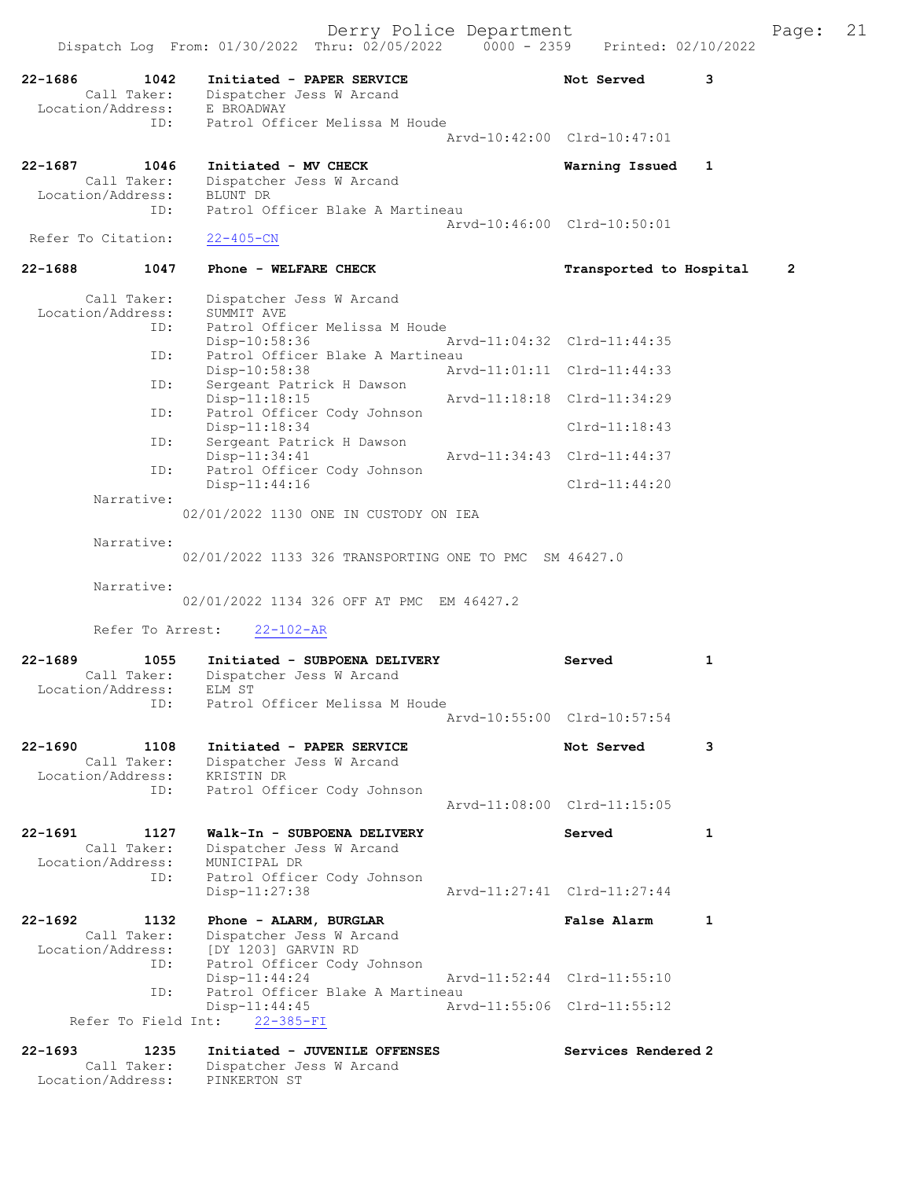```
22-1686        1042    Initiated - PAPER SERVICE                    Not Served        3
        Call Taker:    Dispatcher Jess W Arcand
  Location/Address:    E BROADWAY
                ID:    Patrol Officer Melissa M Houde
                                                    Arvd-10:42:00  Clrd-10:47:01

22-1687        1046    Initiated - MV CHECK                         Warning Issued    1
        Call Taker:    Dispatcher Jess W Arcand
  Location/Address:    BLUNT DR
                ID:    Patrol Officer Blake A Martineau
                                                    Arvd-10:46:00  Clrd-10:50:01
 Refer To Citation:    22-405-CN

22-1688        1047    Phone - WELFARE CHECK                        Transported to Hospital    2

        Call Taker:    Dispatcher Jess W Arcand
  Location/Address:    SUMMIT AVE
                ID:    Patrol Officer Melissa M Houde
                       Disp-10:58:36                Arvd-11:04:32  Clrd-11:44:35
                ID:    Patrol Officer Blake A Martineau
                       Disp-10:58:38                Arvd-11:01:11  Clrd-11:44:33
                ID:    Sergeant Patrick H Dawson
                       Disp-11:18:15                Arvd-11:18:18  Clrd-11:34:29
                ID:    Patrol Officer Cody Johnson
                       Disp-11:18:34                               Clrd-11:18:43
                ID:    Sergeant Patrick H Dawson
                       Disp-11:34:41                Arvd-11:34:43  Clrd-11:44:37
                ID:    Patrol Officer Cody Johnson
                       Disp-11:44:16                               Clrd-11:44:20
         Narrative:
                    02/01/2022 1130 ONE IN CUSTODY ON IEA

         Narrative:
                    02/01/2022 1133 326 TRANSPORTING ONE TO PMC  SM 46427.0

         Narrative:
                    02/01/2022 1134 326 OFF AT PMC  EM 46427.2

         Refer To Arrest:    22-102-AR

22-1689        1055    Initiated - SUBPOENA DELIVERY                Served            1
        Call Taker:    Dispatcher Jess W Arcand
  Location/Address:    ELM ST
                ID:    Patrol Officer Melissa M Houde
                                                    Arvd-10:55:00  Clrd-10:57:54

22-1690        1108    Initiated - PAPER SERVICE                    Not Served        3
        Call Taker:    Dispatcher Jess W Arcand
  Location/Address:    KRISTIN DR
                ID:    Patrol Officer Cody Johnson
                                                    Arvd-11:08:00  Clrd-11:15:05

22-1691        1127    Walk-In - SUBPOENA DELIVERY                  Served            1
        Call Taker:    Dispatcher Jess W Arcand
  Location/Address:    MUNICIPAL DR
                ID:    Patrol Officer Cody Johnson
                       Disp-11:27:38                Arvd-11:27:41  Clrd-11:27:44

22-1692        1132    Phone - ALARM, BURGLAR                       False Alarm       1
        Call Taker:    Dispatcher Jess W Arcand
  Location/Address:    [DY 1203] GARVIN RD
                ID:    Patrol Officer Cody Johnson
                       Disp-11:44:24                Arvd-11:52:44  Clrd-11:55:10
                ID:    Patrol Officer Blake A Martineau
                       Disp-11:44:45                Arvd-11:55:06  Clrd-11:55:12
     Refer To Field Int:    22-385-FI

22-1693        1235    Initiated - JUVENILE OFFENSES                Services Rendered 2
        Call Taker:    Dispatcher Jess W Arcand
  Location/Address:    PINKERTON ST
```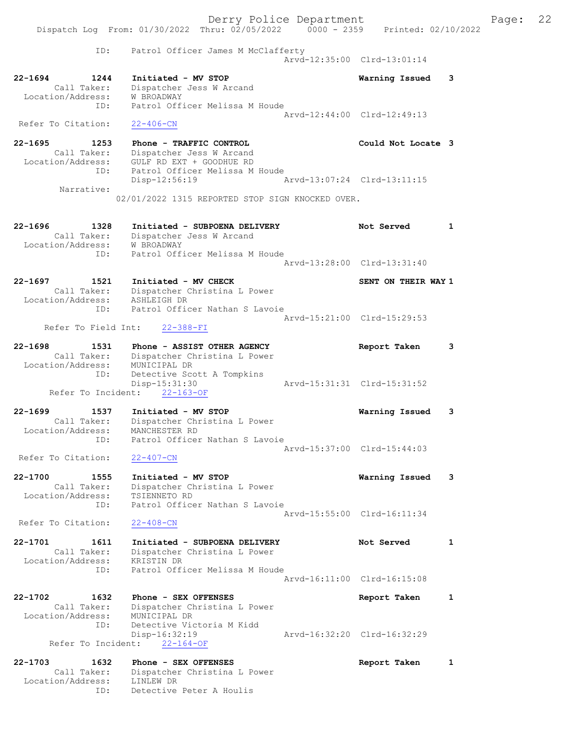ID: Patrol Officer James M McClafferty
Arvd-12:35:00 Clrd-13:01:14

**22-1694 1244 Initiated - MV STOP** Warning Issued 3
Call Taker: Dispatcher Jess W Arcand
Location/Address: W BROADWAY
ID: Patrol Officer Melissa M Houde
Arvd-12:44:00 Clrd-12:49:13
Refer To Citation: 22-406-CN

**22-1695 1253 Phone - TRAFFIC CONTROL** Could Not Locate 3
Call Taker: Dispatcher Jess W Arcand
Location/Address: GULF RD EXT + GOODHUE RD
ID: Patrol Officer Melissa M Houde
Disp-12:56:19 Arvd-13:07:24 Clrd-13:11:15
Narrative:
02/01/2022 1315 REPORTED STOP SIGN KNOCKED OVER.

**22-1696 1328 Initiated - SUBPOENA DELIVERY** Not Served 1
Call Taker: Dispatcher Jess W Arcand
Location/Address: W BROADWAY
ID: Patrol Officer Melissa M Houde
Arvd-13:28:00 Clrd-13:31:40

**22-1697 1521 Initiated - MV CHECK** SENT ON THEIR WAY 1
Call Taker: Dispatcher Christina L Power
Location/Address: ASHLEIGH DR
ID: Patrol Officer Nathan S Lavoie
Arvd-15:21:00 Clrd-15:29:53
Refer To Field Int: 22-388-FI

**22-1698 1531 Phone - ASSIST OTHER AGENCY** Report Taken 3
Call Taker: Dispatcher Christina L Power
Location/Address: MUNICIPAL DR
ID: Detective Scott A Tompkins
Disp-15:31:30 Arvd-15:31:31 Clrd-15:31:52
Refer To Incident: 22-163-OF

**22-1699 1537 Initiated - MV STOP** Warning Issued 3
Call Taker: Dispatcher Christina L Power
Location/Address: MANCHESTER RD
ID: Patrol Officer Nathan S Lavoie
Arvd-15:37:00 Clrd-15:44:03
Refer To Citation: 22-407-CN

**22-1700 1555 Initiated - MV STOP** Warning Issued 3
Call Taker: Dispatcher Christina L Power
Location/Address: TSIENNETO RD
ID: Patrol Officer Nathan S Lavoie
Arvd-15:55:00 Clrd-16:11:34
Refer To Citation: 22-408-CN

**22-1701 1611 Initiated - SUBPOENA DELIVERY** Not Served 1
Call Taker: Dispatcher Christina L Power
Location/Address: KRISTIN DR
ID: Patrol Officer Melissa M Houde
Arvd-16:11:00 Clrd-16:15:08

**22-1702 1632 Phone - SEX OFFENSES** Report Taken 1
Call Taker: Dispatcher Christina L Power
Location/Address: MUNICIPAL DR
ID: Detective Victoria M Kidd
Disp-16:32:19 Arvd-16:32:20 Clrd-16:32:29
Refer To Incident: 22-164-OF

**22-1703 1632 Phone - SEX OFFENSES** Report Taken 1
Call Taker: Dispatcher Christina L Power
Location/Address: LINLEW DR
ID: Detective Peter A Houlis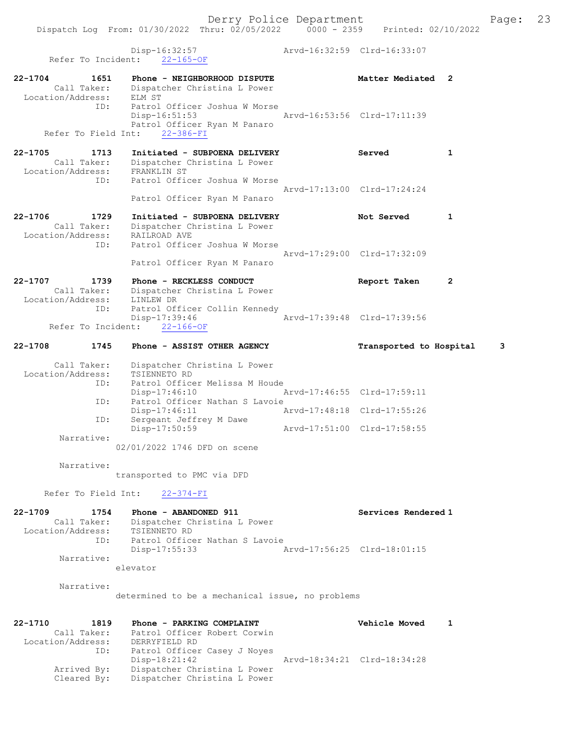Disp-16:32:57 Arvd-16:32:59 Clrd-16:33:07
Refer To Incident: 22-165-OF

22-1704 1651 Phone - NEIGHBORHOOD DISPUTE Matter Mediated 2
Call Taker: Dispatcher Christina L Power
Location/Address: ELM ST
ID: Patrol Officer Joshua W Morse
Disp-16:51:53 Arvd-16:53:56 Clrd-17:11:39
Patrol Officer Ryan M Panaro
Refer To Field Int: 22-386-FI

22-1705 1713 Initiated - SUBPOENA DELIVERY Served 1
Call Taker: Dispatcher Christina L Power
Location/Address: FRANKLIN ST
ID: Patrol Officer Joshua W Morse
Arvd-17:13:00 Clrd-17:24:24
Patrol Officer Ryan M Panaro

22-1706 1729 Initiated - SUBPOENA DELIVERY Not Served 1
Call Taker: Dispatcher Christina L Power
Location/Address: RAILROAD AVE
ID: Patrol Officer Joshua W Morse
Arvd-17:29:00 Clrd-17:32:09
Patrol Officer Ryan M Panaro

22-1707 1739 Phone - RECKLESS CONDUCT Report Taken 2
Call Taker: Dispatcher Christina L Power
Location/Address: LINLEW DR
ID: Patrol Officer Collin Kennedy
Disp-17:39:46 Arvd-17:39:48 Clrd-17:39:56
Refer To Incident: 22-166-OF

22-1708 1745 Phone - ASSIST OTHER AGENCY Transported to Hospital 3
Call Taker: Dispatcher Christina L Power
Location/Address: TSIENNETO RD
ID: Patrol Officer Melissa M Houde
Disp-17:46:10 Arvd-17:46:55 Clrd-17:59:11
ID: Patrol Officer Nathan S Lavoie
Disp-17:46:11 Arvd-17:48:18 Clrd-17:55:26
ID: Sergeant Jeffrey M Dawe
Disp-17:50:59 Arvd-17:51:00 Clrd-17:58:55
Narrative:
02/01/2022 1746 DFD on scene

Narrative:
transported to PMC via DFD

Refer To Field Int: 22-374-FI

22-1709 1754 Phone - ABANDONED 911 Services Rendered 1
Call Taker: Dispatcher Christina L Power
Location/Address: TSIENNETO RD
ID: Patrol Officer Nathan S Lavoie
Disp-17:55:33 Arvd-17:56:25 Clrd-18:01:15
Narrative:
elevator

Narrative:
determined to be a mechanical issue, no problems

22-1710 1819 Phone - PARKING COMPLAINT Vehicle Moved 1
Call Taker: Patrol Officer Robert Corwin
Location/Address: DERRYFIELD RD
ID: Patrol Officer Casey J Noyes
Disp-18:21:42 Arvd-18:34:21 Clrd-18:34:28
Arrived By: Dispatcher Christina L Power
Cleared By: Dispatcher Christina L Power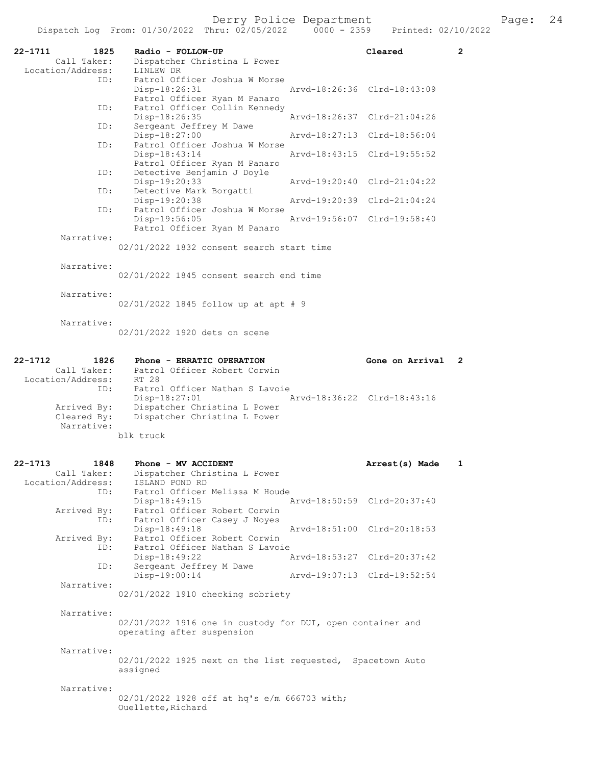```
22-1711        1825    Radio - FOLLOW-UP                                Cleared           2
        Call Taker:    Dispatcher Christina L Power
  Location/Address:    LINLEW DR
                ID:    Patrol Officer Joshua W Morse
                       Disp-18:26:31                   Arvd-18:26:36  Clrd-18:43:09
                       Patrol Officer Ryan M Panaro
                ID:    Patrol Officer Collin Kennedy
                       Disp-18:26:35                   Arvd-18:26:37  Clrd-21:04:26
                ID:    Sergeant Jeffrey M Dawe
                       Disp-18:27:00                   Arvd-18:27:13  Clrd-18:56:04
                ID:    Patrol Officer Joshua W Morse
                       Disp-18:43:14                   Arvd-18:43:15  Clrd-19:55:52
                       Patrol Officer Ryan M Panaro
                ID:    Detective Benjamin J Doyle
                       Disp-19:20:33                   Arvd-19:20:40  Clrd-21:04:22
                ID:    Detective Mark Borgatti
                       Disp-19:20:38                   Arvd-19:20:39  Clrd-21:04:24
                ID:    Patrol Officer Joshua W Morse
                       Disp-19:56:05                   Arvd-19:56:07  Clrd-19:58:40
                       Patrol Officer Ryan M Panaro
         Narrative:
                       02/01/2022 1832 consent search start time

         Narrative:
                       02/01/2022 1845 consent search end time

         Narrative:
                       02/01/2022 1845 follow up at apt # 9

         Narrative:
                       02/01/2022 1920 dets on scene


22-1712        1826    Phone - ERRATIC OPERATION                        Gone on Arrival   2
        Call Taker:    Patrol Officer Robert Corwin
  Location/Address:    RT 28
                ID:    Patrol Officer Nathan S Lavoie
                       Disp-18:27:01                   Arvd-18:36:22  Clrd-18:43:16
       Arrived By:     Dispatcher Christina L Power
       Cleared By:     Dispatcher Christina L Power
         Narrative:
                       blk truck


22-1713        1848    Phone - MV ACCIDENT                              Arrest(s) Made    1
        Call Taker:    Dispatcher Christina L Power
  Location/Address:    ISLAND POND RD
                ID:    Patrol Officer Melissa M Houde
                       Disp-18:49:15                   Arvd-18:50:59  Clrd-20:37:40
       Arrived By:     Patrol Officer Robert Corwin
                ID:    Patrol Officer Casey J Noyes
                       Disp-18:49:18                   Arvd-18:51:00  Clrd-20:18:53
       Arrived By:     Patrol Officer Robert Corwin
                ID:    Patrol Officer Nathan S Lavoie
                       Disp-18:49:22                   Arvd-18:53:27  Clrd-20:37:42
                ID:    Sergeant Jeffrey M Dawe
                       Disp-19:00:14                   Arvd-19:07:13  Clrd-19:52:54
         Narrative:
                       02/01/2022 1910 checking sobriety

         Narrative:
                       02/01/2022 1916 one in custody for DUI, open container and
                       operating after suspension

         Narrative:
                       02/01/2022 1925 next on the list requested,  Spacetown Auto
                       assigned

         Narrative:
                       02/01/2022 1928 off at hq's e/m 666703 with;
                       Ouellette,Richard
```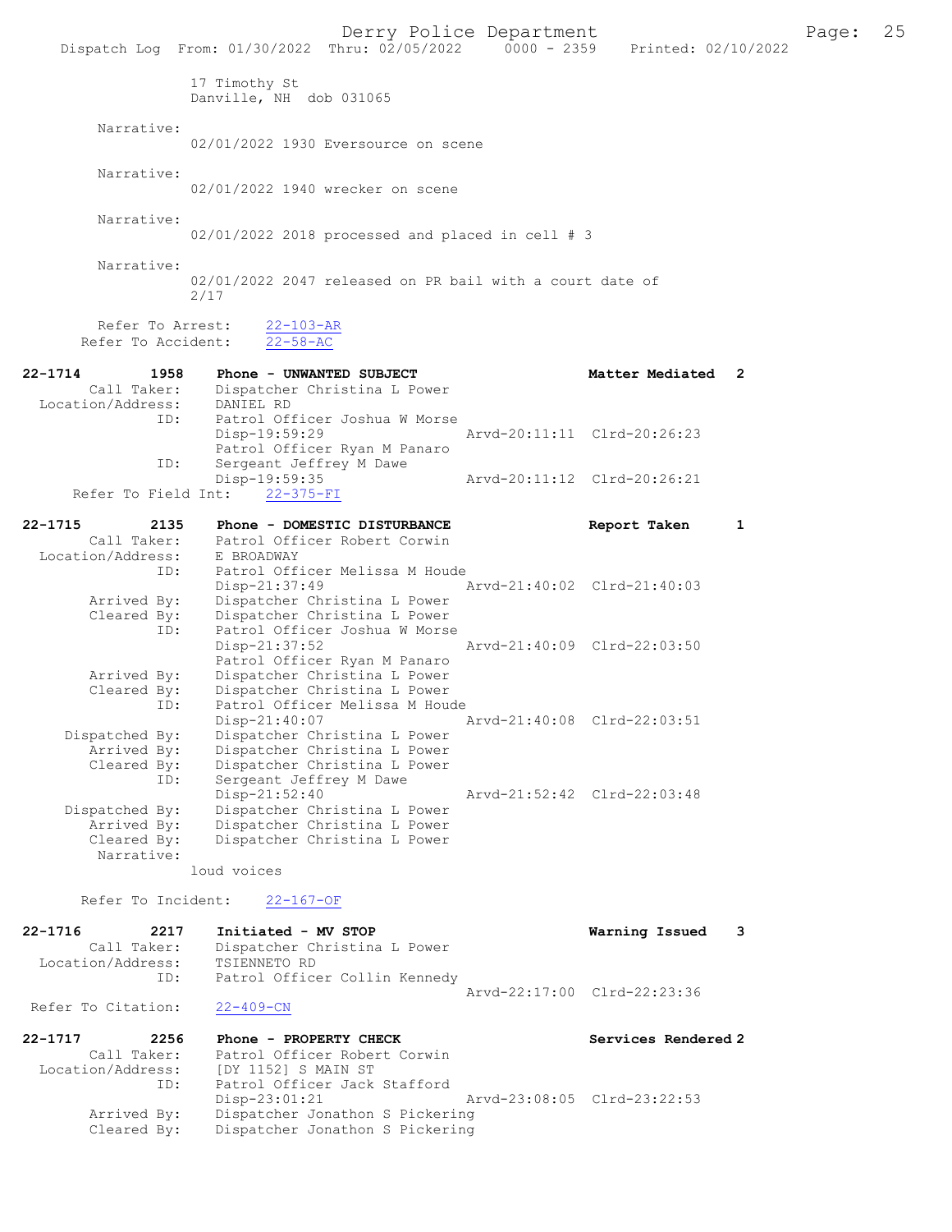17 Timothy St
Danville, NH dob 031065

Narrative:
02/01/2022 1930 Eversource on scene

Narrative:
02/01/2022 1940 wrecker on scene

Narrative:
02/01/2022 2018 processed and placed in cell # 3

Narrative:
02/01/2022 2047 released on PR bail with a court date of 2/17

Refer To Arrest: 22-103-AR
Refer To Accident: 22-58-AC

**22-1714 1958 Phone - UNWANTED SUBJECT — Matter Mediated 2**
Call Taker: Dispatcher Christina L Power
Location/Address: DANIEL RD
ID: Patrol Officer Joshua W Morse
Disp-19:59:29 Arvd-20:11:11 Clrd-20:26:23
Patrol Officer Ryan M Panaro
ID: Sergeant Jeffrey M Dawe
Disp-19:59:35 Arvd-20:11:12 Clrd-20:26:21
Refer To Field Int: 22-375-FI

**22-1715 2135 Phone - DOMESTIC DISTURBANCE — Report Taken 1**
Call Taker: Patrol Officer Robert Corwin
Location/Address: E BROADWAY
ID: Patrol Officer Melissa M Houde
Disp-21:37:49 Arvd-21:40:02 Clrd-21:40:03
Arrived By: Dispatcher Christina L Power
Cleared By: Dispatcher Christina L Power
ID: Patrol Officer Joshua W Morse
Disp-21:37:52 Arvd-21:40:09 Clrd-22:03:50
Patrol Officer Ryan M Panaro
Arrived By: Dispatcher Christina L Power
Cleared By: Dispatcher Christina L Power
ID: Patrol Officer Melissa M Houde
Disp-21:40:07 Arvd-21:40:08 Clrd-22:03:51
Dispatched By: Dispatcher Christina L Power
Arrived By: Dispatcher Christina L Power
Cleared By: Dispatcher Christina L Power
ID: Sergeant Jeffrey M Dawe
Disp-21:52:40 Arvd-21:52:42 Clrd-22:03:48
Dispatched By: Dispatcher Christina L Power
Arrived By: Dispatcher Christina L Power
Cleared By: Dispatcher Christina L Power
Narrative:
loud voices

Refer To Incident: 22-167-OF

**22-1716 2217 Initiated - MV STOP — Warning Issued 3**
Call Taker: Dispatcher Christina L Power
Location/Address: TSIENNETO RD
ID: Patrol Officer Collin Kennedy
Arvd-22:17:00 Clrd-22:23:36
Refer To Citation: 22-409-CN

**22-1717 2256 Phone - PROPERTY CHECK — Services Rendered 2**
Call Taker: Patrol Officer Robert Corwin
Location/Address: [DY 1152] S MAIN ST
ID: Patrol Officer Jack Stafford
Disp-23:01:21 Arvd-23:08:05 Clrd-23:22:53
Arrived By: Dispatcher Jonathon S Pickering
Cleared By: Dispatcher Jonathon S Pickering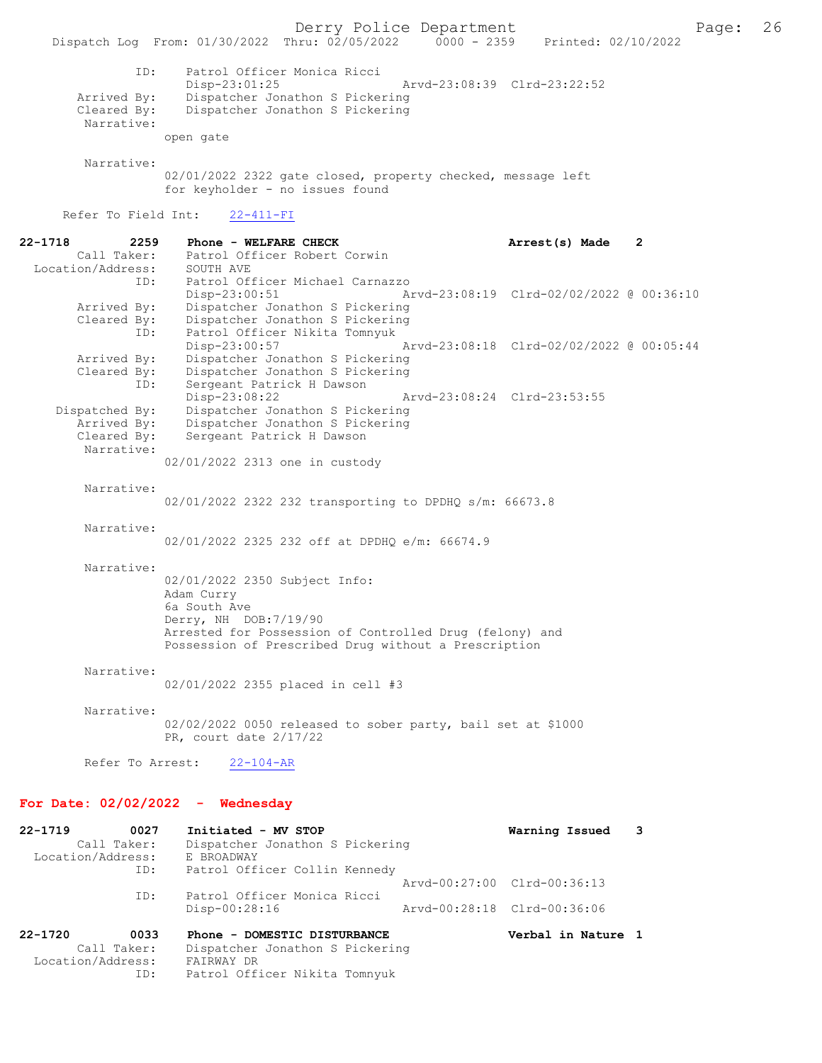ID: Patrol Officer Monica Ricci
Disp-23:01:25 Arvd-23:08:39 Clrd-23:22:52
Arrived By: Dispatcher Jonathon S Pickering
Cleared By: Dispatcher Jonathon S Pickering
Narrative:
open gate

Narrative:
02/01/2022 2322 gate closed, property checked, message left for keyholder - no issues found

Refer To Field Int: 22-411-FI

**22-1718 2259 Phone - WELFARE CHECK** — Arrest(s) Made 2
Call Taker: Patrol Officer Robert Corwin
Location/Address: SOUTH AVE
ID: Patrol Officer Michael Carnazzo
Disp-23:00:51 Arvd-23:08:19 Clrd-02/02/2022 @ 00:36:10
Arrived By: Dispatcher Jonathon S Pickering
Cleared By: Dispatcher Jonathon S Pickering
ID: Patrol Officer Nikita Tomnyuk
Disp-23:00:57 Arvd-23:08:18 Clrd-02/02/2022 @ 00:05:44
Arrived By: Dispatcher Jonathon S Pickering
Cleared By: Dispatcher Jonathon S Pickering
ID: Sergeant Patrick H Dawson
Disp-23:08:22 Arvd-23:08:24 Clrd-23:53:55
Dispatched By: Dispatcher Jonathon S Pickering
Arrived By: Dispatcher Jonathon S Pickering
Cleared By: Sergeant Patrick H Dawson
Narrative:
02/01/2022 2313 one in custody

Narrative:
02/01/2022 2322 232 transporting to DPDHQ s/m: 66673.8

Narrative:
02/01/2022 2325 232 off at DPDHQ e/m: 66674.9

Narrative:
02/01/2022 2350 Subject Info:
Adam Curry
6a South Ave
Derry, NH DOB:7/19/90
Arrested for Possession of Controlled Drug (felony) and Possession of Prescribed Drug without a Prescription

Narrative:
02/01/2022 2355 placed in cell #3

Narrative:
02/02/2022 0050 released to sober party, bail set at $1000 PR, court date 2/17/22

Refer To Arrest: 22-104-AR

## For Date: 02/02/2022 - Wednesday

**22-1719 0027 Initiated - MV STOP** — Warning Issued 3
Call Taker: Dispatcher Jonathon S Pickering
Location/Address: E BROADWAY
ID: Patrol Officer Collin Kennedy
Arvd-00:27:00 Clrd-00:36:13
ID: Patrol Officer Monica Ricci
Disp-00:28:16 Arvd-00:28:18 Clrd-00:36:06

**22-1720 0033 Phone - DOMESTIC DISTURBANCE** — Verbal in Nature 1
Call Taker: Dispatcher Jonathon S Pickering
Location/Address: FAIRWAY DR
ID: Patrol Officer Nikita Tomnyuk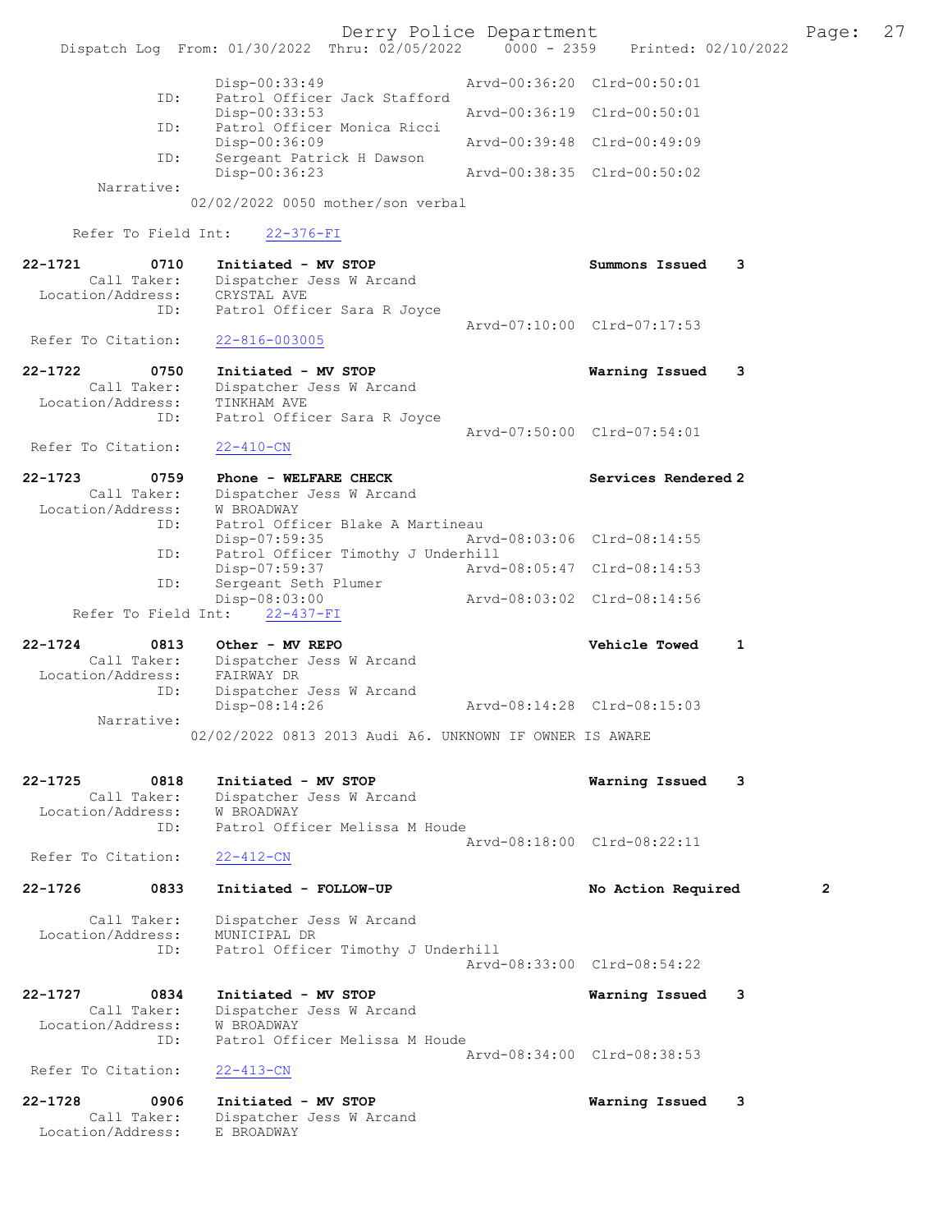```
            Disp-00:33:49                Arvd-00:36:20  Clrd-00:50:01
        ID:   Patrol Officer Jack Stafford
              Disp-00:33:53                Arvd-00:36:19  Clrd-00:50:01
        ID:   Patrol Officer Monica Ricci
              Disp-00:36:09                Arvd-00:39:48  Clrd-00:49:09
        ID:   Sergeant Patrick H Dawson
              Disp-00:36:23                Arvd-00:38:35  Clrd-00:50:02
  Narrative:
        02/02/2022 0050 mother/son verbal

  Refer To Field Int:    22-376-FI

22-1721        0710   Initiated - MV STOP                        Summons Issued    3
      Call Taker:     Dispatcher Jess W Arcand
  Location/Address:   CRYSTAL AVE
              ID:     Patrol Officer Sara R Joyce
                                                   Arvd-07:10:00  Clrd-07:17:53
  Refer To Citation:  22-816-003005

22-1722        0750   Initiated - MV STOP                        Warning Issued    3
      Call Taker:     Dispatcher Jess W Arcand
  Location/Address:   TINKHAM AVE
              ID:     Patrol Officer Sara R Joyce
                                                   Arvd-07:50:00  Clrd-07:54:01
  Refer To Citation:  22-410-CN

22-1723        0759   Phone - WELFARE CHECK                      Services Rendered 2
      Call Taker:     Dispatcher Jess W Arcand
  Location/Address:   W BROADWAY
              ID:     Patrol Officer Blake A Martineau
                      Disp-07:59:35                Arvd-08:03:06  Clrd-08:14:55
              ID:     Patrol Officer Timothy J Underhill
                      Disp-07:59:37                Arvd-08:05:47  Clrd-08:14:53
              ID:     Sergeant Seth Plumer
                      Disp-08:03:00                Arvd-08:03:02  Clrd-08:14:56
  Refer To Field Int:    22-437-FI

22-1724        0813   Other - MV REPO                            Vehicle Towed     1
      Call Taker:     Dispatcher Jess W Arcand
  Location/Address:   FAIRWAY DR
              ID:     Dispatcher Jess W Arcand
                      Disp-08:14:26                Arvd-08:14:28  Clrd-08:15:03
  Narrative:
        02/02/2022 0813 2013 Audi A6. UNKNOWN IF OWNER IS AWARE

22-1725        0818   Initiated - MV STOP                        Warning Issued    3
      Call Taker:     Dispatcher Jess W Arcand
  Location/Address:   W BROADWAY
              ID:     Patrol Officer Melissa M Houde
                                                   Arvd-08:18:00  Clrd-08:22:11
  Refer To Citation:  22-412-CN

22-1726        0833   Initiated - FOLLOW-UP                      No Action Required        2

      Call Taker:     Dispatcher Jess W Arcand
  Location/Address:   MUNICIPAL DR
              ID:     Patrol Officer Timothy J Underhill
                                                   Arvd-08:33:00  Clrd-08:54:22

22-1727        0834   Initiated - MV STOP                        Warning Issued    3
      Call Taker:     Dispatcher Jess W Arcand
  Location/Address:   W BROADWAY
              ID:     Patrol Officer Melissa M Houde
                                                   Arvd-08:34:00  Clrd-08:38:53
  Refer To Citation:  22-413-CN

22-1728        0906   Initiated - MV STOP                        Warning Issued    3
      Call Taker:     Dispatcher Jess W Arcand
  Location/Address:   E BROADWAY
```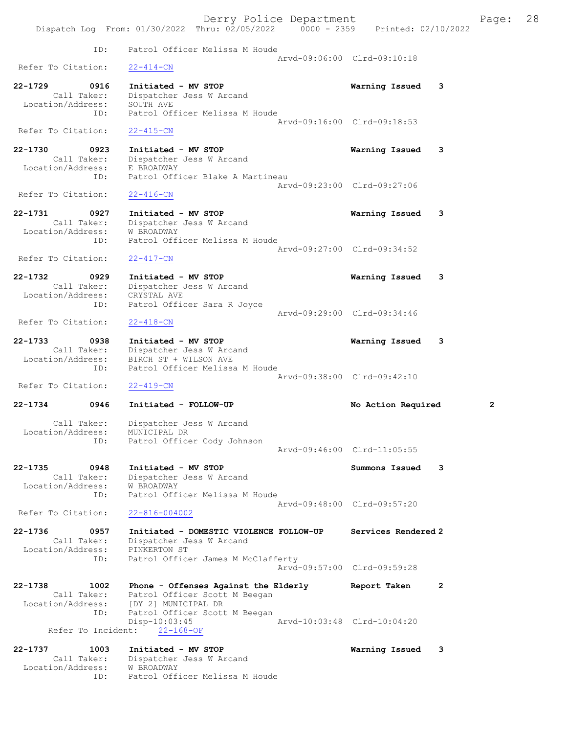ID: Patrol Officer Melissa M Houde
Arvd-09:06:00 Clrd-09:10:18
Refer To Citation: 22-414-CN

22-1729 0916 Initiated - MV STOP Warning Issued 3
Call Taker: Dispatcher Jess W Arcand
Location/Address: SOUTH AVE
ID: Patrol Officer Melissa M Houde
Arvd-09:16:00 Clrd-09:18:53
Refer To Citation: 22-415-CN

22-1730 0923 Initiated - MV STOP Warning Issued 3
Call Taker: Dispatcher Jess W Arcand
Location/Address: E BROADWAY
ID: Patrol Officer Blake A Martineau
Arvd-09:23:00 Clrd-09:27:06
Refer To Citation: 22-416-CN

22-1731 0927 Initiated - MV STOP Warning Issued 3
Call Taker: Dispatcher Jess W Arcand
Location/Address: W BROADWAY
ID: Patrol Officer Melissa M Houde
Arvd-09:27:00 Clrd-09:34:52
Refer To Citation: 22-417-CN

22-1732 0929 Initiated - MV STOP Warning Issued 3
Call Taker: Dispatcher Jess W Arcand
Location/Address: CRYSTAL AVE
ID: Patrol Officer Sara R Joyce
Arvd-09:29:00 Clrd-09:34:46
Refer To Citation: 22-418-CN

22-1733 0938 Initiated - MV STOP Warning Issued 3
Call Taker: Dispatcher Jess W Arcand
Location/Address: BIRCH ST + WILSON AVE
ID: Patrol Officer Melissa M Houde
Arvd-09:38:00 Clrd-09:42:10
Refer To Citation: 22-419-CN

22-1734 0946 Initiated - FOLLOW-UP No Action Required 2
Call Taker: Dispatcher Jess W Arcand
Location/Address: MUNICIPAL DR
ID: Patrol Officer Cody Johnson
Arvd-09:46:00 Clrd-11:05:55

22-1735 0948 Initiated - MV STOP Summons Issued 3
Call Taker: Dispatcher Jess W Arcand
Location/Address: W BROADWAY
ID: Patrol Officer Melissa M Houde
Arvd-09:48:00 Clrd-09:57:20
Refer To Citation: 22-816-004002

22-1736 0957 Initiated - DOMESTIC VIOLENCE FOLLOW-UP Services Rendered 2
Call Taker: Dispatcher Jess W Arcand
Location/Address: PINKERTON ST
ID: Patrol Officer James M McClafferty
Arvd-09:57:00 Clrd-09:59:28

22-1738 1002 Phone - Offenses Against the Elderly Report Taken 2
Call Taker: Patrol Officer Scott M Beegan
Location/Address: [DY 2] MUNICIPAL DR
ID: Patrol Officer Scott M Beegan
Disp-10:03:45 Arvd-10:03:48 Clrd-10:04:20
Refer To Incident: 22-168-OF

22-1737 1003 Initiated - MV STOP Warning Issued 3
Call Taker: Dispatcher Jess W Arcand
Location/Address: W BROADWAY
ID: Patrol Officer Melissa M Houde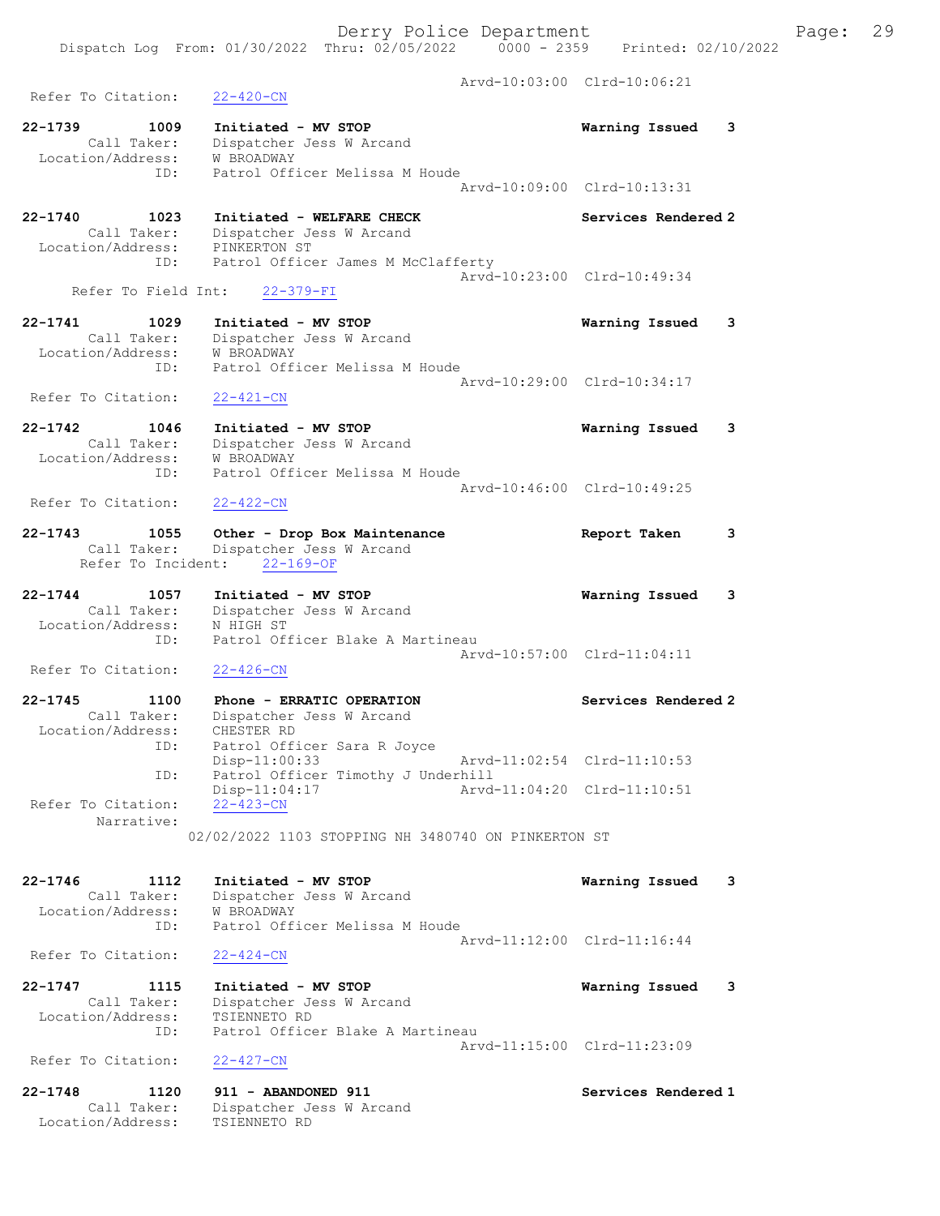Arvd-10:03:00 Clrd-10:06:21
Refer To Citation: 22-420-CN

22-1739 1009 Initiated - MV STOP Warning Issued 3
Call Taker: Dispatcher Jess W Arcand
Location/Address: W BROADWAY
ID: Patrol Officer Melissa M Houde
Arvd-10:09:00 Clrd-10:13:31

22-1740 1023 Initiated - WELFARE CHECK Services Rendered 2
Call Taker: Dispatcher Jess W Arcand
Location/Address: PINKERTON ST
ID: Patrol Officer James M McClafferty
Arvd-10:23:00 Clrd-10:49:34
Refer To Field Int: 22-379-FI

22-1741 1029 Initiated - MV STOP Warning Issued 3
Call Taker: Dispatcher Jess W Arcand
Location/Address: W BROADWAY
ID: Patrol Officer Melissa M Houde
Arvd-10:29:00 Clrd-10:34:17
Refer To Citation: 22-421-CN

22-1742 1046 Initiated - MV STOP Warning Issued 3
Call Taker: Dispatcher Jess W Arcand
Location/Address: W BROADWAY
ID: Patrol Officer Melissa M Houde
Arvd-10:46:00 Clrd-10:49:25
Refer To Citation: 22-422-CN

22-1743 1055 Other - Drop Box Maintenance Report Taken 3
Call Taker: Dispatcher Jess W Arcand
Refer To Incident: 22-169-OF

22-1744 1057 Initiated - MV STOP Warning Issued 3
Call Taker: Dispatcher Jess W Arcand
Location/Address: N HIGH ST
ID: Patrol Officer Blake A Martineau
Arvd-10:57:00 Clrd-11:04:11
Refer To Citation: 22-426-CN

22-1745 1100 Phone - ERRATIC OPERATION Services Rendered 2
Call Taker: Dispatcher Jess W Arcand
Location/Address: CHESTER RD
ID: Patrol Officer Sara R Joyce
Disp-11:00:33 Arvd-11:02:54 Clrd-11:10:53
ID: Patrol Officer Timothy J Underhill
Disp-11:04:17 Arvd-11:04:20 Clrd-11:10:51
Refer To Citation: 22-423-CN
Narrative:
02/02/2022 1103 STOPPING NH 3480740 ON PINKERTON ST

22-1746 1112 Initiated - MV STOP Warning Issued 3
Call Taker: Dispatcher Jess W Arcand
Location/Address: W BROADWAY
ID: Patrol Officer Melissa M Houde
Arvd-11:12:00 Clrd-11:16:44
Refer To Citation: 22-424-CN

22-1747 1115 Initiated - MV STOP Warning Issued 3
Call Taker: Dispatcher Jess W Arcand
Location/Address: TSIENNETO RD
ID: Patrol Officer Blake A Martineau
Arvd-11:15:00 Clrd-11:23:09
Refer To Citation: 22-427-CN

22-1748 1120 911 - ABANDONED 911 Services Rendered 1
Call Taker: Dispatcher Jess W Arcand
Location/Address: TSIENNETO RD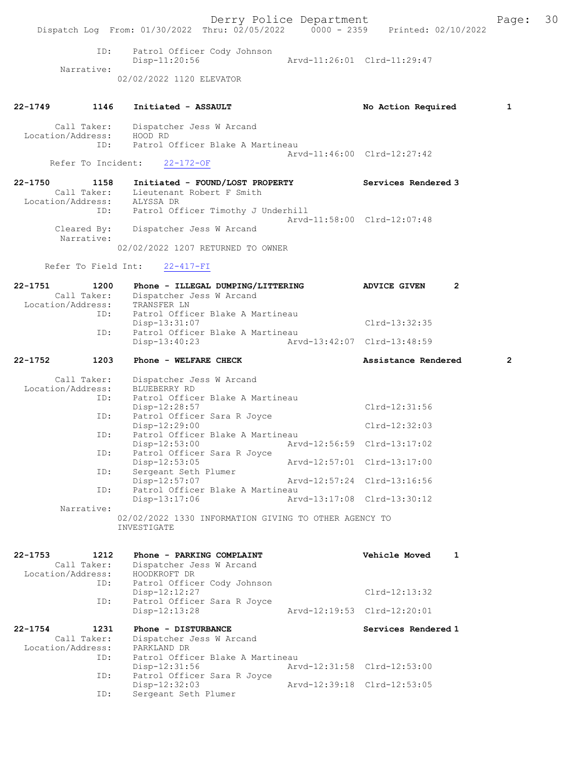```
           ID:     Patrol Officer Cody Johnson
                   Disp-11:20:56                Arvd-11:26:01  Clrd-11:29:47
    Narrative:
                   02/02/2022 1120 ELEVATOR


22-1749      1146  Initiated - ASSAULT                         No Action Required      1

     Call Taker:   Dispatcher Jess W Arcand
Location/Address:  HOOD RD
           ID:     Patrol Officer Blake A Martineau
                                                Arvd-11:46:00  Clrd-12:27:42
    Refer To Incident:    22-172-OF

22-1750      1158  Initiated - FOUND/LOST PROPERTY             Services Rendered 3
     Call Taker:   Lieutenant Robert F Smith
Location/Address:  ALYSSA DR
           ID:     Patrol Officer Timothy J Underhill
                                                Arvd-11:58:00  Clrd-12:07:48
     Cleared By:   Dispatcher Jess W Arcand
    Narrative:
                   02/02/2022 1207 RETURNED TO OWNER

    Refer To Field Int:    22-417-FI

22-1751      1200  Phone - ILLEGAL DUMPING/LITTERING           ADVICE GIVEN      2
     Call Taker:   Dispatcher Jess W Arcand
Location/Address:  TRANSFER LN
           ID:     Patrol Officer Blake A Martineau
                   Disp-13:31:07                               Clrd-13:32:35
           ID:     Patrol Officer Blake A Martineau
                   Disp-13:40:23                Arvd-13:42:07  Clrd-13:48:59

22-1752      1203  Phone - WELFARE CHECK                       Assistance Rendered     2

     Call Taker:   Dispatcher Jess W Arcand
Location/Address:  BLUEBERRY RD
           ID:     Patrol Officer Blake A Martineau
                   Disp-12:28:57                               Clrd-12:31:56
           ID:     Patrol Officer Sara R Joyce
                   Disp-12:29:00                               Clrd-12:32:03
           ID:     Patrol Officer Blake A Martineau
                   Disp-12:53:00                Arvd-12:56:59  Clrd-13:17:02
           ID:     Patrol Officer Sara R Joyce
                   Disp-12:53:05                Arvd-12:57:01  Clrd-13:17:00
           ID:     Sergeant Seth Plumer
                   Disp-12:57:07                Arvd-12:57:24  Clrd-13:16:56
           ID:     Patrol Officer Blake A Martineau
                   Disp-13:17:06                Arvd-13:17:08  Clrd-13:30:12
    Narrative:
                   02/02/2022 1330 INFORMATION GIVING TO OTHER AGENCY TO
                   INVESTIGATE


22-1753      1212  Phone - PARKING COMPLAINT                   Vehicle Moved     1
     Call Taker:   Dispatcher Jess W Arcand
Location/Address:  HOODKROFT DR
           ID:     Patrol Officer Cody Johnson
                   Disp-12:12:27                               Clrd-12:13:32
           ID:     Patrol Officer Sara R Joyce
                   Disp-12:13:28                Arvd-12:19:53  Clrd-12:20:01

22-1754      1231  Phone - DISTURBANCE                         Services Rendered 1
     Call Taker:   Dispatcher Jess W Arcand
Location/Address:  PARKLAND DR
           ID:     Patrol Officer Blake A Martineau
                   Disp-12:31:56                Arvd-12:31:58  Clrd-12:53:00
           ID:     Patrol Officer Sara R Joyce
                   Disp-12:32:03                Arvd-12:39:18  Clrd-12:53:05
           ID:     Sergeant Seth Plumer
```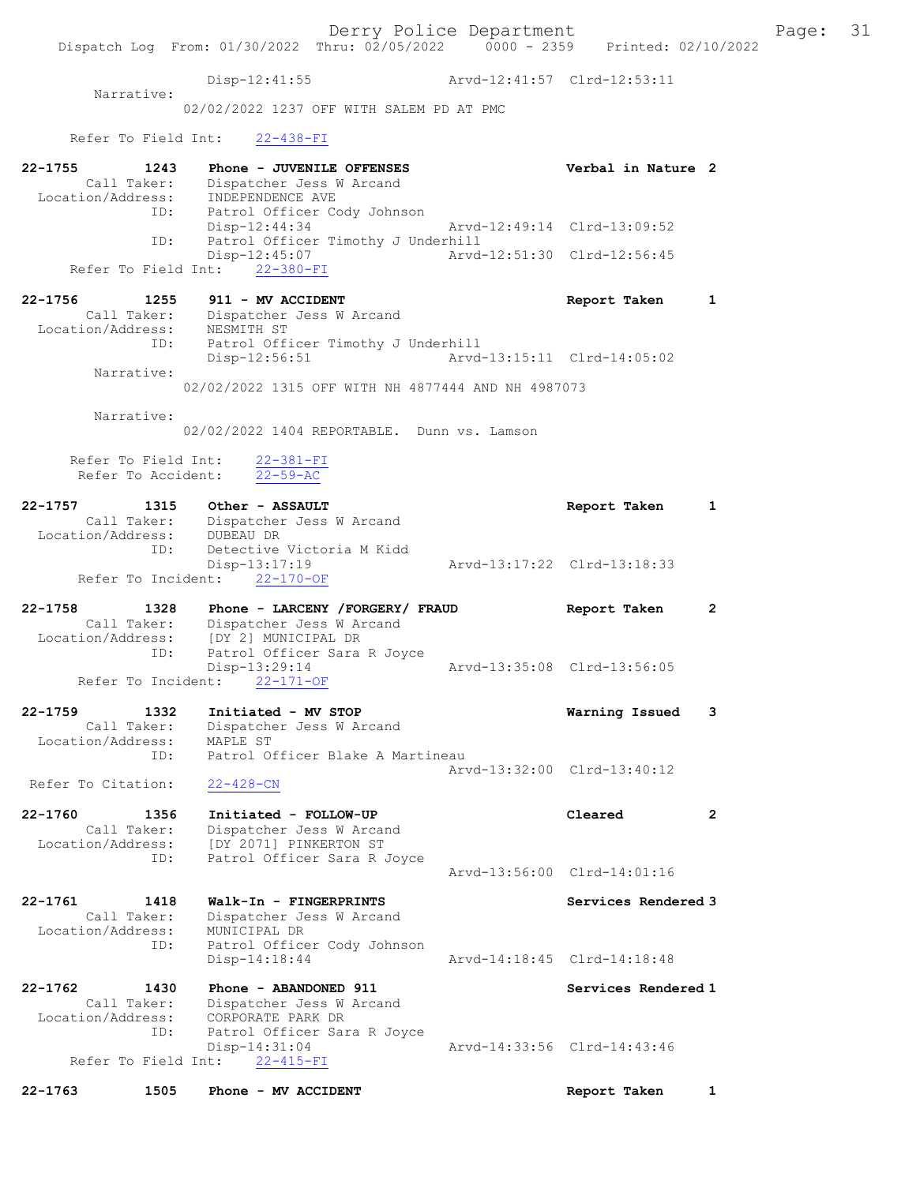```
            Disp-12:41:55               Arvd-12:41:57  Clrd-12:53:11
  Narrative:
         02/02/2022 1237 OFF WITH SALEM PD AT PMC

    Refer To Field Int:    22-438-FI

22-1755        1243    Phone - JUVENILE OFFENSES                  Verbal in Nature  2
       Call Taker:     Dispatcher Jess W Arcand
  Location/Address:    INDEPENDENCE AVE
               ID:     Patrol Officer Cody Johnson
                       Disp-12:44:34               Arvd-12:49:14  Clrd-13:09:52
               ID:     Patrol Officer Timothy J Underhill
                       Disp-12:45:07               Arvd-12:51:30  Clrd-12:56:45
    Refer To Field Int:    22-380-FI

22-1756        1255    911 - MV ACCIDENT                          Report Taken      1
       Call Taker:     Dispatcher Jess W Arcand
  Location/Address:    NESMITH ST
               ID:     Patrol Officer Timothy J Underhill
                       Disp-12:56:51               Arvd-13:15:11  Clrd-14:05:02
  Narrative:
         02/02/2022 1315 OFF WITH NH 4877444 AND NH 4987073

  Narrative:
         02/02/2022 1404 REPORTABLE.  Dunn vs. Lamson

    Refer To Field Int:    22-381-FI
    Refer To Accident:     22-59-AC

22-1757        1315    Other - ASSAULT                            Report Taken      1
       Call Taker:     Dispatcher Jess W Arcand
  Location/Address:    DUBEAU DR
               ID:     Detective Victoria M Kidd
                       Disp-13:17:19               Arvd-13:17:22  Clrd-13:18:33
    Refer To Incident:     22-170-OF

22-1758        1328    Phone - LARCENY /FORGERY/ FRAUD            Report Taken      2
       Call Taker:     Dispatcher Jess W Arcand
  Location/Address:    [DY 2] MUNICIPAL DR
               ID:     Patrol Officer Sara R Joyce
                       Disp-13:29:14               Arvd-13:35:08  Clrd-13:56:05
    Refer To Incident:     22-171-OF

22-1759        1332    Initiated - MV STOP                        Warning Issued    3
       Call Taker:     Dispatcher Jess W Arcand
  Location/Address:    MAPLE ST
               ID:     Patrol Officer Blake A Martineau
                                                   Arvd-13:32:00  Clrd-13:40:12
 Refer To Citation:    22-428-CN

22-1760        1356    Initiated - FOLLOW-UP                      Cleared           2
       Call Taker:     Dispatcher Jess W Arcand
  Location/Address:    [DY 2071] PINKERTON ST
               ID:     Patrol Officer Sara R Joyce
                                                   Arvd-13:56:00  Clrd-14:01:16

22-1761        1418    Walk-In - FINGERPRINTS                     Services Rendered 3
       Call Taker:     Dispatcher Jess W Arcand
  Location/Address:    MUNICIPAL DR
               ID:     Patrol Officer Cody Johnson
                       Disp-14:18:44               Arvd-14:18:45  Clrd-14:18:48

22-1762        1430    Phone - ABANDONED 911                      Services Rendered 1
       Call Taker:     Dispatcher Jess W Arcand
  Location/Address:    CORPORATE PARK DR
               ID:     Patrol Officer Sara R Joyce
                       Disp-14:31:04               Arvd-14:33:56  Clrd-14:43:46
    Refer To Field Int:    22-415-FI

22-1763        1505    Phone - MV ACCIDENT                        Report Taken      1
```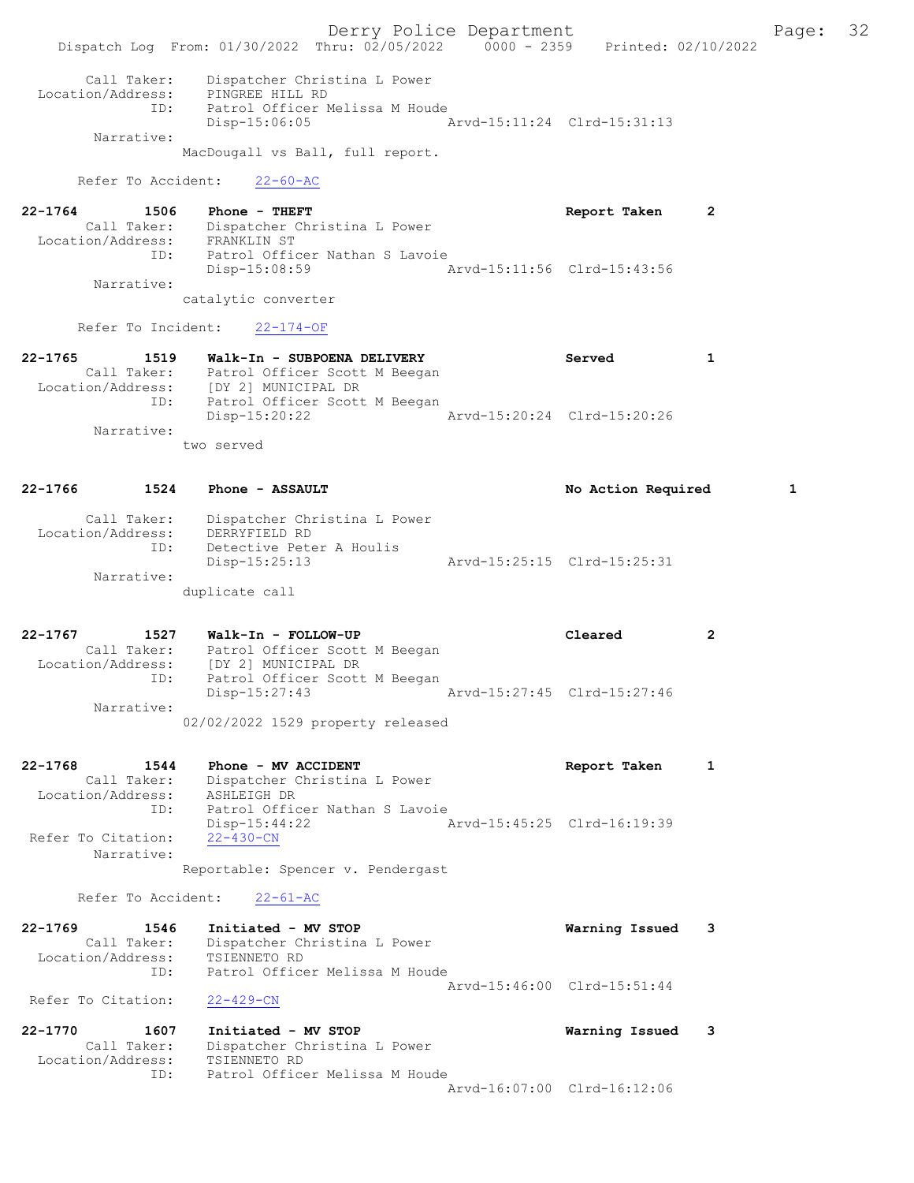```
        Call Taker:    Dispatcher Christina L Power
  Location/Address:    PINGREE HILL RD
                ID:    Patrol Officer Melissa M Houde
                       Disp-15:06:05                 Arvd-15:11:24  Clrd-15:31:13
         Narrative:
                     MacDougall vs Ball, full report.

      Refer To Accident:     22-60-AC

22-1764          1506    Phone - THEFT                               Report Taken      2
        Call Taker:    Dispatcher Christina L Power
  Location/Address:    FRANKLIN ST
                ID:    Patrol Officer Nathan S Lavoie
                       Disp-15:08:59                 Arvd-15:11:56  Clrd-15:43:56
         Narrative:
                     catalytic converter

      Refer To Incident:     22-174-OF

22-1765          1519    Walk-In - SUBPOENA DELIVERY                 Served            1
        Call Taker:    Patrol Officer Scott M Beegan
  Location/Address:    [DY 2] MUNICIPAL DR
                ID:    Patrol Officer Scott M Beegan
                       Disp-15:20:22                 Arvd-15:20:24  Clrd-15:20:26
         Narrative:
                     two served

22-1766          1524    Phone - ASSAULT                             No Action Required        1

        Call Taker:    Dispatcher Christina L Power
  Location/Address:    DERRYFIELD RD
                ID:    Detective Peter A Houlis
                       Disp-15:25:13                 Arvd-15:25:15  Clrd-15:25:31
         Narrative:
                     duplicate call

22-1767          1527    Walk-In - FOLLOW-UP                         Cleared           2
        Call Taker:    Patrol Officer Scott M Beegan
  Location/Address:    [DY 2] MUNICIPAL DR
                ID:    Patrol Officer Scott M Beegan
                       Disp-15:27:43                 Arvd-15:27:45  Clrd-15:27:46
         Narrative:
                     02/02/2022 1529 property released

22-1768          1544    Phone - MV ACCIDENT                         Report Taken      1
        Call Taker:    Dispatcher Christina L Power
  Location/Address:    ASHLEIGH DR
                ID:    Patrol Officer Nathan S Lavoie
                       Disp-15:44:22                 Arvd-15:45:25  Clrd-16:19:39
  Refer To Citation:   22-430-CN
         Narrative:
                     Reportable: Spencer v. Pendergast

      Refer To Accident:     22-61-AC

22-1769          1546    Initiated - MV STOP                         Warning Issued    3
        Call Taker:    Dispatcher Christina L Power
  Location/Address:    TSIENNETO RD
                ID:    Patrol Officer Melissa M Houde
                                                     Arvd-15:46:00  Clrd-15:51:44
  Refer To Citation:   22-429-CN

22-1770          1607    Initiated - MV STOP                         Warning Issued    3
        Call Taker:    Dispatcher Christina L Power
  Location/Address:    TSIENNETO RD
                ID:    Patrol Officer Melissa M Houde
                                                     Arvd-16:07:00  Clrd-16:12:06
```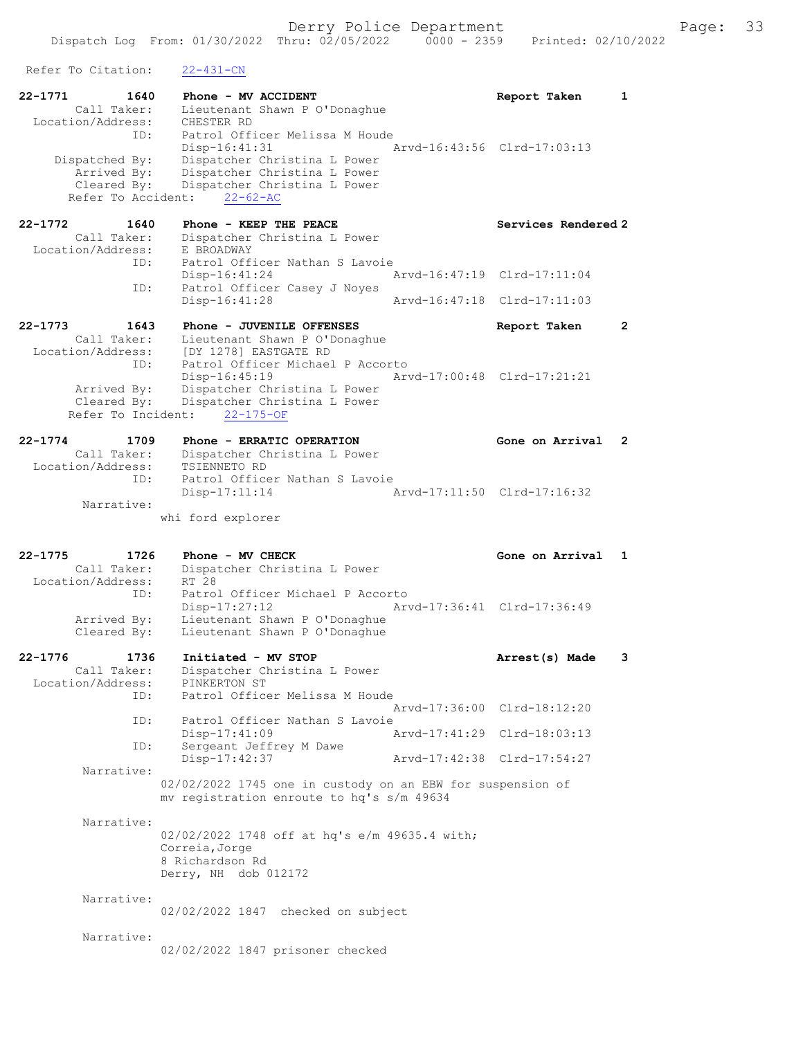Refer To Citation: 22-431-CN

```
22-1771        1640    Phone - MV ACCIDENT                      Report Taken      1
        Call Taker:    Lieutenant Shawn P O'Donaghue
  Location/Address:    CHESTER RD
                ID:    Patrol Officer Melissa M Houde
                       Disp-16:41:31             Arvd-16:43:56  Clrd-17:03:13
     Dispatched By:    Dispatcher Christina L Power
        Arrived By:    Dispatcher Christina L Power
        Cleared By:    Dispatcher Christina L Power
     Refer To Accident:    22-62-AC

22-1772        1640    Phone - KEEP THE PEACE                   Services Rendered 2
        Call Taker:    Dispatcher Christina L Power
  Location/Address:    E BROADWAY
                ID:    Patrol Officer Nathan S Lavoie
                       Disp-16:41:24             Arvd-16:47:19  Clrd-17:11:04
                ID:    Patrol Officer Casey J Noyes
                       Disp-16:41:28             Arvd-16:47:18  Clrd-17:11:03

22-1773        1643    Phone - JUVENILE OFFENSES                Report Taken      2
        Call Taker:    Lieutenant Shawn P O'Donaghue
  Location/Address:    [DY 1278] EASTGATE RD
                ID:    Patrol Officer Michael P Accorto
                       Disp-16:45:19             Arvd-17:00:48  Clrd-17:21:21
        Arrived By:    Dispatcher Christina L Power
        Cleared By:    Dispatcher Christina L Power
     Refer To Incident:    22-175-OF

22-1774        1709    Phone - ERRATIC OPERATION                Gone on Arrival   2
        Call Taker:    Dispatcher Christina L Power
  Location/Address:    TSIENNETO RD
                ID:    Patrol Officer Nathan S Lavoie
                       Disp-17:11:14             Arvd-17:11:50  Clrd-17:16:32
         Narrative:
                   whi ford explorer

22-1775        1726    Phone - MV CHECK                         Gone on Arrival   1
        Call Taker:    Dispatcher Christina L Power
  Location/Address:    RT 28
                ID:    Patrol Officer Michael P Accorto
                       Disp-17:27:12             Arvd-17:36:41  Clrd-17:36:49
        Arrived By:    Lieutenant Shawn P O'Donaghue
        Cleared By:    Lieutenant Shawn P O'Donaghue

22-1776        1736    Initiated - MV STOP                      Arrest(s) Made    3
        Call Taker:    Dispatcher Christina L Power
  Location/Address:    PINKERTON ST
                ID:    Patrol Officer Melissa M Houde
                                                 Arvd-17:36:00  Clrd-18:12:20
                ID:    Patrol Officer Nathan S Lavoie
                       Disp-17:41:09             Arvd-17:41:29  Clrd-18:03:13
                ID:    Sergeant Jeffrey M Dawe
                       Disp-17:42:37             Arvd-17:42:38  Clrd-17:54:27
         Narrative:
                   02/02/2022 1745 one in custody on an EBW for suspension of
                   mv registration enroute to hq's s/m 49634

         Narrative:
                   02/02/2022 1748 off at hq's e/m 49635.4 with;
                   Correia,Jorge
                   8 Richardson Rd
                   Derry, NH  dob 012172

         Narrative:
                   02/02/2022 1847  checked on subject

         Narrative:
                   02/02/2022 1847 prisoner checked
```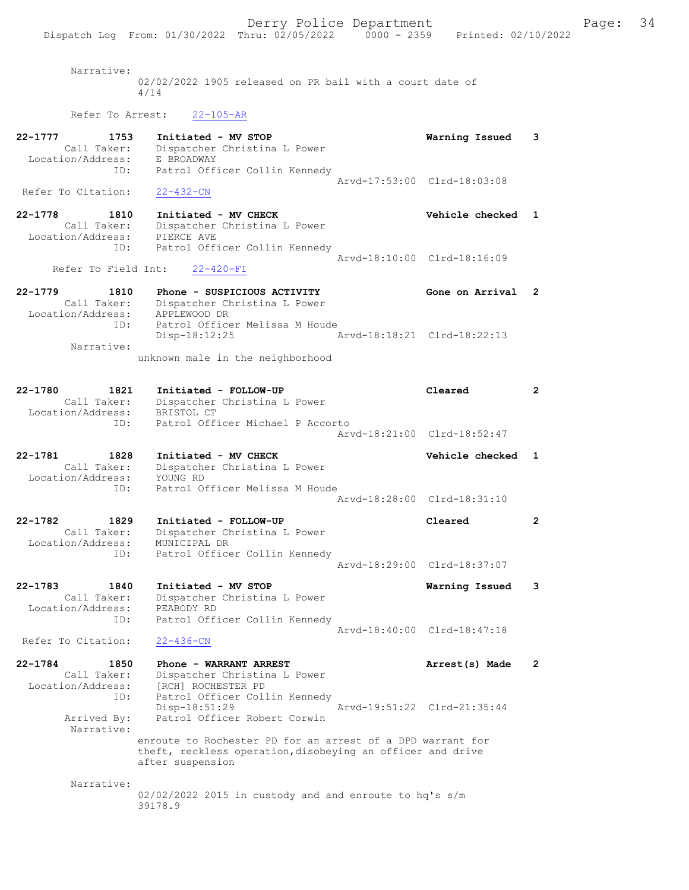Narrative:
02/02/2022 1905 released on PR bail with a court date of 4/14

Refer To Arrest: 22-105-AR

**22-1777 1753 Initiated - MV STOP** — **Warning Issued 3**
Call Taker: Dispatcher Christina L Power
Location/Address: E BROADWAY
ID: Patrol Officer Collin Kennedy
Arvd-17:53:00 Clrd-18:03:08
Refer To Citation: 22-432-CN

**22-1778 1810 Initiated - MV CHECK** — **Vehicle checked 1**
Call Taker: Dispatcher Christina L Power
Location/Address: PIERCE AVE
ID: Patrol Officer Collin Kennedy
Arvd-18:10:00 Clrd-18:16:09
Refer To Field Int: 22-420-FI

**22-1779 1810 Phone - SUSPICIOUS ACTIVITY** — **Gone on Arrival 2**
Call Taker: Dispatcher Christina L Power
Location/Address: APPLEWOOD DR
ID: Patrol Officer Melissa M Houde
Disp-18:12:25 Arvd-18:18:21 Clrd-18:22:13
Narrative:
unknown male in the neighborhood

**22-1780 1821 Initiated - FOLLOW-UP** — **Cleared 2**
Call Taker: Dispatcher Christina L Power
Location/Address: BRISTOL CT
ID: Patrol Officer Michael P Accorto
Arvd-18:21:00 Clrd-18:52:47

**22-1781 1828 Initiated - MV CHECK** — **Vehicle checked 1**
Call Taker: Dispatcher Christina L Power
Location/Address: YOUNG RD
ID: Patrol Officer Melissa M Houde
Arvd-18:28:00 Clrd-18:31:10

**22-1782 1829 Initiated - FOLLOW-UP** — **Cleared 2**
Call Taker: Dispatcher Christina L Power
Location/Address: MUNICIPAL DR
ID: Patrol Officer Collin Kennedy
Arvd-18:29:00 Clrd-18:37:07

**22-1783 1840 Initiated - MV STOP** — **Warning Issued 3**
Call Taker: Dispatcher Christina L Power
Location/Address: PEABODY RD
ID: Patrol Officer Collin Kennedy
Arvd-18:40:00 Clrd-18:47:18
Refer To Citation: 22-436-CN

**22-1784 1850 Phone - WARRANT ARREST** — **Arrest(s) Made 2**
Call Taker: Dispatcher Christina L Power
Location/Address: [RCH] ROCHESTER PD
ID: Patrol Officer Collin Kennedy
Disp-18:51:29 Arvd-19:51:22 Clrd-21:35:44
Arrived By: Patrol Officer Robert Corwin
Narrative:
enroute to Rochester PD for an arrest of a DPD warrant for theft, reckless operation,disobeying an officer and drive after suspension

Narrative:
02/02/2022 2015 in custody and and enroute to hq's s/m 39178.9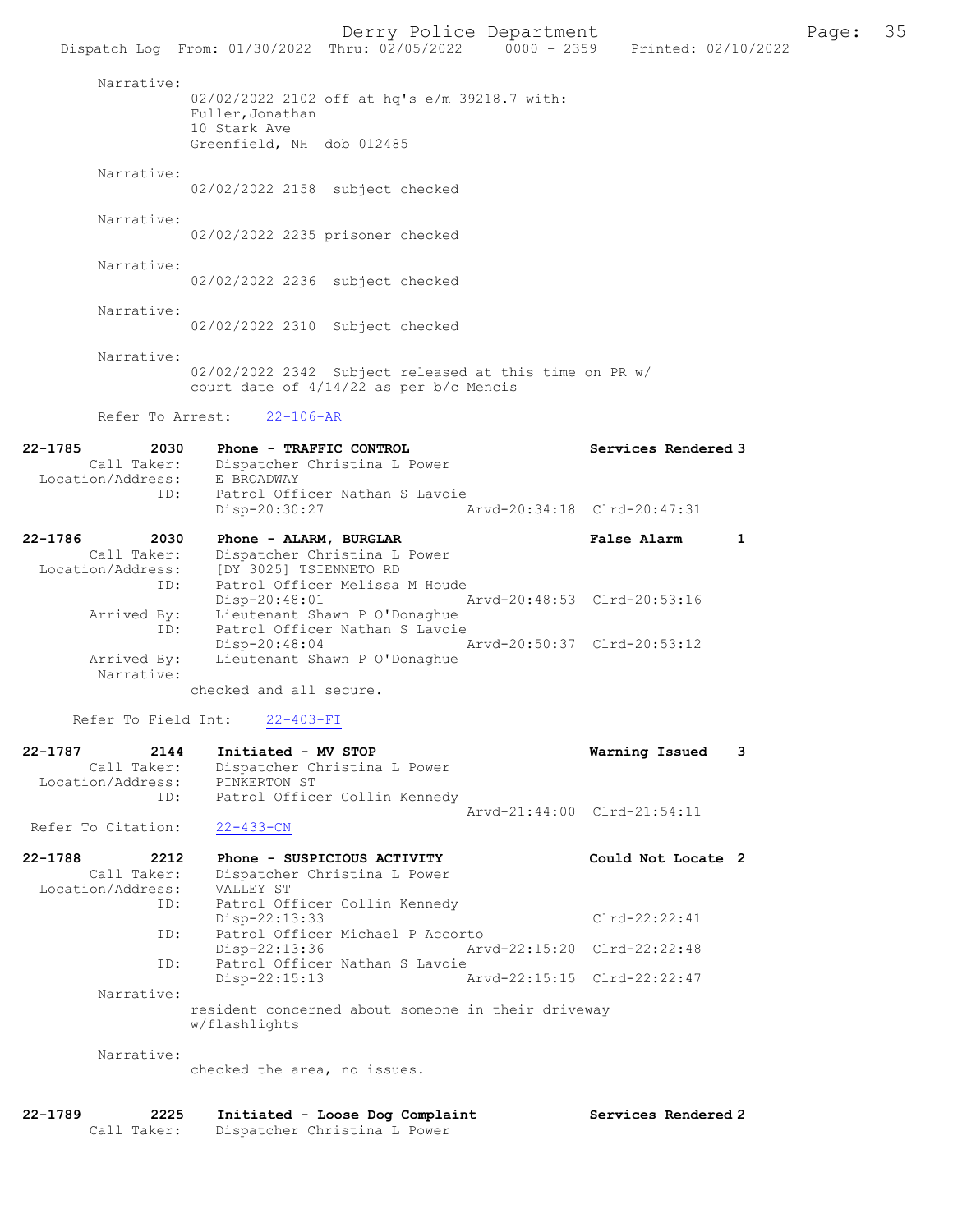Narrative:
02/02/2022 2102 off at hq's e/m 39218.7 with:
Fuller,Jonathan
10 Stark Ave
Greenfield, NH dob 012485

Narrative:
02/02/2022 2158 subject checked

Narrative:
02/02/2022 2235 prisoner checked

Narrative:
02/02/2022 2236 subject checked

Narrative:
02/02/2022 2310 Subject checked

Narrative:
02/02/2022 2342 Subject released at this time on PR w/ court date of 4/14/22 as per b/c Mencis

Refer To Arrest: 22-106-AR

**22-1785 2030 Phone - TRAFFIC CONTROL** — **Services Rendered 3**
Call Taker: Dispatcher Christina L Power
Location/Address: E BROADWAY
ID: Patrol Officer Nathan S Lavoie
Disp-20:30:27 Arvd-20:34:18 Clrd-20:47:31

**22-1786 2030 Phone - ALARM, BURGLAR** — **False Alarm 1**
Call Taker: Dispatcher Christina L Power
Location/Address: [DY 3025] TSIENNETO RD
ID: Patrol Officer Melissa M Houde
Disp-20:48:01 Arvd-20:48:53 Clrd-20:53:16
Arrived By: Lieutenant Shawn P O'Donaghue
ID: Patrol Officer Nathan S Lavoie
Disp-20:48:04 Arvd-20:50:37 Clrd-20:53:12
Arrived By: Lieutenant Shawn P O'Donaghue
Narrative:
checked and all secure.

Refer To Field Int: 22-403-FI

**22-1787 2144 Initiated - MV STOP** — **Warning Issued 3**
Call Taker: Dispatcher Christina L Power
Location/Address: PINKERTON ST
ID: Patrol Officer Collin Kennedy
Arvd-21:44:00 Clrd-21:54:11
Refer To Citation: 22-433-CN

**22-1788 2212 Phone - SUSPICIOUS ACTIVITY** — **Could Not Locate 2**
Call Taker: Dispatcher Christina L Power
Location/Address: VALLEY ST
ID: Patrol Officer Collin Kennedy
Disp-22:13:33 Clrd-22:22:41
ID: Patrol Officer Michael P Accorto
Disp-22:13:36 Arvd-22:15:20 Clrd-22:22:48
ID: Patrol Officer Nathan S Lavoie
Disp-22:15:13 Arvd-22:15:15 Clrd-22:22:47
Narrative:
resident concerned about someone in their driveway w/flashlights

Narrative:
checked the area, no issues.

**22-1789 2225 Initiated - Loose Dog Complaint** — **Services Rendered 2**
Call Taker: Dispatcher Christina L Power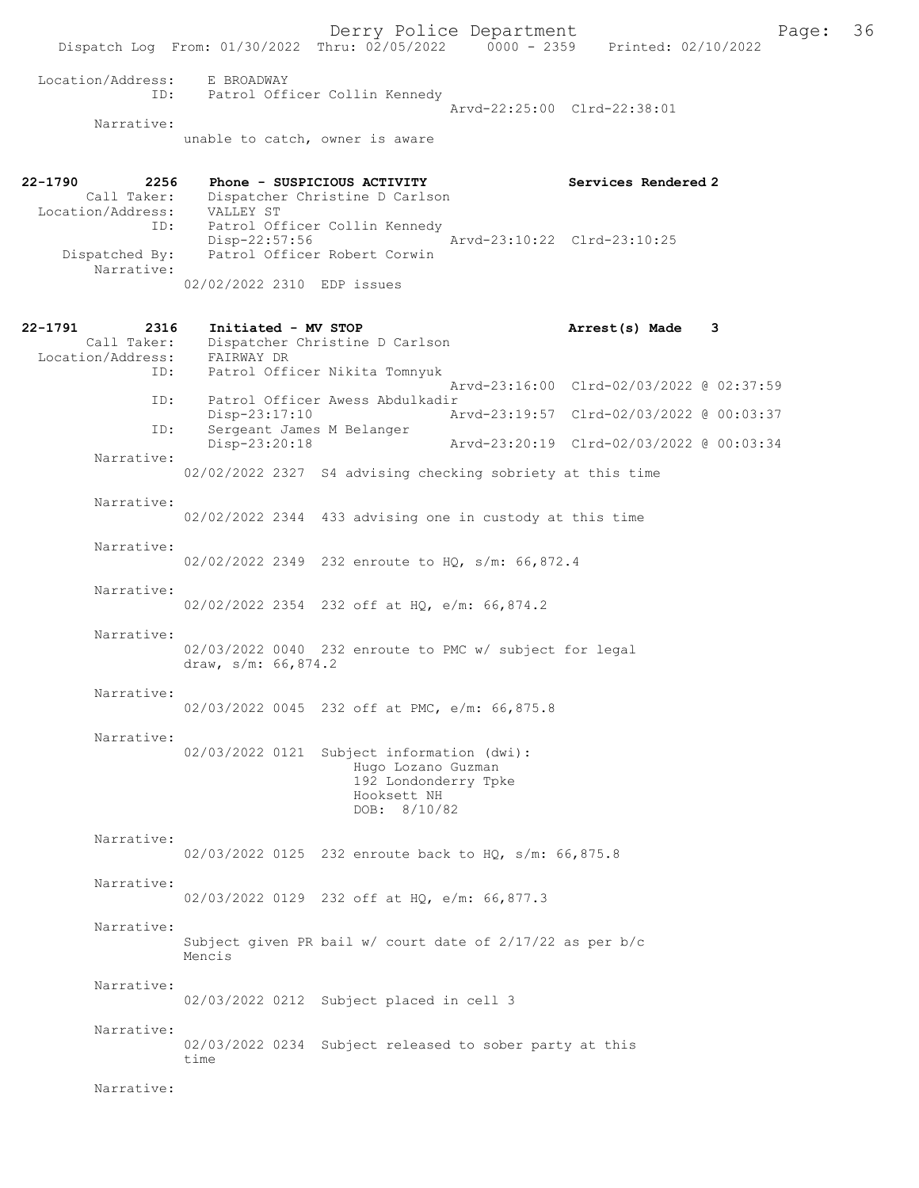Location/Address: E BROADWAY
ID: Patrol Officer Collin Kennedy
Arvd-22:25:00 Clrd-22:38:01
Narrative:
unable to catch, owner is aware

**22-1790 2256 Phone - SUSPICIOUS ACTIVITY Services Rendered 2**
Call Taker: Dispatcher Christine D Carlson
Location/Address: VALLEY ST
ID: Patrol Officer Collin Kennedy
Disp-22:57:56 Arvd-23:10:22 Clrd-23:10:25
Dispatched By: Patrol Officer Robert Corwin
Narrative:
02/02/2022 2310 EDP issues

**22-1791 2316 Initiated - MV STOP Arrest(s) Made 3**
Call Taker: Dispatcher Christine D Carlson
Location/Address: FAIRWAY DR
ID: Patrol Officer Nikita Tomnyuk
Arvd-23:16:00 Clrd-02/03/2022 @ 02:37:59
ID: Patrol Officer Awess Abdulkadir
Disp-23:17:10 Arvd-23:19:57 Clrd-02/03/2022 @ 00:03:37
ID: Sergeant James M Belanger
Disp-23:20:18 Arvd-23:20:19 Clrd-02/03/2022 @ 00:03:34
Narrative:
02/02/2022 2327 S4 advising checking sobriety at this time

Narrative:
02/02/2022 2344 433 advising one in custody at this time

Narrative:
02/02/2022 2349 232 enroute to HQ, s/m: 66,872.4

Narrative:
02/02/2022 2354 232 off at HQ, e/m: 66,874.2

Narrative:
02/03/2022 0040 232 enroute to PMC w/ subject for legal draw, s/m: 66,874.2

Narrative:
02/03/2022 0045 232 off at PMC, e/m: 66,875.8

Narrative:
02/03/2022 0121 Subject information (dwi):
Hugo Lozano Guzman
192 Londonderry Tpke
Hooksett NH
DOB: 8/10/82

Narrative:
02/03/2022 0125 232 enroute back to HQ, s/m: 66,875.8

Narrative:
02/03/2022 0129 232 off at HQ, e/m: 66,877.3

Narrative:
Subject given PR bail w/ court date of 2/17/22 as per b/c Mencis

Narrative:
02/03/2022 0212 Subject placed in cell 3

Narrative:
02/03/2022 0234 Subject released to sober party at this time

Narrative: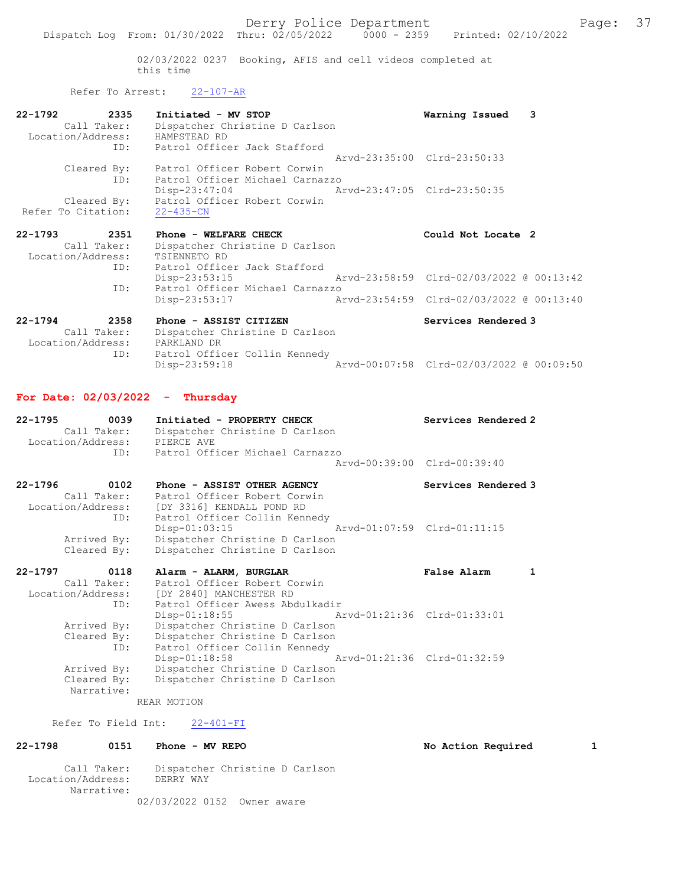02/03/2022 0237 Booking, AFIS and cell videos completed at this time

Refer To Arrest: 22-107-AR

```
22-1792        2335    Initiated - MV STOP                          Warning Issued    3
        Call Taker:    Dispatcher Christine D Carlson
  Location/Address:    HAMPSTEAD RD
                ID:    Patrol Officer Jack Stafford
                                              Arvd-23:35:00  Clrd-23:50:33
        Cleared By:    Patrol Officer Robert Corwin
                ID:    Patrol Officer Michael Carnazzo
                       Disp-23:47:04          Arvd-23:47:05  Clrd-23:50:35
        Cleared By:    Patrol Officer Robert Corwin
 Refer To Citation:    22-435-CN

22-1793        2351    Phone - WELFARE CHECK                        Could Not Locate  2
        Call Taker:    Dispatcher Christine D Carlson
  Location/Address:    TSIENNETO RD
                ID:    Patrol Officer Jack Stafford
                       Disp-23:53:15          Arvd-23:58:59  Clrd-02/03/2022 @ 00:13:42
                ID:    Patrol Officer Michael Carnazzo
                       Disp-23:53:17          Arvd-23:54:59  Clrd-02/03/2022 @ 00:13:40

22-1794        2358    Phone - ASSIST CITIZEN                       Services Rendered 3
        Call Taker:    Dispatcher Christine D Carlson
  Location/Address:    PARKLAND DR
                ID:    Patrol Officer Collin Kennedy
                       Disp-23:59:18          Arvd-00:07:58  Clrd-02/03/2022 @ 00:09:50
```

## For Date: 02/03/2022 - Thursday

```
22-1795        0039    Initiated - PROPERTY CHECK                   Services Rendered 2
        Call Taker:    Dispatcher Christine D Carlson
  Location/Address:    PIERCE AVE
                ID:    Patrol Officer Michael Carnazzo
                                              Arvd-00:39:00  Clrd-00:39:40

22-1796        0102    Phone - ASSIST OTHER AGENCY                  Services Rendered 3
        Call Taker:    Patrol Officer Robert Corwin
  Location/Address:    [DY 3316] KENDALL POND RD
                ID:    Patrol Officer Collin Kennedy
                       Disp-01:03:15          Arvd-01:07:59  Clrd-01:11:15
        Arrived By:    Dispatcher Christine D Carlson
        Cleared By:    Dispatcher Christine D Carlson

22-1797        0118    Alarm - ALARM, BURGLAR                       False Alarm       1
        Call Taker:    Patrol Officer Robert Corwin
  Location/Address:    [DY 2840] MANCHESTER RD
                ID:    Patrol Officer Awess Abdulkadir
                       Disp-01:18:55          Arvd-01:21:36  Clrd-01:33:01
        Arrived By:    Dispatcher Christine D Carlson
        Cleared By:    Dispatcher Christine D Carlson
                ID:    Patrol Officer Collin Kennedy
                       Disp-01:18:58          Arvd-01:21:36  Clrd-01:32:59
        Arrived By:    Dispatcher Christine D Carlson
        Cleared By:    Dispatcher Christine D Carlson
         Narrative:
                     REAR MOTION

      Refer To Field Int:    22-401-FI

22-1798        0151    Phone - MV REPO                              No Action Required        1

        Call Taker:    Dispatcher Christine D Carlson
  Location/Address:    DERRY WAY
         Narrative:
                     02/03/2022 0152  Owner aware
```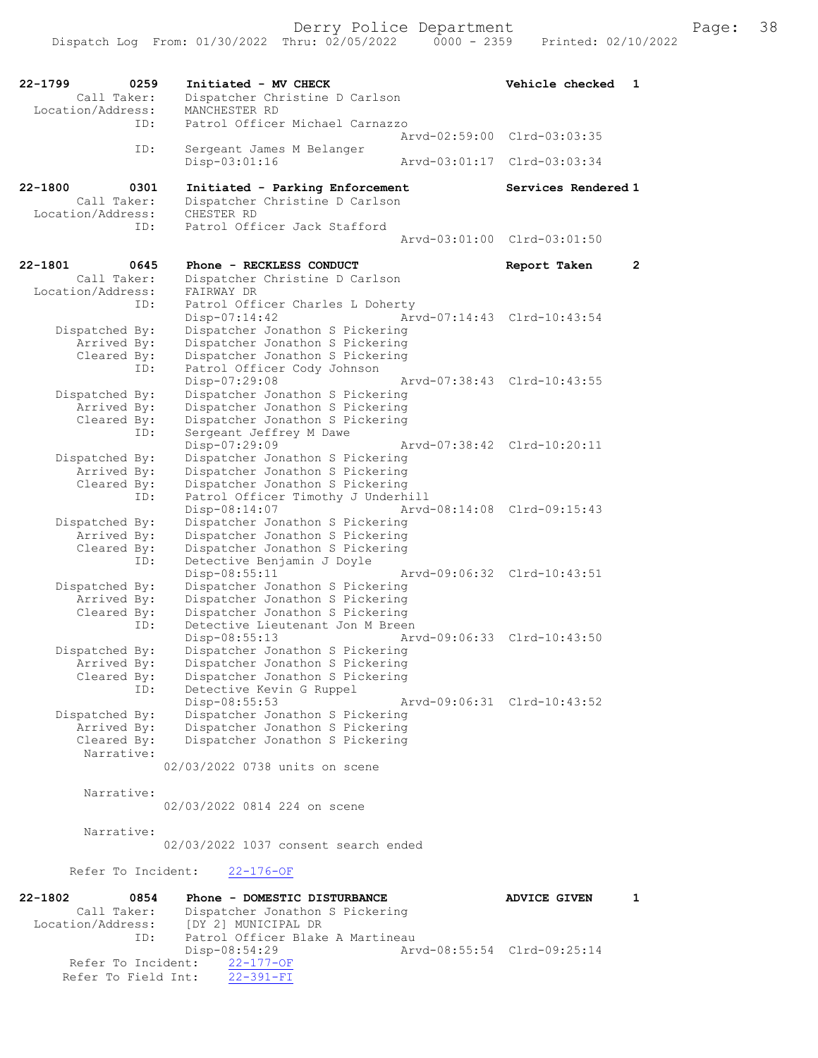```
22-1799        0259    Initiated - MV CHECK                         Vehicle checked  1
        Call Taker:    Dispatcher Christine D Carlson
  Location/Address:    MANCHESTER RD
                ID:    Patrol Officer Michael Carnazzo
                                                 Arvd-02:59:00  Clrd-03:03:35
                ID:    Sergeant James M Belanger
                       Disp-03:01:16             Arvd-03:01:17  Clrd-03:03:34

22-1800        0301    Initiated - Parking Enforcement              Services Rendered 1
        Call Taker:    Dispatcher Christine D Carlson
  Location/Address:    CHESTER RD
                ID:    Patrol Officer Jack Stafford
                                                 Arvd-03:01:00  Clrd-03:01:50

22-1801        0645    Phone - RECKLESS CONDUCT                     Report Taken     2
        Call Taker:    Dispatcher Christine D Carlson
  Location/Address:    FAIRWAY DR
                ID:    Patrol Officer Charles L Doherty
                       Disp-07:14:42             Arvd-07:14:43  Clrd-10:43:54
     Dispatched By:    Dispatcher Jonathon S Pickering
        Arrived By:    Dispatcher Jonathon S Pickering
        Cleared By:    Dispatcher Jonathon S Pickering
                ID:    Patrol Officer Cody Johnson
                       Disp-07:29:08             Arvd-07:38:43  Clrd-10:43:55
     Dispatched By:    Dispatcher Jonathon S Pickering
        Arrived By:    Dispatcher Jonathon S Pickering
        Cleared By:    Dispatcher Jonathon S Pickering
                ID:    Sergeant Jeffrey M Dawe
                       Disp-07:29:09             Arvd-07:38:42  Clrd-10:20:11
     Dispatched By:    Dispatcher Jonathon S Pickering
        Arrived By:    Dispatcher Jonathon S Pickering
        Cleared By:    Dispatcher Jonathon S Pickering
                ID:    Patrol Officer Timothy J Underhill
                       Disp-08:14:07             Arvd-08:14:08  Clrd-09:15:43
     Dispatched By:    Dispatcher Jonathon S Pickering
        Arrived By:    Dispatcher Jonathon S Pickering
        Cleared By:    Dispatcher Jonathon S Pickering
                ID:    Detective Benjamin J Doyle
                       Disp-08:55:11             Arvd-09:06:32  Clrd-10:43:51
     Dispatched By:    Dispatcher Jonathon S Pickering
        Arrived By:    Dispatcher Jonathon S Pickering
        Cleared By:    Dispatcher Jonathon S Pickering
                ID:    Detective Lieutenant Jon M Breen
                       Disp-08:55:13             Arvd-09:06:33  Clrd-10:43:50
     Dispatched By:    Dispatcher Jonathon S Pickering
        Arrived By:    Dispatcher Jonathon S Pickering
        Cleared By:    Dispatcher Jonathon S Pickering
                ID:    Detective Kevin G Ruppel
                       Disp-08:55:53             Arvd-09:06:31  Clrd-10:43:52
     Dispatched By:    Dispatcher Jonathon S Pickering
        Arrived By:    Dispatcher Jonathon S Pickering
        Cleared By:    Dispatcher Jonathon S Pickering
         Narrative:
                    02/03/2022 0738 units on scene

         Narrative:
                    02/03/2022 0814 224 on scene

         Narrative:
                    02/03/2022 1037 consent search ended

      Refer To Incident:    22-176-OF

22-1802        0854    Phone - DOMESTIC DISTURBANCE                 ADVICE GIVEN     1
        Call Taker:    Dispatcher Jonathon S Pickering
  Location/Address:    [DY 2] MUNICIPAL DR
                ID:    Patrol Officer Blake A Martineau
                       Disp-08:54:29             Arvd-08:55:54  Clrd-09:25:14
      Refer To Incident:    22-177-OF
     Refer To Field Int:    22-391-FI
```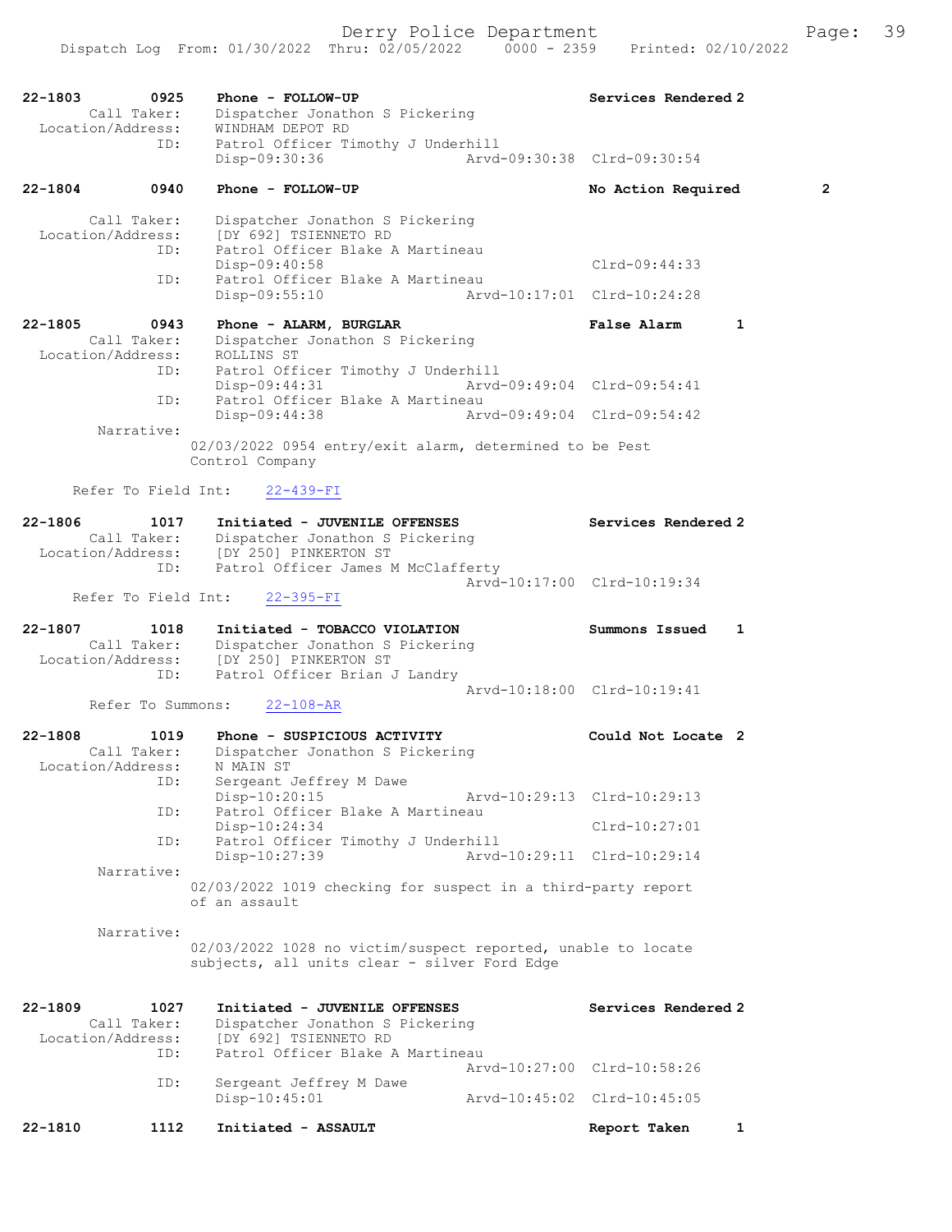22-1803 0925 Phone - FOLLOW-UP Services Rendered 2
Call Taker: Dispatcher Jonathon S Pickering
Location/Address: WINDHAM DEPOT RD
ID: Patrol Officer Timothy J Underhill
Disp-09:30:36 Arvd-09:30:38 Clrd-09:30:54

22-1804 0940 Phone - FOLLOW-UP No Action Required 2
Call Taker: Dispatcher Jonathon S Pickering
Location/Address: [DY 692] TSIENNETO RD
ID: Patrol Officer Blake A Martineau
Disp-09:40:58 Clrd-09:44:33
ID: Patrol Officer Blake A Martineau
Disp-09:55:10 Arvd-10:17:01 Clrd-10:24:28

22-1805 0943 Phone - ALARM, BURGLAR False Alarm 1
Call Taker: Dispatcher Jonathon S Pickering
Location/Address: ROLLINS ST
ID: Patrol Officer Timothy J Underhill
Disp-09:44:31 Arvd-09:49:04 Clrd-09:54:41
ID: Patrol Officer Blake A Martineau
Disp-09:44:38 Arvd-09:49:04 Clrd-09:54:42
Narrative:
02/03/2022 0954 entry/exit alarm, determined to be Pest Control Company

Refer To Field Int: 22-439-FI

22-1806 1017 Initiated - JUVENILE OFFENSES Services Rendered 2
Call Taker: Dispatcher Jonathon S Pickering
Location/Address: [DY 250] PINKERTON ST
ID: Patrol Officer James M McClafferty
Arvd-10:17:00 Clrd-10:19:34
Refer To Field Int: 22-395-FI

22-1807 1018 Initiated - TOBACCO VIOLATION Summons Issued 1
Call Taker: Dispatcher Jonathon S Pickering
Location/Address: [DY 250] PINKERTON ST
ID: Patrol Officer Brian J Landry
Arvd-10:18:00 Clrd-10:19:41
Refer To Summons: 22-108-AR

22-1808 1019 Phone - SUSPICIOUS ACTIVITY Could Not Locate 2
Call Taker: Dispatcher Jonathon S Pickering
Location/Address: N MAIN ST
ID: Sergeant Jeffrey M Dawe
Disp-10:20:15 Arvd-10:29:13 Clrd-10:29:13
ID: Patrol Officer Blake A Martineau
Disp-10:24:34 Clrd-10:27:01
ID: Patrol Officer Timothy J Underhill
Disp-10:27:39 Arvd-10:29:11 Clrd-10:29:14
Narrative:
02/03/2022 1019 checking for suspect in a third-party report of an assault

Narrative:
02/03/2022 1028 no victim/suspect reported, unable to locate subjects, all units clear - silver Ford Edge

22-1809 1027 Initiated - JUVENILE OFFENSES Services Rendered 2
Call Taker: Dispatcher Jonathon S Pickering
Location/Address: [DY 692] TSIENNETO RD
ID: Patrol Officer Blake A Martineau
Arvd-10:27:00 Clrd-10:58:26
ID: Sergeant Jeffrey M Dawe
Disp-10:45:01 Arvd-10:45:02 Clrd-10:45:05

22-1810 1112 Initiated - ASSAULT Report Taken 1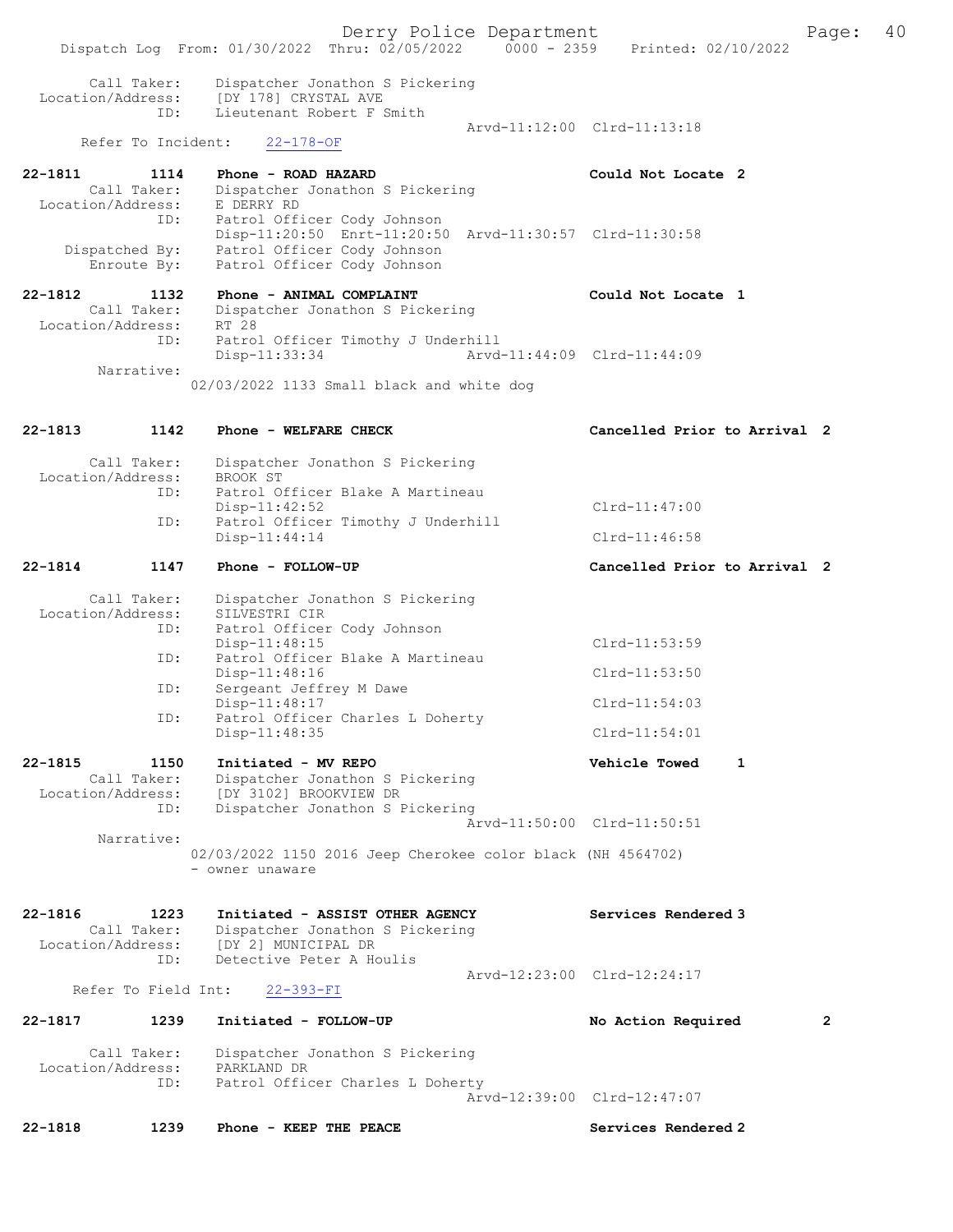```
        Call Taker:    Dispatcher Jonathon S Pickering
  Location/Address:    [DY 178] CRYSTAL AVE
               ID:     Lieutenant Robert F Smith
                                                   Arvd-11:12:00  Clrd-11:13:18
      Refer To Incident:    22-178-OF

22-1811         1114    Phone - ROAD HAZARD                          Could Not Locate  2
        Call Taker:    Dispatcher Jonathon S Pickering
  Location/Address:    E DERRY RD
               ID:     Patrol Officer Cody Johnson
                       Disp-11:20:50  Enrt-11:20:50  Arvd-11:30:57  Clrd-11:30:58
     Dispatched By:    Patrol Officer Cody Johnson
        Enroute By:    Patrol Officer Cody Johnson

22-1812         1132    Phone - ANIMAL COMPLAINT                     Could Not Locate  1
        Call Taker:    Dispatcher Jonathon S Pickering
  Location/Address:    RT 28
               ID:     Patrol Officer Timothy J Underhill
                       Disp-11:33:34                 Arvd-11:44:09  Clrd-11:44:09
         Narrative:
                       02/03/2022 1133 Small black and white dog

22-1813         1142    Phone - WELFARE CHECK                        Cancelled Prior to Arrival  2

        Call Taker:    Dispatcher Jonathon S Pickering
  Location/Address:    BROOK ST
               ID:     Patrol Officer Blake A Martineau
                       Disp-11:42:52                                Clrd-11:47:00
               ID:     Patrol Officer Timothy J Underhill
                       Disp-11:44:14                                Clrd-11:46:58

22-1814         1147    Phone - FOLLOW-UP                            Cancelled Prior to Arrival  2

        Call Taker:    Dispatcher Jonathon S Pickering
  Location/Address:    SILVESTRI CIR
               ID:     Patrol Officer Cody Johnson
                       Disp-11:48:15                                Clrd-11:53:59
               ID:     Patrol Officer Blake A Martineau
                       Disp-11:48:16                                Clrd-11:53:50
               ID:     Sergeant Jeffrey M Dawe
                       Disp-11:48:17                                Clrd-11:54:03
               ID:     Patrol Officer Charles L Doherty
                       Disp-11:48:35                                Clrd-11:54:01

22-1815         1150    Initiated - MV REPO                          Vehicle Towed     1
        Call Taker:    Dispatcher Jonathon S Pickering
  Location/Address:    [DY 3102] BROOKVIEW DR
               ID:     Dispatcher Jonathon S Pickering
                                                   Arvd-11:50:00  Clrd-11:50:51
         Narrative:
                       02/03/2022 1150 2016 Jeep Cherokee color black (NH 4564702)
                       - owner unaware

22-1816         1223    Initiated - ASSIST OTHER AGENCY              Services Rendered 3
        Call Taker:    Dispatcher Jonathon S Pickering
  Location/Address:    [DY 2] MUNICIPAL DR
               ID:     Detective Peter A Houlis
                                                   Arvd-12:23:00  Clrd-12:24:17
     Refer To Field Int:    22-393-FI

22-1817         1239    Initiated - FOLLOW-UP                        No Action Required         2

        Call Taker:    Dispatcher Jonathon S Pickering
  Location/Address:    PARKLAND DR
               ID:     Patrol Officer Charles L Doherty
                                                   Arvd-12:39:00  Clrd-12:47:07

22-1818         1239    Phone - KEEP THE PEACE                       Services Rendered 2
```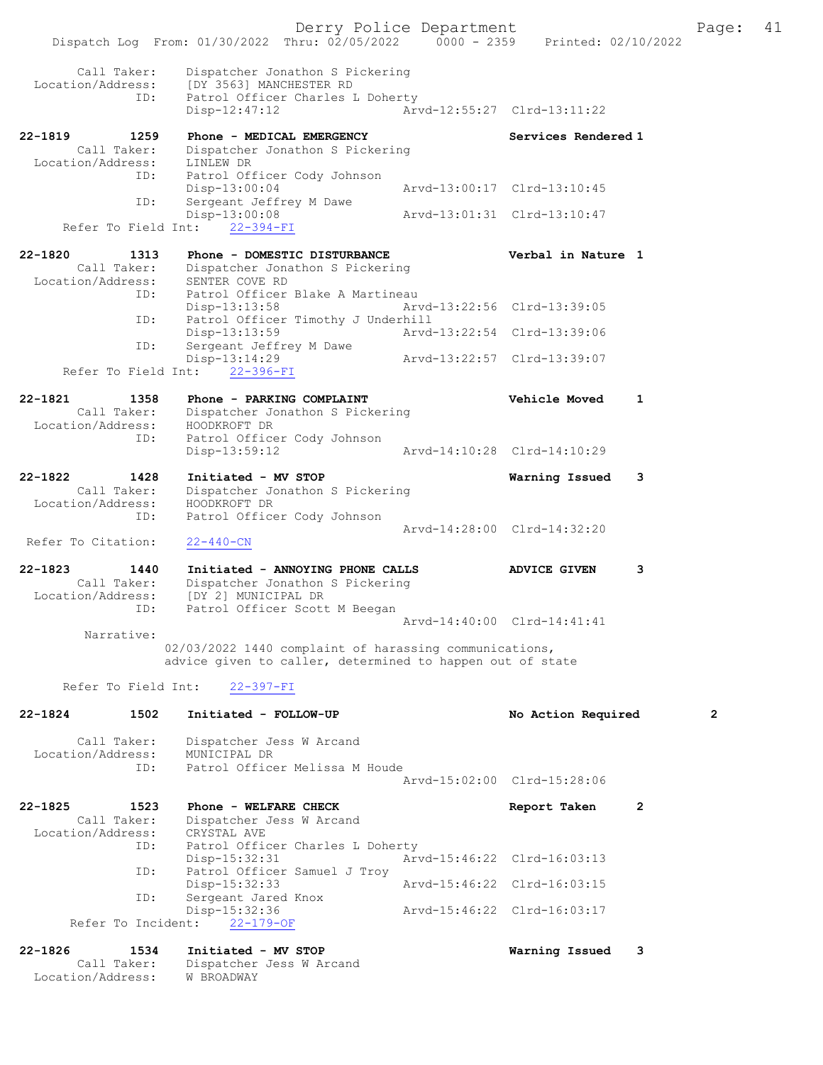Call Taker: Dispatcher Jonathon S Pickering
Location/Address: [DY 3563] MANCHESTER RD
ID: Patrol Officer Charles L Doherty
Disp-12:47:12 Arvd-12:55:27 Clrd-13:11:22

**22-1819 1259 Phone - MEDICAL EMERGENCY Services Rendered 1**
Call Taker: Dispatcher Jonathon S Pickering
Location/Address: LINLEW DR
ID: Patrol Officer Cody Johnson
Disp-13:00:04 Arvd-13:00:17 Clrd-13:10:45
ID: Sergeant Jeffrey M Dawe
Disp-13:00:08 Arvd-13:01:31 Clrd-13:10:47
Refer To Field Int: 22-394-FI

**22-1820 1313 Phone - DOMESTIC DISTURBANCE Verbal in Nature 1**
Call Taker: Dispatcher Jonathon S Pickering
Location/Address: SENTER COVE RD
ID: Patrol Officer Blake A Martineau
Disp-13:13:58 Arvd-13:22:56 Clrd-13:39:05
ID: Patrol Officer Timothy J Underhill
Disp-13:13:59 Arvd-13:22:54 Clrd-13:39:06
ID: Sergeant Jeffrey M Dawe
Disp-13:14:29 Arvd-13:22:57 Clrd-13:39:07
Refer To Field Int: 22-396-FI

**22-1821 1358 Phone - PARKING COMPLAINT Vehicle Moved 1**
Call Taker: Dispatcher Jonathon S Pickering
Location/Address: HOODKROFT DR
ID: Patrol Officer Cody Johnson
Disp-13:59:12 Arvd-14:10:28 Clrd-14:10:29

**22-1822 1428 Initiated - MV STOP Warning Issued 3**
Call Taker: Dispatcher Jonathon S Pickering
Location/Address: HOODKROFT DR
ID: Patrol Officer Cody Johnson
Arvd-14:28:00 Clrd-14:32:20
Refer To Citation: 22-440-CN

**22-1823 1440 Initiated - ANNOYING PHONE CALLS ADVICE GIVEN 3**
Call Taker: Dispatcher Jonathon S Pickering
Location/Address: [DY 2] MUNICIPAL DR
ID: Patrol Officer Scott M Beegan
Arvd-14:40:00 Clrd-14:41:41
Narrative:
02/03/2022 1440 complaint of harassing communications, advice given to caller, determined to happen out of state

Refer To Field Int: 22-397-FI

**22-1824 1502 Initiated - FOLLOW-UP No Action Required 2**
Call Taker: Dispatcher Jess W Arcand
Location/Address: MUNICIPAL DR
ID: Patrol Officer Melissa M Houde
Arvd-15:02:00 Clrd-15:28:06

**22-1825 1523 Phone - WELFARE CHECK Report Taken 2**
Call Taker: Dispatcher Jess W Arcand
Location/Address: CRYSTAL AVE
ID: Patrol Officer Charles L Doherty
Disp-15:32:31 Arvd-15:46:22 Clrd-16:03:13
ID: Patrol Officer Samuel J Troy
Disp-15:32:33 Arvd-15:46:22 Clrd-16:03:15
ID: Sergeant Jared Knox
Disp-15:32:36 Arvd-15:46:22 Clrd-16:03:17
Refer To Incident: 22-179-OF

**22-1826 1534 Initiated - MV STOP Warning Issued 3**
Call Taker: Dispatcher Jess W Arcand
Location/Address: W BROADWAY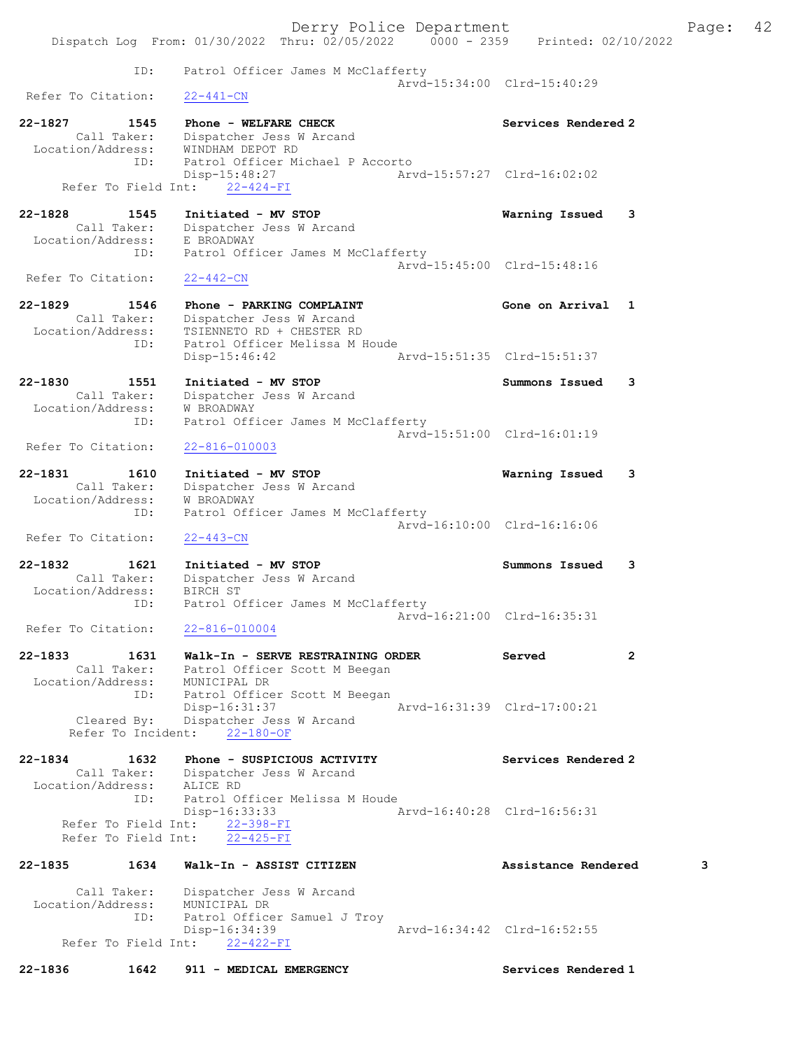```
             ID:      Patrol Officer James M McClafferty
                                                 Arvd-15:34:00  Clrd-15:40:29
  Refer To Citation:    22-441-CN

22-1827        1545    Phone - WELFARE CHECK                       Services Rendered 2
        Call Taker:    Dispatcher Jess W Arcand
  Location/Address:    WINDHAM DEPOT RD
               ID:     Patrol Officer Michael P Accorto
                       Disp-15:48:27                Arvd-15:57:27  Clrd-16:02:02
      Refer To Field Int:    22-424-FI

22-1828        1545    Initiated - MV STOP                         Warning Issued    3
        Call Taker:    Dispatcher Jess W Arcand
  Location/Address:    E BROADWAY
               ID:     Patrol Officer James M McClafferty
                                                 Arvd-15:45:00  Clrd-15:48:16
  Refer To Citation:    22-442-CN

22-1829        1546    Phone - PARKING COMPLAINT                   Gone on Arrival   1
        Call Taker:    Dispatcher Jess W Arcand
  Location/Address:    TSIENNETO RD + CHESTER RD
               ID:     Patrol Officer Melissa M Houde
                       Disp-15:46:42                Arvd-15:51:35  Clrd-15:51:37

22-1830        1551    Initiated - MV STOP                         Summons Issued    3
        Call Taker:    Dispatcher Jess W Arcand
  Location/Address:    W BROADWAY
               ID:     Patrol Officer James M McClafferty
                                                 Arvd-15:51:00  Clrd-16:01:19
  Refer To Citation:    22-816-010003

22-1831        1610    Initiated - MV STOP                         Warning Issued    3
        Call Taker:    Dispatcher Jess W Arcand
  Location/Address:    W BROADWAY
               ID:     Patrol Officer James M McClafferty
                                                 Arvd-16:10:00  Clrd-16:16:06
  Refer To Citation:    22-443-CN

22-1832        1621    Initiated - MV STOP                         Summons Issued    3
        Call Taker:    Dispatcher Jess W Arcand
  Location/Address:    BIRCH ST
               ID:     Patrol Officer James M McClafferty
                                                 Arvd-16:21:00  Clrd-16:35:31
  Refer To Citation:    22-816-010004

22-1833        1631    Walk-In - SERVE RESTRAINING ORDER           Served            2
        Call Taker:    Patrol Officer Scott M Beegan
  Location/Address:    MUNICIPAL DR
               ID:     Patrol Officer Scott M Beegan
                       Disp-16:31:37                Arvd-16:31:39  Clrd-17:00:21
        Cleared By:    Dispatcher Jess W Arcand
       Refer To Incident:    22-180-OF

22-1834        1632    Phone - SUSPICIOUS ACTIVITY                 Services Rendered 2
        Call Taker:    Dispatcher Jess W Arcand
  Location/Address:    ALICE RD
               ID:     Patrol Officer Melissa M Houde
                       Disp-16:33:33                Arvd-16:40:28  Clrd-16:56:31
      Refer To Field Int:    22-398-FI
      Refer To Field Int:    22-425-FI

22-1835        1634    Walk-In - ASSIST CITIZEN                    Assistance Rendered       3

        Call Taker:    Dispatcher Jess W Arcand
  Location/Address:    MUNICIPAL DR
               ID:     Patrol Officer Samuel J Troy
                       Disp-16:34:39                Arvd-16:34:42  Clrd-16:52:55
      Refer To Field Int:    22-422-FI

22-1836        1642    911 - MEDICAL EMERGENCY                     Services Rendered 1
```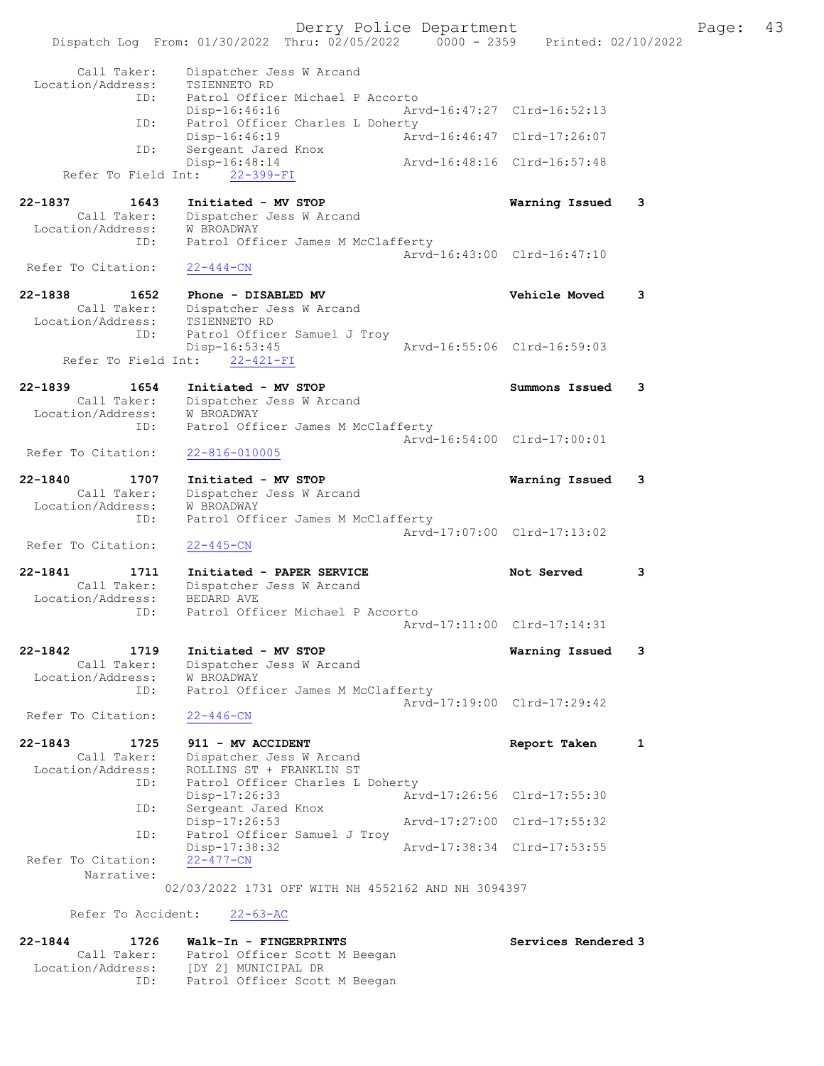```
        Call Taker:    Dispatcher Jess W Arcand
   Location/Address:    TSIENNETO RD
                ID:    Patrol Officer Michael P Accorto
                       Disp-16:46:16              Arvd-16:47:27  Clrd-16:52:13
                ID:    Patrol Officer Charles L Doherty
                       Disp-16:46:19              Arvd-16:46:47  Clrd-17:26:07
                ID:    Sergeant Jared Knox
                       Disp-16:48:14              Arvd-16:48:16  Clrd-16:57:48
      Refer To Field Int:    22-399-FI

22-1837         1643    Initiated - MV STOP                         Warning Issued    3
        Call Taker:    Dispatcher Jess W Arcand
   Location/Address:    W BROADWAY
                ID:    Patrol Officer James M McClafferty
                                                  Arvd-16:43:00  Clrd-16:47:10
   Refer To Citation:    22-444-CN

22-1838         1652    Phone - DISABLED MV                         Vehicle Moved     3
        Call Taker:    Dispatcher Jess W Arcand
   Location/Address:    TSIENNETO RD
                ID:    Patrol Officer Samuel J Troy
                       Disp-16:53:45              Arvd-16:55:06  Clrd-16:59:03
      Refer To Field Int:    22-421-FI

22-1839         1654    Initiated - MV STOP                         Summons Issued    3
        Call Taker:    Dispatcher Jess W Arcand
   Location/Address:    W BROADWAY
                ID:    Patrol Officer James M McClafferty
                                                  Arvd-16:54:00  Clrd-17:00:01
   Refer To Citation:    22-816-010005

22-1840         1707    Initiated - MV STOP                         Warning Issued    3
        Call Taker:    Dispatcher Jess W Arcand
   Location/Address:    W BROADWAY
                ID:    Patrol Officer James M McClafferty
                                                  Arvd-17:07:00  Clrd-17:13:02
   Refer To Citation:    22-445-CN

22-1841         1711    Initiated - PAPER SERVICE                   Not Served        3
        Call Taker:    Dispatcher Jess W Arcand
   Location/Address:    BEDARD AVE
                ID:    Patrol Officer Michael P Accorto
                                                  Arvd-17:11:00  Clrd-17:14:31

22-1842         1719    Initiated - MV STOP                         Warning Issued    3
        Call Taker:    Dispatcher Jess W Arcand
   Location/Address:    W BROADWAY
                ID:    Patrol Officer James M McClafferty
                                                  Arvd-17:19:00  Clrd-17:29:42
   Refer To Citation:    22-446-CN

22-1843         1725    911 - MV ACCIDENT                           Report Taken      1
        Call Taker:    Dispatcher Jess W Arcand
   Location/Address:    ROLLINS ST + FRANKLIN ST
                ID:    Patrol Officer Charles L Doherty
                       Disp-17:26:33              Arvd-17:26:56  Clrd-17:55:30
                ID:    Sergeant Jared Knox
                       Disp-17:26:53              Arvd-17:27:00  Clrd-17:55:32
                ID:    Patrol Officer Samuel J Troy
                       Disp-17:38:32              Arvd-17:38:34  Clrd-17:53:55
   Refer To Citation:    22-477-CN
          Narrative:
                    02/03/2022 1731 OFF WITH NH 4552162 AND NH 3094397

        Refer To Accident:    22-63-AC

22-1844         1726    Walk-In - FINGERPRINTS                      Services Rendered 3
        Call Taker:    Patrol Officer Scott M Beegan
   Location/Address:    [DY 2] MUNICIPAL DR
                ID:    Patrol Officer Scott M Beegan
```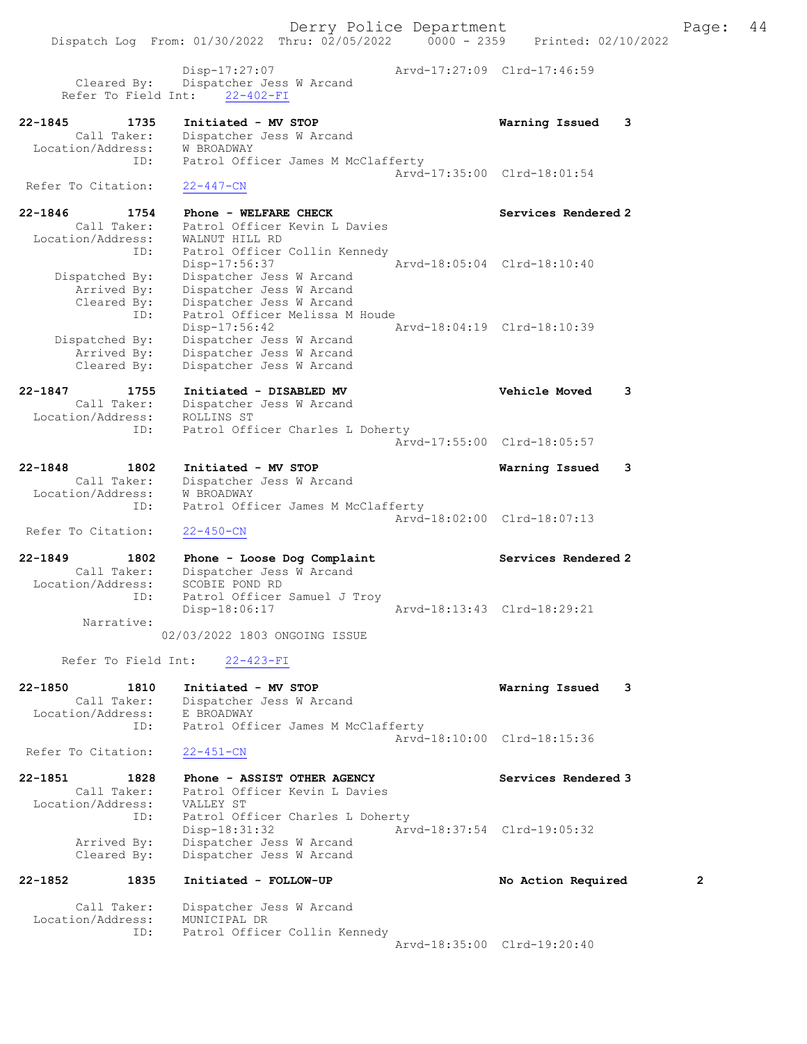```
                Disp-17:27:07                Arvd-17:27:09  Clrd-17:46:59
    Cleared By:   Dispatcher Jess W Arcand
  Refer To Field Int:   22-402-FI

22-1845        1735   Initiated - MV STOP                     Warning Issued    3
      Call Taker:   Dispatcher Jess W Arcand
  Location/Address:   W BROADWAY
              ID:   Patrol Officer James M McClafferty
                                             Arvd-17:35:00  Clrd-18:01:54
  Refer To Citation:   22-447-CN

22-1846        1754   Phone - WELFARE CHECK                   Services Rendered 2
      Call Taker:   Patrol Officer Kevin L Davies
  Location/Address:   WALNUT HILL RD
              ID:   Patrol Officer Collin Kennedy
                    Disp-17:56:37            Arvd-18:05:04  Clrd-18:10:40
   Dispatched By:   Dispatcher Jess W Arcand
      Arrived By:   Dispatcher Jess W Arcand
      Cleared By:   Dispatcher Jess W Arcand
              ID:   Patrol Officer Melissa M Houde
                    Disp-17:56:42            Arvd-18:04:19  Clrd-18:10:39
   Dispatched By:   Dispatcher Jess W Arcand
      Arrived By:   Dispatcher Jess W Arcand
      Cleared By:   Dispatcher Jess W Arcand

22-1847        1755   Initiated - DISABLED MV                 Vehicle Moved     3
      Call Taker:   Dispatcher Jess W Arcand
  Location/Address:   ROLLINS ST
              ID:   Patrol Officer Charles L Doherty
                                             Arvd-17:55:00  Clrd-18:05:57

22-1848        1802   Initiated - MV STOP                     Warning Issued    3
      Call Taker:   Dispatcher Jess W Arcand
  Location/Address:   W BROADWAY
              ID:   Patrol Officer James M McClafferty
                                             Arvd-18:02:00  Clrd-18:07:13
  Refer To Citation:   22-450-CN

22-1849        1802   Phone - Loose Dog Complaint             Services Rendered 2
      Call Taker:   Dispatcher Jess W Arcand
  Location/Address:   SCOBIE POND RD
              ID:   Patrol Officer Samuel J Troy
                    Disp-18:06:17            Arvd-18:13:43  Clrd-18:29:21
       Narrative:
                02/03/2022 1803 ONGOING ISSUE

  Refer To Field Int:   22-423-FI

22-1850        1810   Initiated - MV STOP                     Warning Issued    3
      Call Taker:   Dispatcher Jess W Arcand
  Location/Address:   E BROADWAY
              ID:   Patrol Officer James M McClafferty
                                             Arvd-18:10:00  Clrd-18:15:36
  Refer To Citation:   22-451-CN

22-1851        1828   Phone - ASSIST OTHER AGENCY             Services Rendered 3
      Call Taker:   Patrol Officer Kevin L Davies
  Location/Address:   VALLEY ST
              ID:   Patrol Officer Charles L Doherty
                    Disp-18:31:32            Arvd-18:37:54  Clrd-19:05:32
      Arrived By:   Dispatcher Jess W Arcand
      Cleared By:   Dispatcher Jess W Arcand

22-1852        1835   Initiated - FOLLOW-UP                   No Action Required        2

      Call Taker:   Dispatcher Jess W Arcand
  Location/Address:   MUNICIPAL DR
              ID:   Patrol Officer Collin Kennedy
                                             Arvd-18:35:00  Clrd-19:20:40
```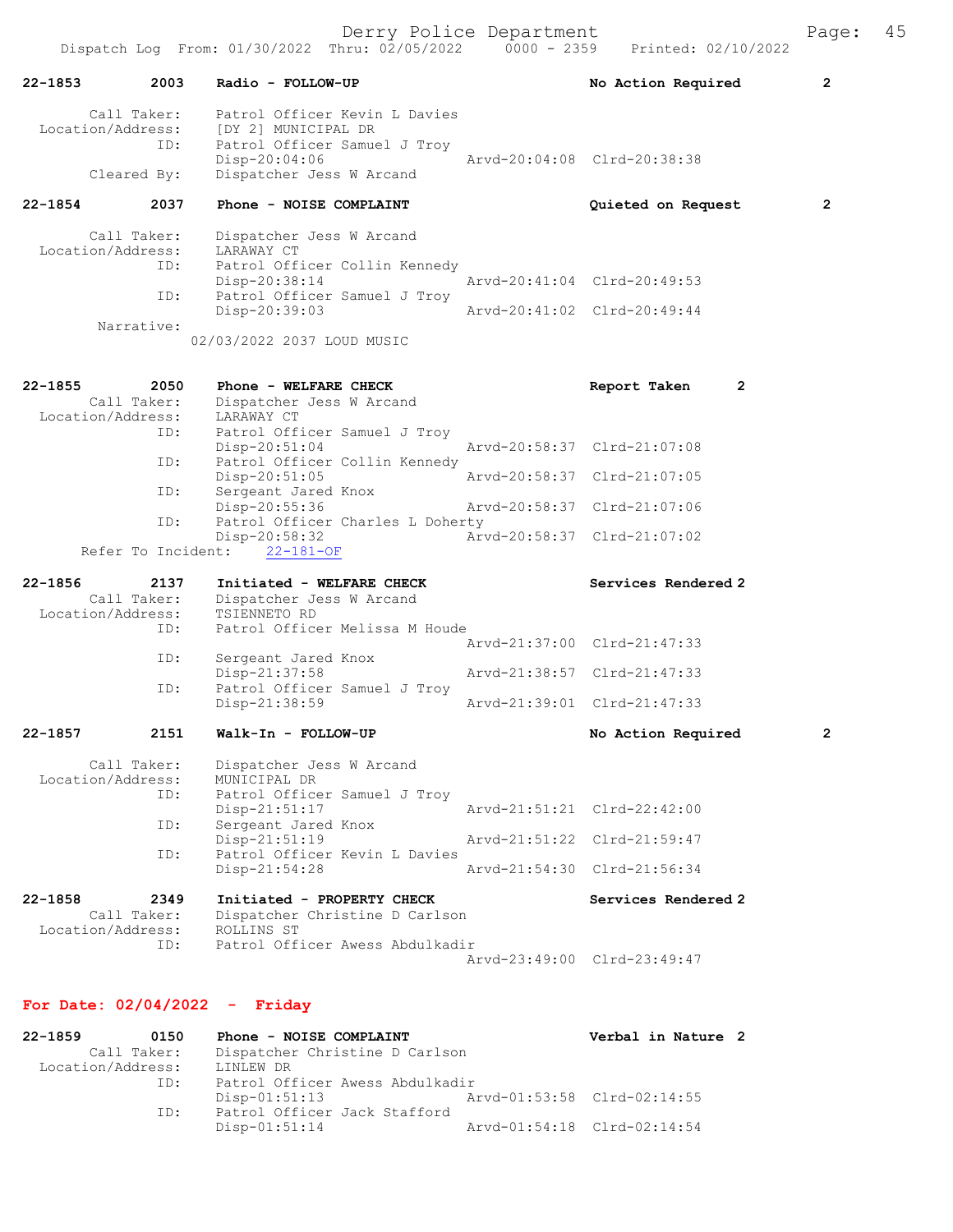22-1853 2003 Radio - FOLLOW-UP No Action Required 2

```
        Call Taker:    Patrol Officer Kevin L Davies
  Location/Address:    [DY 2] MUNICIPAL DR
                ID:    Patrol Officer Samuel J Troy
                       Disp-20:04:06                Arvd-20:04:08  Clrd-20:38:38
        Cleared By:    Dispatcher Jess W Arcand
```

22-1854 2037 Phone - NOISE COMPLAINT Quieted on Request 2

```
        Call Taker:    Dispatcher Jess W Arcand
  Location/Address:    LARAWAY CT
                ID:    Patrol Officer Collin Kennedy
                       Disp-20:38:14                Arvd-20:41:04  Clrd-20:49:53
                ID:    Patrol Officer Samuel J Troy
                       Disp-20:39:03                Arvd-20:41:02  Clrd-20:49:44
         Narrative:
                    02/03/2022 2037 LOUD MUSIC
```

22-1855 2050 Phone - WELFARE CHECK Report Taken 2

```
        Call Taker:    Dispatcher Jess W Arcand
  Location/Address:    LARAWAY CT
                ID:    Patrol Officer Samuel J Troy
                       Disp-20:51:04                Arvd-20:58:37  Clrd-21:07:08
                ID:    Patrol Officer Collin Kennedy
                       Disp-20:51:05                Arvd-20:58:37  Clrd-21:07:05
                ID:    Sergeant Jared Knox
                       Disp-20:55:36                Arvd-20:58:37  Clrd-21:07:06
                ID:    Patrol Officer Charles L Doherty
                       Disp-20:58:32                Arvd-20:58:37  Clrd-21:07:02
      Refer To Incident:    22-181-OF
```

22-1856 2137 Initiated - WELFARE CHECK Services Rendered 2

```
        Call Taker:    Dispatcher Jess W Arcand
  Location/Address:    TSIENNETO RD
                ID:    Patrol Officer Melissa M Houde
                                                    Arvd-21:37:00  Clrd-21:47:33
                ID:    Sergeant Jared Knox
                       Disp-21:37:58                Arvd-21:38:57  Clrd-21:47:33
                ID:    Patrol Officer Samuel J Troy
                       Disp-21:38:59                Arvd-21:39:01  Clrd-21:47:33
```

22-1857 2151 Walk-In - FOLLOW-UP No Action Required 2

```
        Call Taker:    Dispatcher Jess W Arcand
  Location/Address:    MUNICIPAL DR
                ID:    Patrol Officer Samuel J Troy
                       Disp-21:51:17                Arvd-21:51:21  Clrd-22:42:00
                ID:    Sergeant Jared Knox
                       Disp-21:51:19                Arvd-21:51:22  Clrd-21:59:47
                ID:    Patrol Officer Kevin L Davies
                       Disp-21:54:28                Arvd-21:54:30  Clrd-21:56:34
```

22-1858 2349 Initiated - PROPERTY CHECK Services Rendered 2

```
        Call Taker:    Dispatcher Christine D Carlson
  Location/Address:    ROLLINS ST
                ID:    Patrol Officer Awess Abdulkadir
                                                    Arvd-23:49:00  Clrd-23:49:47
```

## For Date: 02/04/2022 - Friday

22-1859 0150 Phone - NOISE COMPLAINT Verbal in Nature 2

```
        Call Taker:    Dispatcher Christine D Carlson
  Location/Address:    LINLEW DR
                ID:    Patrol Officer Awess Abdulkadir
                       Disp-01:51:13                Arvd-01:53:58  Clrd-02:14:55
                ID:    Patrol Officer Jack Stafford
                       Disp-01:51:14                Arvd-01:54:18  Clrd-02:14:54
```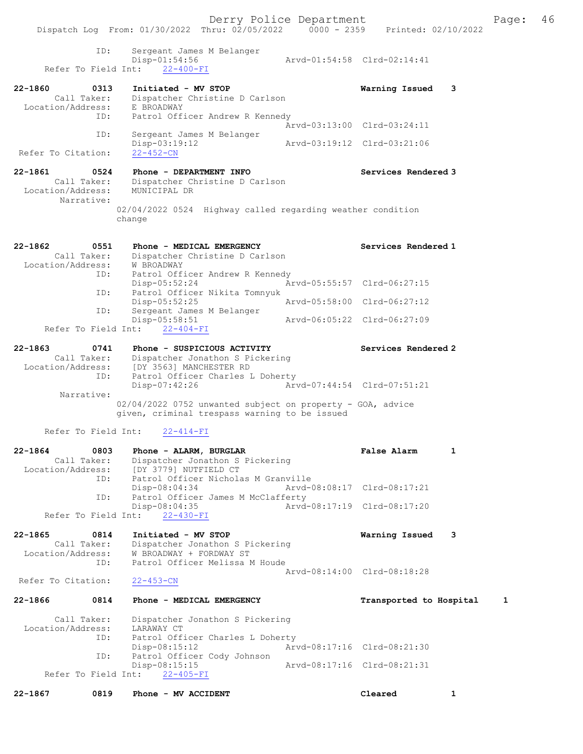ID: Sergeant James M Belanger
Disp-01:54:56 Arvd-01:54:58 Clrd-02:14:41
Refer To Field Int: 22-400-FI

**22-1860 0313 Initiated - MV STOP Warning Issued 3**
Call Taker: Dispatcher Christine D Carlson
Location/Address: E BROADWAY
ID: Patrol Officer Andrew R Kennedy
Arvd-03:13:00 Clrd-03:24:11
ID: Sergeant James M Belanger
Disp-03:19:12 Arvd-03:19:12 Clrd-03:21:06
Refer To Citation: 22-452-CN

**22-1861 0524 Phone - DEPARTMENT INFO Services Rendered 3**
Call Taker: Dispatcher Christine D Carlson
Location/Address: MUNICIPAL DR
Narrative:
02/04/2022 0524 Highway called regarding weather condition change

**22-1862 0551 Phone - MEDICAL EMERGENCY Services Rendered 1**
Call Taker: Dispatcher Christine D Carlson
Location/Address: W BROADWAY
ID: Patrol Officer Andrew R Kennedy
Disp-05:52:24 Arvd-05:55:57 Clrd-06:27:15
ID: Patrol Officer Nikita Tomnyuk
Disp-05:52:25 Arvd-05:58:00 Clrd-06:27:12
ID: Sergeant James M Belanger
Disp-05:58:51 Arvd-06:05:22 Clrd-06:27:09
Refer To Field Int: 22-404-FI

**22-1863 0741 Phone - SUSPICIOUS ACTIVITY Services Rendered 2**
Call Taker: Dispatcher Jonathon S Pickering
Location/Address: [DY 3563] MANCHESTER RD
ID: Patrol Officer Charles L Doherty
Disp-07:42:26 Arvd-07:44:54 Clrd-07:51:21
Narrative:
02/04/2022 0752 unwanted subject on property - GOA, advice given, criminal trespass warning to be issued

Refer To Field Int: 22-414-FI

**22-1864 0803 Phone - ALARM, BURGLAR False Alarm 1**
Call Taker: Dispatcher Jonathon S Pickering
Location/Address: [DY 3779] NUTFIELD CT
ID: Patrol Officer Nicholas M Granville
Disp-08:04:34 Arvd-08:08:17 Clrd-08:17:21
ID: Patrol Officer James M McClafferty
Disp-08:04:35 Arvd-08:17:19 Clrd-08:17:20
Refer To Field Int: 22-430-FI

**22-1865 0814 Initiated - MV STOP Warning Issued 3**
Call Taker: Dispatcher Jonathon S Pickering
Location/Address: W BROADWAY + FORDWAY ST
ID: Patrol Officer Melissa M Houde
Arvd-08:14:00 Clrd-08:18:28
Refer To Citation: 22-453-CN

**22-1866 0814 Phone - MEDICAL EMERGENCY Transported to Hospital 1**
Call Taker: Dispatcher Jonathon S Pickering
Location/Address: LARAWAY CT
ID: Patrol Officer Charles L Doherty
Disp-08:15:12 Arvd-08:17:16 Clrd-08:21:30
ID: Patrol Officer Cody Johnson
Disp-08:15:15 Arvd-08:17:16 Clrd-08:21:31
Refer To Field Int: 22-405-FI

**22-1867 0819 Phone - MV ACCIDENT Cleared 1**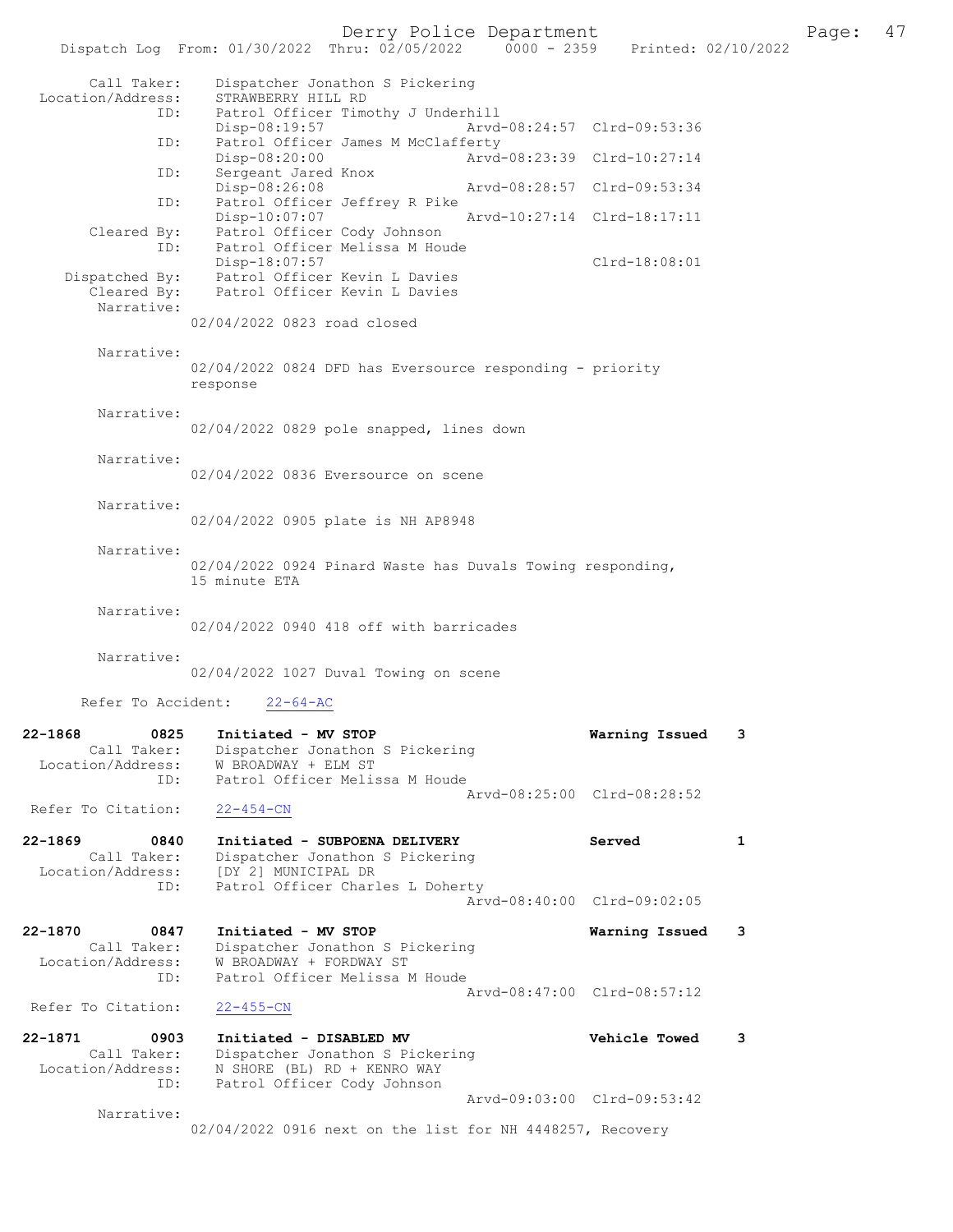```
        Call Taker:    Dispatcher Jonathon S Pickering
  Location/Address:    STRAWBERRY HILL RD
                ID:    Patrol Officer Timothy J Underhill
                       Disp-08:19:57                 Arvd-08:24:57  Clrd-09:53:36
                ID:    Patrol Officer James M McClafferty
                       Disp-08:20:00                 Arvd-08:23:39  Clrd-10:27:14
                ID:    Sergeant Jared Knox
                       Disp-08:26:08                 Arvd-08:28:57  Clrd-09:53:34
                ID:    Patrol Officer Jeffrey R Pike
                       Disp-10:07:07                 Arvd-10:27:14  Clrd-18:17:11
        Cleared By:    Patrol Officer Cody Johnson
                ID:    Patrol Officer Melissa M Houde
                       Disp-18:07:57                                Clrd-18:08:01
     Dispatched By:    Patrol Officer Kevin L Davies
        Cleared By:    Patrol Officer Kevin L Davies
         Narrative:
                     02/04/2022 0823 road closed

         Narrative:
                     02/04/2022 0824 DFD has Eversource responding - priority
                     response

         Narrative:
                     02/04/2022 0829 pole snapped, lines down

         Narrative:
                     02/04/2022 0836 Eversource on scene

         Narrative:
                     02/04/2022 0905 plate is NH AP8948

         Narrative:
                     02/04/2022 0924 Pinard Waste has Duvals Towing responding,
                     15 minute ETA

         Narrative:
                     02/04/2022 0940 418 off with barricades

         Narrative:
                     02/04/2022 1027 Duval Towing on scene

      Refer To Accident:    22-64-AC

22-1868        0825    Initiated - MV STOP                        Warning Issued    3
        Call Taker:    Dispatcher Jonathon S Pickering
  Location/Address:    W BROADWAY + ELM ST
                ID:    Patrol Officer Melissa M Houde
                                                     Arvd-08:25:00  Clrd-08:28:52
 Refer To Citation:    22-454-CN

22-1869        0840    Initiated - SUBPOENA DELIVERY              Served            1
        Call Taker:    Dispatcher Jonathon S Pickering
  Location/Address:    [DY 2] MUNICIPAL DR
                ID:    Patrol Officer Charles L Doherty
                                                     Arvd-08:40:00  Clrd-09:02:05

22-1870        0847    Initiated - MV STOP                        Warning Issued    3
        Call Taker:    Dispatcher Jonathon S Pickering
  Location/Address:    W BROADWAY + FORDWAY ST
                ID:    Patrol Officer Melissa M Houde
                                                     Arvd-08:47:00  Clrd-08:57:12
 Refer To Citation:    22-455-CN

22-1871        0903    Initiated - DISABLED MV                    Vehicle Towed     3
        Call Taker:    Dispatcher Jonathon S Pickering
  Location/Address:    N SHORE (BL) RD + KENRO WAY
                ID:    Patrol Officer Cody Johnson
                                                     Arvd-09:03:00  Clrd-09:53:42
         Narrative:
                     02/04/2022 0916 next on the list for NH 4448257, Recovery
```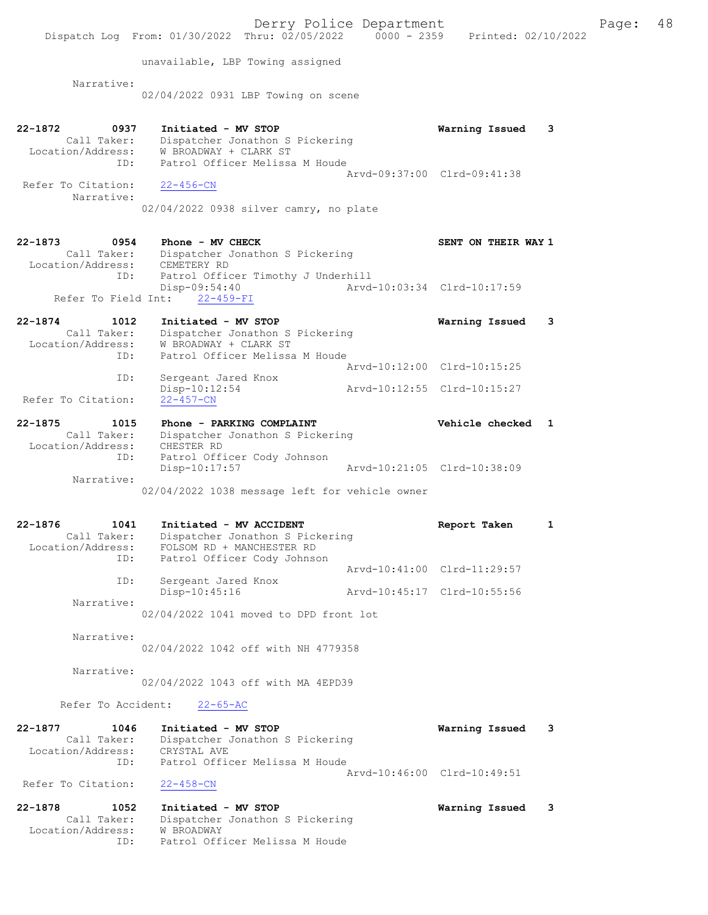unavailable, LBP Towing assigned

Narrative:
02/04/2022 0931 LBP Towing on scene

```
22-1872        0937    Initiated - MV STOP                          Warning Issued    3
        Call Taker:    Dispatcher Jonathon S Pickering
  Location/Address:    W BROADWAY + CLARK ST
                ID:    Patrol Officer Melissa M Houde
                                                    Arvd-09:37:00  Clrd-09:41:38
 Refer To Citation:    22-456-CN
         Narrative:
                       02/04/2022 0938 silver camry, no plate

22-1873        0954    Phone - MV CHECK                             SENT ON THEIR WAY 1
        Call Taker:    Dispatcher Jonathon S Pickering
  Location/Address:    CEMETERY RD
                ID:    Patrol Officer Timothy J Underhill
                       Disp-09:54:40                Arvd-10:03:34  Clrd-10:17:59
    Refer To Field Int:    22-459-FI

22-1874        1012    Initiated - MV STOP                          Warning Issued    3
        Call Taker:    Dispatcher Jonathon S Pickering
  Location/Address:    W BROADWAY + CLARK ST
                ID:    Patrol Officer Melissa M Houde
                                                    Arvd-10:12:00  Clrd-10:15:25
                ID:    Sergeant Jared Knox
                       Disp-10:12:54                Arvd-10:12:55  Clrd-10:15:27
 Refer To Citation:    22-457-CN

22-1875        1015    Phone - PARKING COMPLAINT                    Vehicle checked   1
        Call Taker:    Dispatcher Jonathon S Pickering
  Location/Address:    CHESTER RD
                ID:    Patrol Officer Cody Johnson
                       Disp-10:17:57                Arvd-10:21:05  Clrd-10:38:09
         Narrative:
                       02/04/2022 1038 message left for vehicle owner

22-1876        1041    Initiated - MV ACCIDENT                      Report Taken      1
        Call Taker:    Dispatcher Jonathon S Pickering
  Location/Address:    FOLSOM RD + MANCHESTER RD
                ID:    Patrol Officer Cody Johnson
                                                    Arvd-10:41:00  Clrd-11:29:57
                ID:    Sergeant Jared Knox
                       Disp-10:45:16                Arvd-10:45:17  Clrd-10:55:56
         Narrative:
                       02/04/2022 1041 moved to DPD front lot

         Narrative:
                       02/04/2022 1042 off with NH 4779358

         Narrative:
                       02/04/2022 1043 off with MA 4EPD39

      Refer To Accident:    22-65-AC

22-1877        1046    Initiated - MV STOP                          Warning Issued    3
        Call Taker:    Dispatcher Jonathon S Pickering
  Location/Address:    CRYSTAL AVE
                ID:    Patrol Officer Melissa M Houde
                                                    Arvd-10:46:00  Clrd-10:49:51
 Refer To Citation:    22-458-CN

22-1878        1052    Initiated - MV STOP                          Warning Issued    3
        Call Taker:    Dispatcher Jonathon S Pickering
  Location/Address:    W BROADWAY
                ID:    Patrol Officer Melissa M Houde
```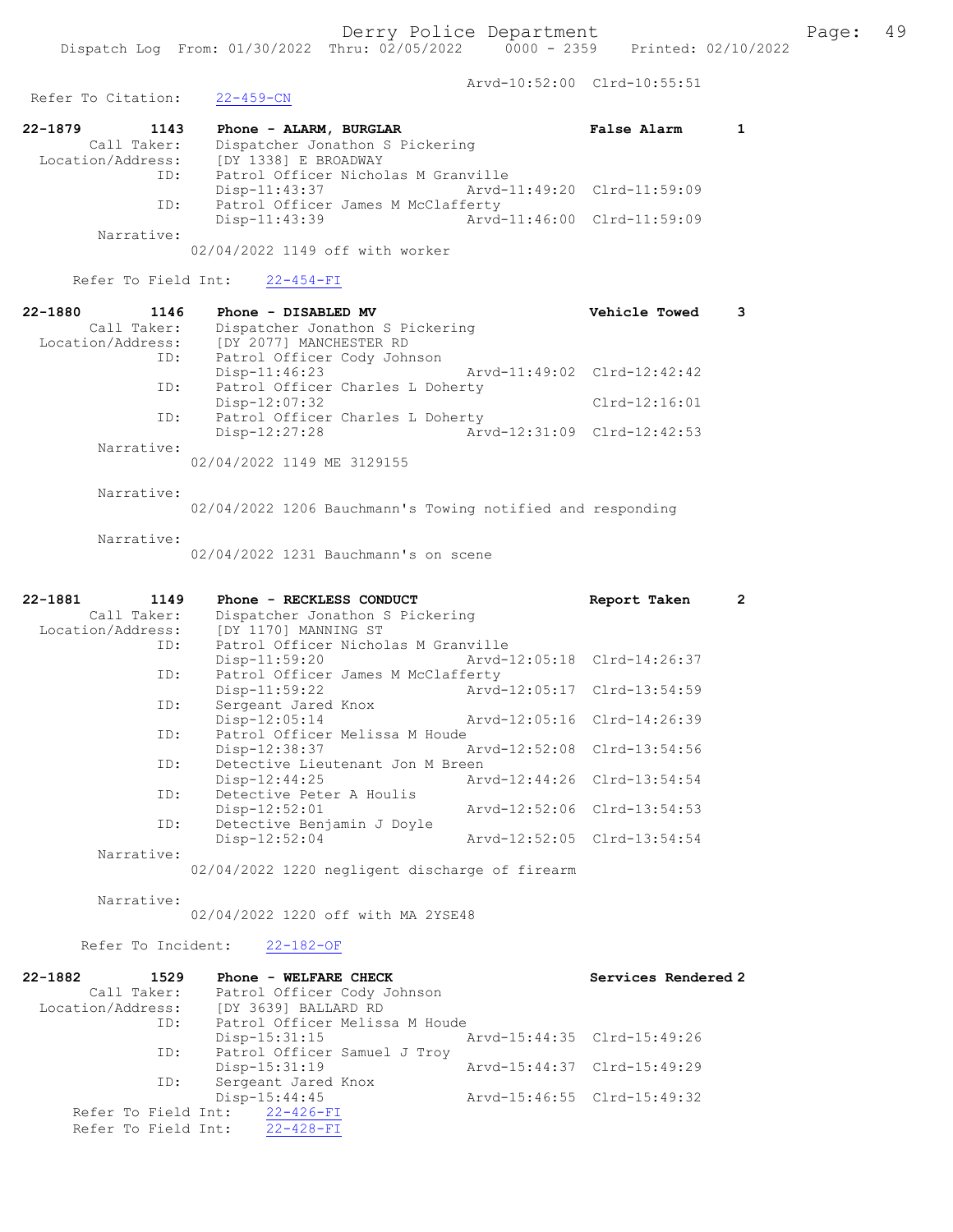Arvd-10:52:00 Clrd-10:55:51

Refer To Citation: 22-459-CN

22-1879 1143 Phone - ALARM, BURGLAR False Alarm 1
Call Taker: Dispatcher Jonathon S Pickering
Location/Address: [DY 1338] E BROADWAY
ID: Patrol Officer Nicholas M Granville
Disp-11:43:37 Arvd-11:49:20 Clrd-11:59:09
ID: Patrol Officer James M McClafferty
Disp-11:43:39 Arvd-11:46:00 Clrd-11:59:09
Narrative:
02/04/2022 1149 off with worker

Refer To Field Int: 22-454-FI

22-1880 1146 Phone - DISABLED MV Vehicle Towed 3
Call Taker: Dispatcher Jonathon S Pickering
Location/Address: [DY 2077] MANCHESTER RD
ID: Patrol Officer Cody Johnson
Disp-11:46:23 Arvd-11:49:02 Clrd-12:42:42
ID: Patrol Officer Charles L Doherty
Disp-12:07:32 Clrd-12:16:01
ID: Patrol Officer Charles L Doherty
Disp-12:27:28 Arvd-12:31:09 Clrd-12:42:53
Narrative:
02/04/2022 1149 ME 3129155

Narrative:
02/04/2022 1206 Bauchmann's Towing notified and responding

Narrative:
02/04/2022 1231 Bauchmann's on scene

22-1881 1149 Phone - RECKLESS CONDUCT Report Taken 2
Call Taker: Dispatcher Jonathon S Pickering
Location/Address: [DY 1170] MANNING ST
ID: Patrol Officer Nicholas M Granville
Disp-11:59:20 Arvd-12:05:18 Clrd-14:26:37
ID: Patrol Officer James M McClafferty
Disp-11:59:22 Arvd-12:05:17 Clrd-13:54:59
ID: Sergeant Jared Knox
Disp-12:05:14 Arvd-12:05:16 Clrd-14:26:39
ID: Patrol Officer Melissa M Houde
Disp-12:38:37 Arvd-12:52:08 Clrd-13:54:56
ID: Detective Lieutenant Jon M Breen
Disp-12:44:25 Arvd-12:44:26 Clrd-13:54:54
ID: Detective Peter A Houlis
Disp-12:52:01 Arvd-12:52:06 Clrd-13:54:53
ID: Detective Benjamin J Doyle
Disp-12:52:04 Arvd-12:52:05 Clrd-13:54:54
Narrative:
02/04/2022 1220 negligent discharge of firearm

Narrative:
02/04/2022 1220 off with MA 2YSE48

Refer To Incident: 22-182-OF

22-1882 1529 Phone - WELFARE CHECK Services Rendered 2
Call Taker: Patrol Officer Cody Johnson
Location/Address: [DY 3639] BALLARD RD
ID: Patrol Officer Melissa M Houde
Disp-15:31:15 Arvd-15:44:35 Clrd-15:49:26
ID: Patrol Officer Samuel J Troy
Disp-15:31:19 Arvd-15:44:37 Clrd-15:49:29
ID: Sergeant Jared Knox
Disp-15:44:45 Arvd-15:46:55 Clrd-15:49:32
Refer To Field Int: 22-426-FI
Refer To Field Int: 22-428-FI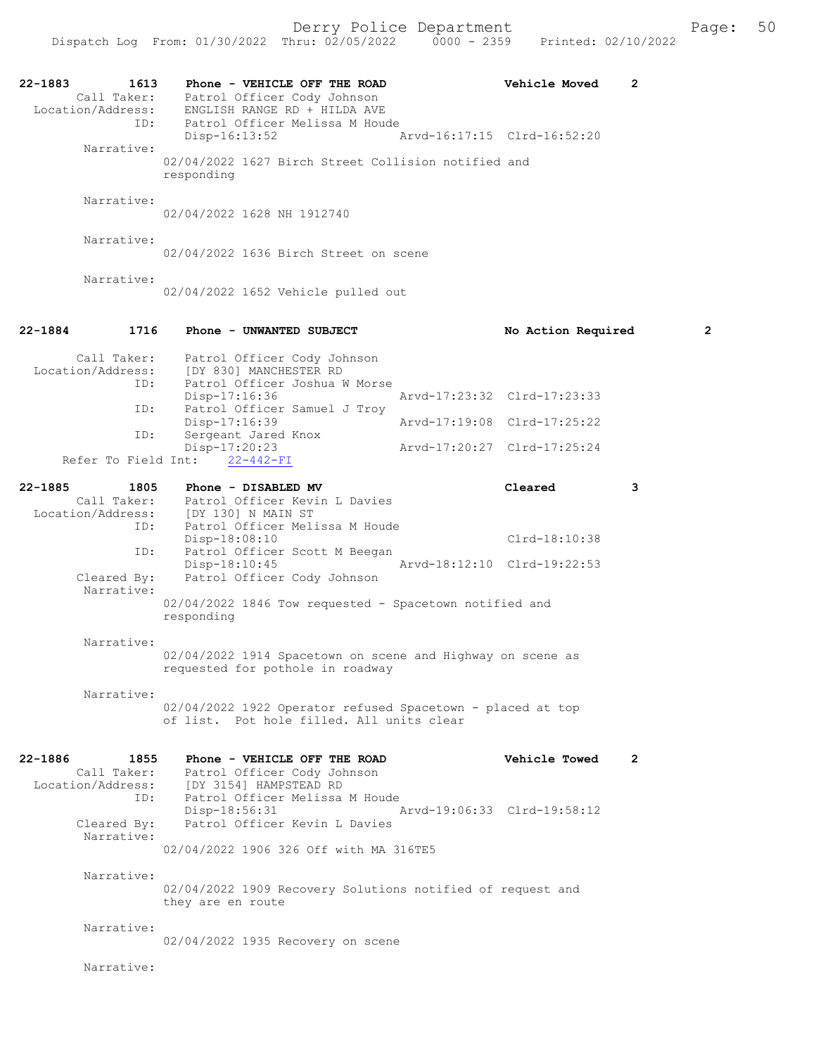**22-1883 1613 Phone - VEHICLE OFF THE ROAD** — Vehicle Moved — 2

Call Taker: Patrol Officer Cody Johnson
Location/Address: ENGLISH RANGE RD + HILDA AVE
ID: Patrol Officer Melissa M Houde
Disp-16:13:52 Arvd-16:17:15 Clrd-16:52:20

Narrative:
02/04/2022 1627 Birch Street Collision notified and responding

Narrative:
02/04/2022 1628 NH 1912740

Narrative:
02/04/2022 1636 Birch Street on scene

Narrative:
02/04/2022 1652 Vehicle pulled out

**22-1884 1716 Phone - UNWANTED SUBJECT** — No Action Required — 2

Call Taker: Patrol Officer Cody Johnson
Location/Address: [DY 830] MANCHESTER RD
ID: Patrol Officer Joshua W Morse
Disp-17:16:36 Arvd-17:23:32 Clrd-17:23:33
ID: Patrol Officer Samuel J Troy
Disp-17:16:39 Arvd-17:19:08 Clrd-17:25:22
ID: Sergeant Jared Knox
Disp-17:20:23 Arvd-17:20:27 Clrd-17:25:24
Refer To Field Int: 22-442-FI

**22-1885 1805 Phone - DISABLED MV** — Cleared — 3

Call Taker: Patrol Officer Kevin L Davies
Location/Address: [DY 130] N MAIN ST
ID: Patrol Officer Melissa M Houde
Disp-18:08:10 Clrd-18:10:38
ID: Patrol Officer Scott M Beegan
Disp-18:10:45 Arvd-18:12:10 Clrd-19:22:53
Cleared By: Patrol Officer Cody Johnson

Narrative:
02/04/2022 1846 Tow requested - Spacetown notified and responding

Narrative:
02/04/2022 1914 Spacetown on scene and Highway on scene as requested for pothole in roadway

Narrative:
02/04/2022 1922 Operator refused Spacetown - placed at top of list. Pot hole filled. All units clear

**22-1886 1855 Phone - VEHICLE OFF THE ROAD** — Vehicle Towed — 2

Call Taker: Patrol Officer Cody Johnson
Location/Address: [DY 3154] HAMPSTEAD RD
ID: Patrol Officer Melissa M Houde
Disp-18:56:31 Arvd-19:06:33 Clrd-19:58:12
Cleared By: Patrol Officer Kevin L Davies

Narrative:
02/04/2022 1906 326 Off with MA 316TE5

Narrative:
02/04/2022 1909 Recovery Solutions notified of request and they are en route

Narrative:
02/04/2022 1935 Recovery on scene

Narrative: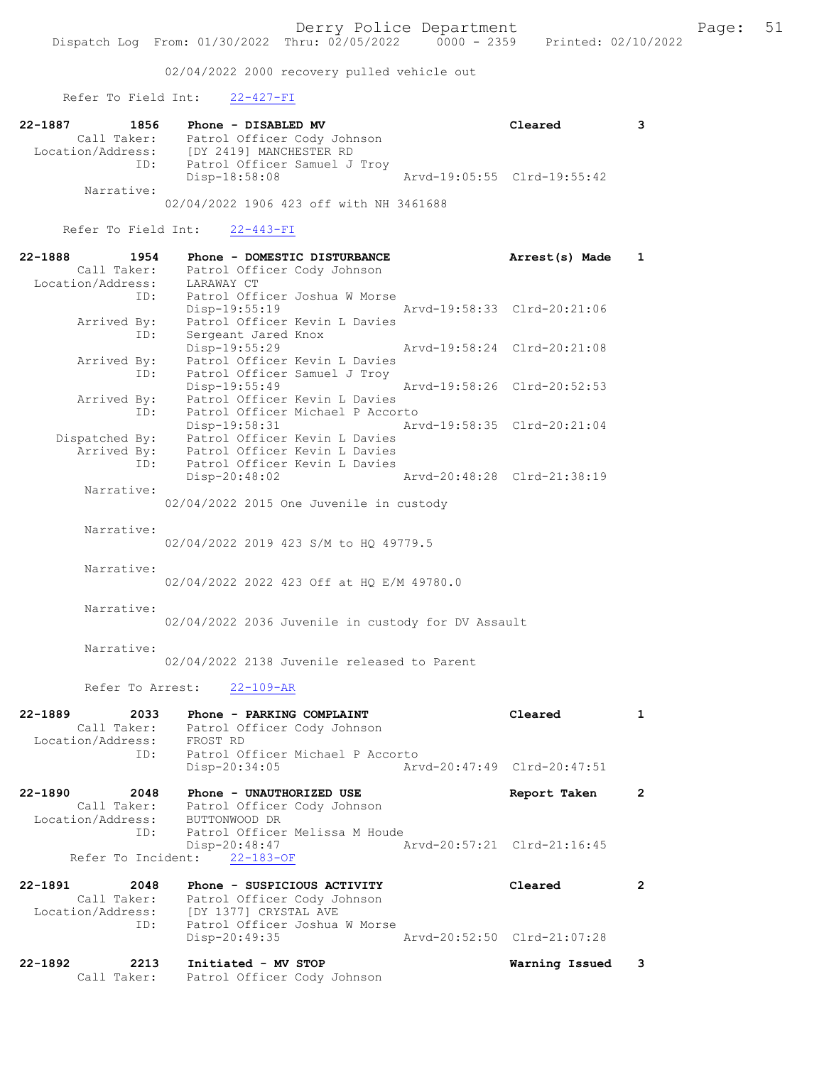02/04/2022 2000 recovery pulled vehicle out

Refer To Field Int: 22-427-FI

22-1887 1856 Phone - DISABLED MV Cleared 3
Call Taker: Patrol Officer Cody Johnson
Location/Address: [DY 2419] MANCHESTER RD
ID: Patrol Officer Samuel J Troy
Disp-18:58:08 Arvd-19:05:55 Clrd-19:55:42
Narrative:
02/04/2022 1906 423 off with NH 3461688

Refer To Field Int: 22-443-FI

22-1888 1954 Phone - DOMESTIC DISTURBANCE Arrest(s) Made 1
Call Taker: Patrol Officer Cody Johnson
Location/Address: LARAWAY CT
ID: Patrol Officer Joshua W Morse
Disp-19:55:19 Arvd-19:58:33 Clrd-20:21:06
Arrived By: Patrol Officer Kevin L Davies
ID: Sergeant Jared Knox
Disp-19:55:29 Arvd-19:58:24 Clrd-20:21:08
Arrived By: Patrol Officer Kevin L Davies
ID: Patrol Officer Samuel J Troy
Disp-19:55:49 Arvd-19:58:26 Clrd-20:52:53
Arrived By: Patrol Officer Kevin L Davies
ID: Patrol Officer Michael P Accorto
Disp-19:58:31 Arvd-19:58:35 Clrd-20:21:04
Dispatched By: Patrol Officer Kevin L Davies
Arrived By: Patrol Officer Kevin L Davies
ID: Patrol Officer Kevin L Davies
Disp-20:48:02 Arvd-20:48:28 Clrd-21:38:19
Narrative:
02/04/2022 2015 One Juvenile in custody

Narrative:
02/04/2022 2019 423 S/M to HQ 49779.5

Narrative:
02/04/2022 2022 423 Off at HQ E/M 49780.0

Narrative:
02/04/2022 2036 Juvenile in custody for DV Assault

Narrative:
02/04/2022 2138 Juvenile released to Parent

Refer To Arrest: 22-109-AR

22-1889 2033 Phone - PARKING COMPLAINT Cleared 1
Call Taker: Patrol Officer Cody Johnson
Location/Address: FROST RD
ID: Patrol Officer Michael P Accorto
Disp-20:34:05 Arvd-20:47:49 Clrd-20:47:51

22-1890 2048 Phone - UNAUTHORIZED USE Report Taken 2
Call Taker: Patrol Officer Cody Johnson
Location/Address: BUTTONWOOD DR
ID: Patrol Officer Melissa M Houde
Disp-20:48:47 Arvd-20:57:21 Clrd-21:16:45
Refer To Incident: 22-183-OF

22-1891 2048 Phone - SUSPICIOUS ACTIVITY Cleared 2
Call Taker: Patrol Officer Cody Johnson
Location/Address: [DY 1377] CRYSTAL AVE
ID: Patrol Officer Joshua W Morse
Disp-20:49:35 Arvd-20:52:50 Clrd-21:07:28

22-1892 2213 Initiated - MV STOP Warning Issued 3
Call Taker: Patrol Officer Cody Johnson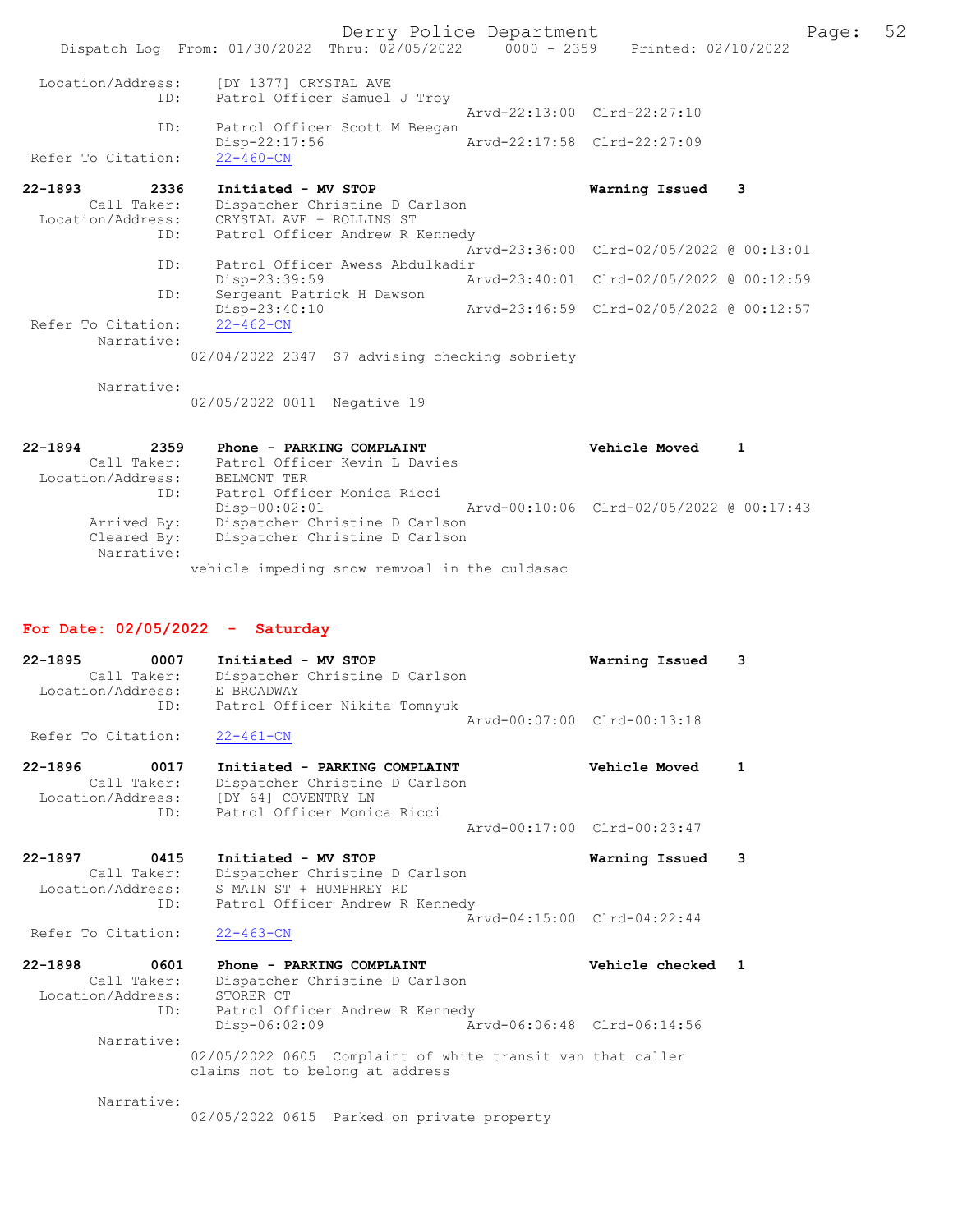```
 Location/Address:    [DY 1377] CRYSTAL AVE
               ID:    Patrol Officer Samuel J Troy
                                            Arvd-22:13:00  Clrd-22:27:10
               ID:    Patrol Officer Scott M Beegan
                      Disp-22:17:56         Arvd-22:17:58  Clrd-22:27:09
 Refer To Citation:   22-460-CN

22-1893        2336   Initiated - MV STOP                     Warning Issued    3
        Call Taker:   Dispatcher Christine D Carlson
 Location/Address:    CRYSTAL AVE + ROLLINS ST
               ID:    Patrol Officer Andrew R Kennedy
                                            Arvd-23:36:00  Clrd-02/05/2022 @ 00:13:01
               ID:    Patrol Officer Awess Abdulkadir
                      Disp-23:39:59         Arvd-23:40:01  Clrd-02/05/2022 @ 00:12:59
               ID:    Sergeant Patrick H Dawson
                      Disp-23:40:10         Arvd-23:46:59  Clrd-02/05/2022 @ 00:12:57
 Refer To Citation:   22-462-CN
        Narrative:
                    02/04/2022 2347  S7 advising checking sobriety

        Narrative:
                    02/05/2022 0011  Negative 19


22-1894        2359   Phone - PARKING COMPLAINT               Vehicle Moved     1
        Call Taker:   Patrol Officer Kevin L Davies
 Location/Address:    BELMONT TER
               ID:    Patrol Officer Monica Ricci
                      Disp-00:02:01         Arvd-00:10:06  Clrd-02/05/2022 @ 00:17:43
       Arrived By:    Dispatcher Christine D Carlson
       Cleared By:    Dispatcher Christine D Carlson
        Narrative:
                    vehicle impeding snow remvoal in the culdasac
```

**For Date: 02/05/2022 - Saturday**

```
22-1895        0007   Initiated - MV STOP                     Warning Issued    3
        Call Taker:   Dispatcher Christine D Carlson
 Location/Address:    E BROADWAY
               ID:    Patrol Officer Nikita Tomnyuk
                                            Arvd-00:07:00  Clrd-00:13:18
 Refer To Citation:   22-461-CN

22-1896        0017   Initiated - PARKING COMPLAINT           Vehicle Moved     1
        Call Taker:   Dispatcher Christine D Carlson
 Location/Address:    [DY 64] COVENTRY LN
               ID:    Patrol Officer Monica Ricci
                                            Arvd-00:17:00  Clrd-00:23:47

22-1897        0415   Initiated - MV STOP                     Warning Issued    3
        Call Taker:   Dispatcher Christine D Carlson
 Location/Address:    S MAIN ST + HUMPHREY RD
               ID:    Patrol Officer Andrew R Kennedy
                                            Arvd-04:15:00  Clrd-04:22:44
 Refer To Citation:   22-463-CN

22-1898        0601   Phone - PARKING COMPLAINT               Vehicle checked   1
        Call Taker:   Dispatcher Christine D Carlson
 Location/Address:    STORER CT
               ID:    Patrol Officer Andrew R Kennedy
                      Disp-06:02:09         Arvd-06:06:48  Clrd-06:14:56
        Narrative:
                    02/05/2022 0605  Complaint of white transit van that caller
                    claims not to belong at address

        Narrative:
                    02/05/2022 0615  Parked on private property
```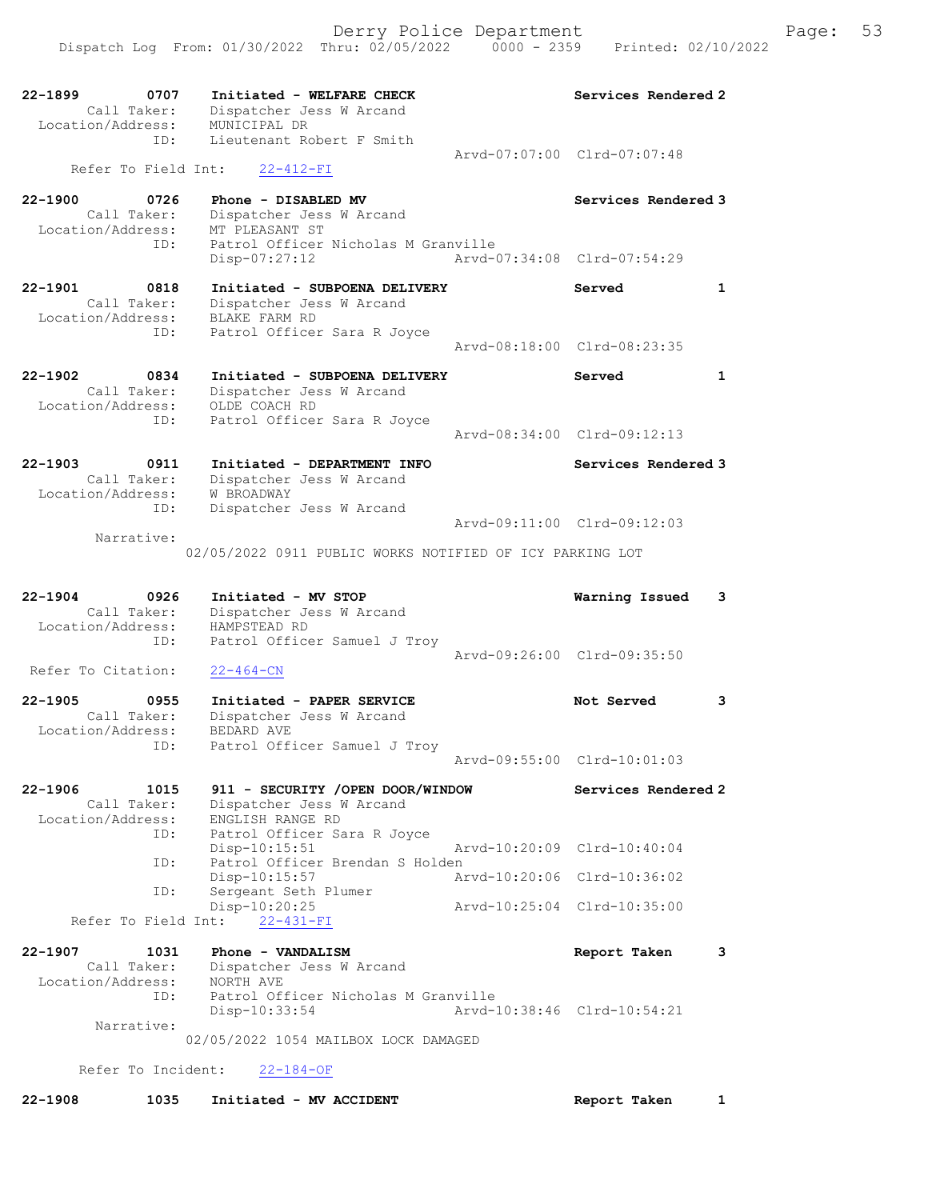22-1899 0707 Initiated - WELFARE CHECK Services Rendered 2
Call Taker: Dispatcher Jess W Arcand
Location/Address: MUNICIPAL DR
ID: Lieutenant Robert F Smith
Arvd-07:07:00 Clrd-07:07:48
Refer To Field Int: 22-412-FI

22-1900 0726 Phone - DISABLED MV Services Rendered 3
Call Taker: Dispatcher Jess W Arcand
Location/Address: MT PLEASANT ST
ID: Patrol Officer Nicholas M Granville
Disp-07:27:12 Arvd-07:34:08 Clrd-07:54:29

22-1901 0818 Initiated - SUBPOENA DELIVERY Served 1
Call Taker: Dispatcher Jess W Arcand
Location/Address: BLAKE FARM RD
ID: Patrol Officer Sara R Joyce
Arvd-08:18:00 Clrd-08:23:35

22-1902 0834 Initiated - SUBPOENA DELIVERY Served 1
Call Taker: Dispatcher Jess W Arcand
Location/Address: OLDE COACH RD
ID: Patrol Officer Sara R Joyce
Arvd-08:34:00 Clrd-09:12:13

22-1903 0911 Initiated - DEPARTMENT INFO Services Rendered 3
Call Taker: Dispatcher Jess W Arcand
Location/Address: W BROADWAY
ID: Dispatcher Jess W Arcand
Arvd-09:11:00 Clrd-09:12:03
Narrative:
02/05/2022 0911 PUBLIC WORKS NOTIFIED OF ICY PARKING LOT

22-1904 0926 Initiated - MV STOP Warning Issued 3
Call Taker: Dispatcher Jess W Arcand
Location/Address: HAMPSTEAD RD
ID: Patrol Officer Samuel J Troy
Arvd-09:26:00 Clrd-09:35:50
Refer To Citation: 22-464-CN

22-1905 0955 Initiated - PAPER SERVICE Not Served 3
Call Taker: Dispatcher Jess W Arcand
Location/Address: BEDARD AVE
ID: Patrol Officer Samuel J Troy
Arvd-09:55:00 Clrd-10:01:03

22-1906 1015 911 - SECURITY /OPEN DOOR/WINDOW Services Rendered 2
Call Taker: Dispatcher Jess W Arcand
Location/Address: ENGLISH RANGE RD
ID: Patrol Officer Sara R Joyce
Disp-10:15:51 Arvd-10:20:09 Clrd-10:40:04
ID: Patrol Officer Brendan S Holden
Disp-10:15:57 Arvd-10:20:06 Clrd-10:36:02
ID: Sergeant Seth Plumer
Disp-10:20:25 Arvd-10:25:04 Clrd-10:35:00
Refer To Field Int: 22-431-FI

22-1907 1031 Phone - VANDALISM Report Taken 3
Call Taker: Dispatcher Jess W Arcand
Location/Address: NORTH AVE
ID: Patrol Officer Nicholas M Granville
Disp-10:33:54 Arvd-10:38:46 Clrd-10:54:21
Narrative:
02/05/2022 1054 MAILBOX LOCK DAMAGED

Refer To Incident: 22-184-OF

22-1908 1035 Initiated - MV ACCIDENT Report Taken 1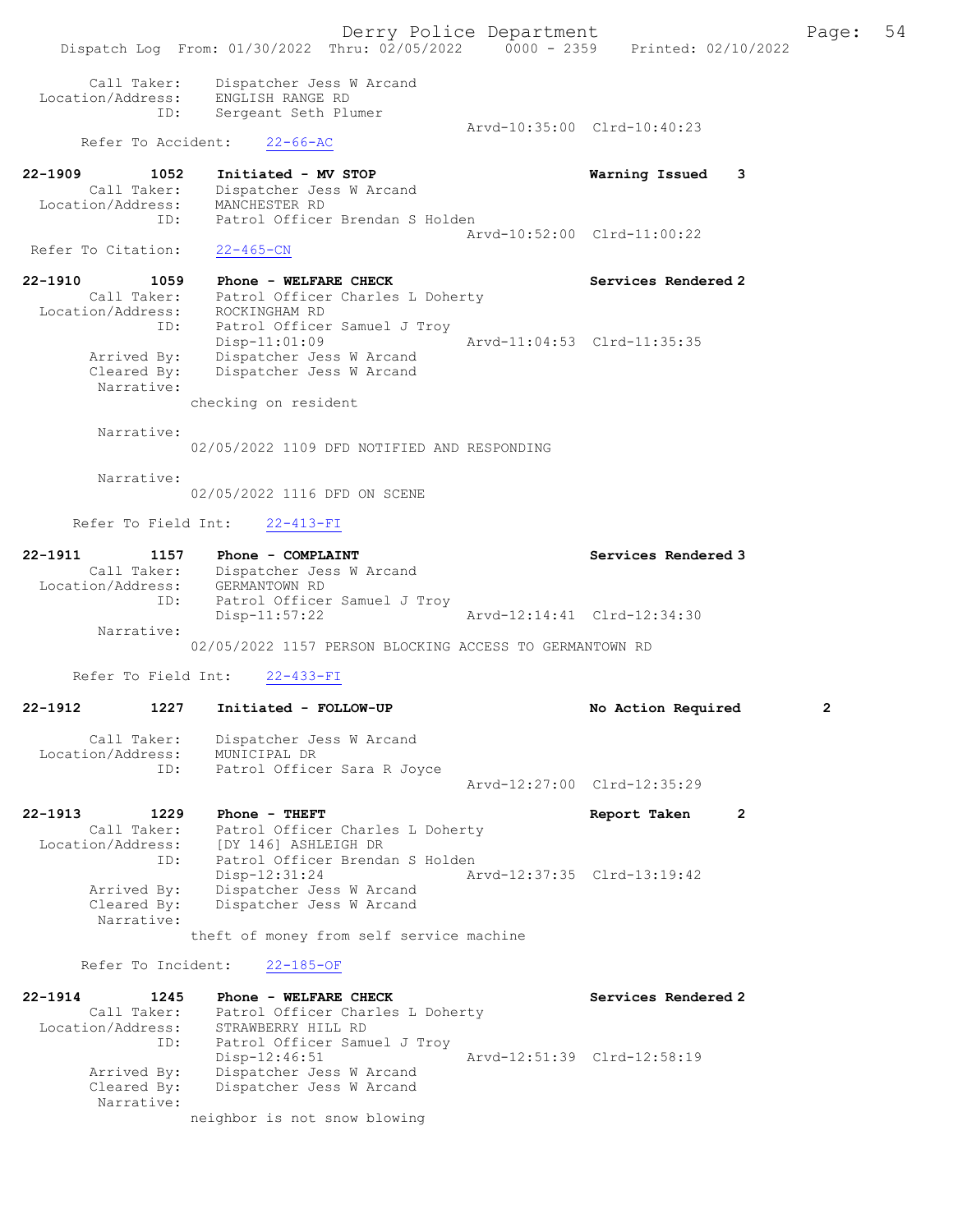```
Dispatch Log  From: 01/30/2022  Thru: 02/05/2022   0000 - 2359   Printed: 02/10/2022

        Call Taker:    Dispatcher Jess W Arcand
  Location/Address:    ENGLISH RANGE RD
                ID:    Sergeant Seth Plumer
                                                 Arvd-10:35:00  Clrd-10:40:23
     Refer To Accident:    22-66-AC

22-1909         1052    Initiated - MV STOP                           Warning Issued    3
        Call Taker:    Dispatcher Jess W Arcand
  Location/Address:    MANCHESTER RD
                ID:    Patrol Officer Brendan S Holden
                                                 Arvd-10:52:00  Clrd-11:00:22
  Refer To Citation:    22-465-CN

22-1910         1059    Phone - WELFARE CHECK                         Services Rendered 2
        Call Taker:    Patrol Officer Charles L Doherty
  Location/Address:    ROCKINGHAM RD
                ID:    Patrol Officer Samuel J Troy
                       Disp-11:01:09             Arvd-11:04:53  Clrd-11:35:35
        Arrived By:    Dispatcher Jess W Arcand
        Cleared By:    Dispatcher Jess W Arcand
         Narrative:
                    checking on resident

         Narrative:
                    02/05/2022 1109 DFD NOTIFIED AND RESPONDING

         Narrative:
                    02/05/2022 1116 DFD ON SCENE

      Refer To Field Int:    22-413-FI

22-1911         1157    Phone - COMPLAINT                             Services Rendered 3
        Call Taker:    Dispatcher Jess W Arcand
  Location/Address:    GERMANTOWN RD
                ID:    Patrol Officer Samuel J Troy
                       Disp-11:57:22             Arvd-12:14:41  Clrd-12:34:30
         Narrative:
                    02/05/2022 1157 PERSON BLOCKING ACCESS TO GERMANTOWN RD

      Refer To Field Int:    22-433-FI

22-1912         1227    Initiated - FOLLOW-UP                         No Action Required        2

        Call Taker:    Dispatcher Jess W Arcand
  Location/Address:    MUNICIPAL DR
                ID:    Patrol Officer Sara R Joyce
                                                 Arvd-12:27:00  Clrd-12:35:29

22-1913         1229    Phone - THEFT                                 Report Taken      2
        Call Taker:    Patrol Officer Charles L Doherty
  Location/Address:    [DY 146] ASHLEIGH DR
                ID:    Patrol Officer Brendan S Holden
                       Disp-12:31:24             Arvd-12:37:35  Clrd-13:19:42
        Arrived By:    Dispatcher Jess W Arcand
        Cleared By:    Dispatcher Jess W Arcand
         Narrative:
                    theft of money from self service machine

     Refer To Incident:    22-185-OF

22-1914         1245    Phone - WELFARE CHECK                         Services Rendered 2
        Call Taker:    Patrol Officer Charles L Doherty
  Location/Address:    STRAWBERRY HILL RD
                ID:    Patrol Officer Samuel J Troy
                       Disp-12:46:51             Arvd-12:51:39  Clrd-12:58:19
        Arrived By:    Dispatcher Jess W Arcand
        Cleared By:    Dispatcher Jess W Arcand
         Narrative:
                    neighbor is not snow blowing
```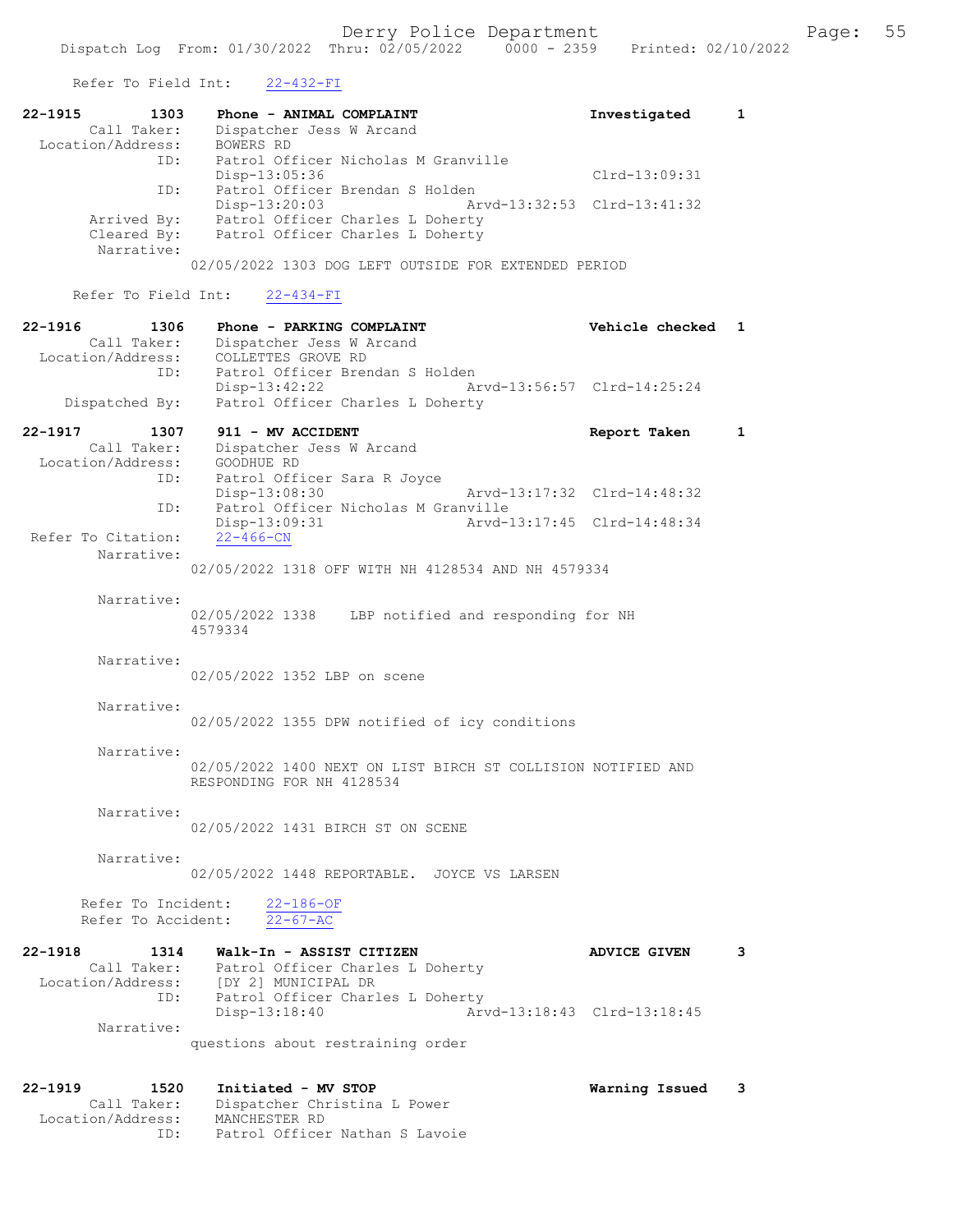Refer To Field Int: 22-432-FI

```
22-1915        1303    Phone - ANIMAL COMPLAINT                    Investigated     1
        Call Taker:    Dispatcher Jess W Arcand
  Location/Address:    BOWERS RD
                ID:    Patrol Officer Nicholas M Granville
                       Disp-13:05:36                               Clrd-13:09:31
                ID:    Patrol Officer Brendan S Holden
                       Disp-13:20:03              Arvd-13:32:53    Clrd-13:41:32
        Arrived By:    Patrol Officer Charles L Doherty
        Cleared By:    Patrol Officer Charles L Doherty
         Narrative:
                   02/05/2022 1303 DOG LEFT OUTSIDE FOR EXTENDED PERIOD

      Refer To Field Int:    22-434-FI

22-1916        1306    Phone - PARKING COMPLAINT                   Vehicle checked  1
        Call Taker:    Dispatcher Jess W Arcand
  Location/Address:    COLLETTES GROVE RD
                ID:    Patrol Officer Brendan S Holden
                       Disp-13:42:22              Arvd-13:56:57    Clrd-14:25:24
     Dispatched By:    Patrol Officer Charles L Doherty

22-1917        1307    911 - MV ACCIDENT                           Report Taken     1
        Call Taker:    Dispatcher Jess W Arcand
  Location/Address:    GOODHUE RD
                ID:    Patrol Officer Sara R Joyce
                       Disp-13:08:30              Arvd-13:17:32    Clrd-14:48:32
                ID:    Patrol Officer Nicholas M Granville
                       Disp-13:09:31              Arvd-13:17:45    Clrd-14:48:34
 Refer To Citation:    22-466-CN
         Narrative:
                   02/05/2022 1318 OFF WITH NH 4128534 AND NH 4579334

         Narrative:
                   02/05/2022 1338    LBP notified and responding for NH
                   4579334

         Narrative:
                   02/05/2022 1352 LBP on scene

         Narrative:
                   02/05/2022 1355 DPW notified of icy conditions

         Narrative:
                   02/05/2022 1400 NEXT ON LIST BIRCH ST COLLISION NOTIFIED AND
                   RESPONDING FOR NH 4128534

         Narrative:
                   02/05/2022 1431 BIRCH ST ON SCENE

         Narrative:
                   02/05/2022 1448 REPORTABLE.  JOYCE VS LARSEN

      Refer To Incident:    22-186-OF
      Refer To Accident:    22-67-AC

22-1918        1314    Walk-In - ASSIST CITIZEN                    ADVICE GIVEN     3
        Call Taker:    Patrol Officer Charles L Doherty
  Location/Address:    [DY 2] MUNICIPAL DR
                ID:    Patrol Officer Charles L Doherty
                       Disp-13:18:40              Arvd-13:18:43    Clrd-13:18:45
         Narrative:
                   questions about restraining order

22-1919        1520    Initiated - MV STOP                         Warning Issued   3
        Call Taker:    Dispatcher Christina L Power
  Location/Address:    MANCHESTER RD
                ID:    Patrol Officer Nathan S Lavoie
```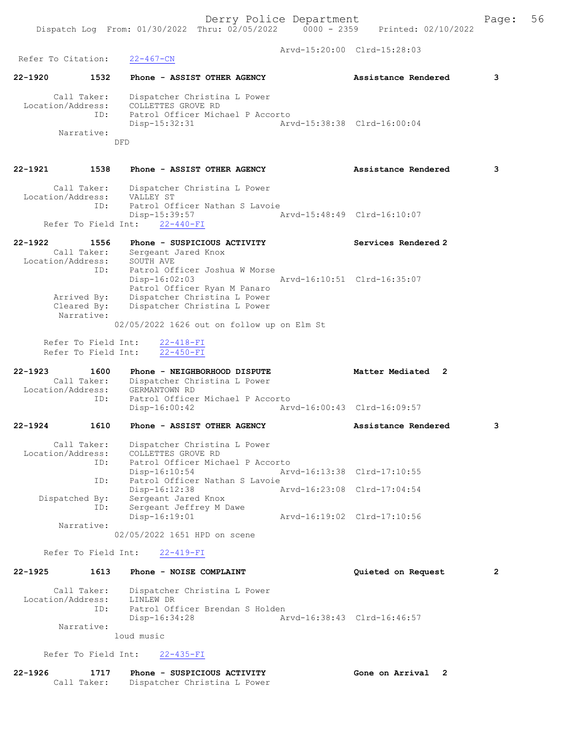Arvd-15:20:00 Clrd-15:28:03

Refer To Citation: 22-467-CN

**22-1920 1532 Phone - ASSIST OTHER AGENCY Assistance Rendered 3**

Call Taker: Dispatcher Christina L Power
Location/Address: COLLETTES GROVE RD
ID: Patrol Officer Michael P Accorto
Disp-15:32:31 Arvd-15:38:38 Clrd-16:00:04
Narrative:
DFD

**22-1921 1538 Phone - ASSIST OTHER AGENCY Assistance Rendered 3**

Call Taker: Dispatcher Christina L Power
Location/Address: VALLEY ST
ID: Patrol Officer Nathan S Lavoie
Disp-15:39:57 Arvd-15:48:49 Clrd-16:10:07
Refer To Field Int: 22-440-FI

**22-1922 1556 Phone - SUSPICIOUS ACTIVITY Services Rendered 2**

Call Taker: Sergeant Jared Knox
Location/Address: SOUTH AVE
ID: Patrol Officer Joshua W Morse
Disp-16:02:03 Arvd-16:10:51 Clrd-16:35:07
Patrol Officer Ryan M Panaro
Arrived By: Dispatcher Christina L Power
Cleared By: Dispatcher Christina L Power
Narrative:
02/05/2022 1626 out on follow up on Elm St

Refer To Field Int: 22-418-FI
Refer To Field Int: 22-450-FI

**22-1923 1600 Phone - NEIGHBORHOOD DISPUTE Matter Mediated 2**

Call Taker: Dispatcher Christina L Power
Location/Address: GERMANTOWN RD
ID: Patrol Officer Michael P Accorto
Disp-16:00:42 Arvd-16:00:43 Clrd-16:09:57

**22-1924 1610 Phone - ASSIST OTHER AGENCY Assistance Rendered 3**

Call Taker: Dispatcher Christina L Power
Location/Address: COLLETTES GROVE RD
ID: Patrol Officer Michael P Accorto
Disp-16:10:54 Arvd-16:13:38 Clrd-17:10:55
ID: Patrol Officer Nathan S Lavoie
Disp-16:12:38 Arvd-16:23:08 Clrd-17:04:54
Dispatched By: Sergeant Jared Knox
ID: Sergeant Jeffrey M Dawe
Disp-16:19:01 Arvd-16:19:02 Clrd-17:10:56
Narrative:
02/05/2022 1651 HPD on scene

Refer To Field Int: 22-419-FI

**22-1925 1613 Phone - NOISE COMPLAINT Quieted on Request 2**

Call Taker: Dispatcher Christina L Power
Location/Address: LINLEW DR
ID: Patrol Officer Brendan S Holden
Disp-16:34:28 Arvd-16:38:43 Clrd-16:46:57
Narrative:
loud music

Refer To Field Int: 22-435-FI

**22-1926 1717 Phone - SUSPICIOUS ACTIVITY Gone on Arrival 2**

Call Taker: Dispatcher Christina L Power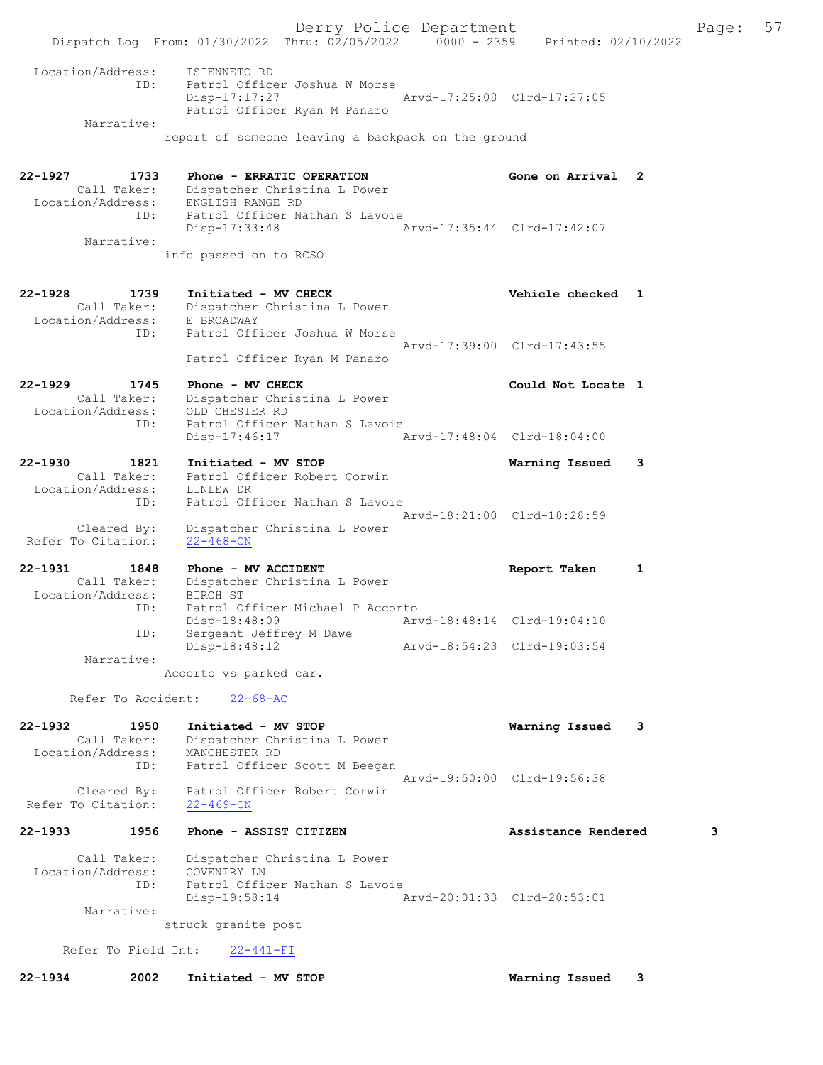```
 Location/Address:    TSIENNETO RD
                ID:    Patrol Officer Joshua W Morse
                       Disp-17:17:27                 Arvd-17:25:08  Clrd-17:27:05
                       Patrol Officer Ryan M Panaro
        Narrative:
                     report of someone leaving a backpack on the ground


22-1927         1733    Phone - ERRATIC OPERATION                    Gone on Arrival  2
        Call Taker:    Dispatcher Christina L Power
 Location/Address:    ENGLISH RANGE RD
                ID:    Patrol Officer Nathan S Lavoie
                       Disp-17:33:48                 Arvd-17:35:44  Clrd-17:42:07
        Narrative:
                     info passed on to RCSO


22-1928         1739    Initiated - MV CHECK                         Vehicle checked  1
        Call Taker:    Dispatcher Christina L Power
 Location/Address:    E BROADWAY
                ID:    Patrol Officer Joshua W Morse
                                                     Arvd-17:39:00  Clrd-17:43:55
                       Patrol Officer Ryan M Panaro

22-1929         1745    Phone - MV CHECK                             Could Not Locate 1
        Call Taker:    Dispatcher Christina L Power
 Location/Address:    OLD CHESTER RD
                ID:    Patrol Officer Nathan S Lavoie
                       Disp-17:46:17                 Arvd-17:48:04  Clrd-18:04:00

22-1930         1821    Initiated - MV STOP                          Warning Issued   3
        Call Taker:    Patrol Officer Robert Corwin
 Location/Address:    LINLEW DR
                ID:    Patrol Officer Nathan S Lavoie
                                                     Arvd-18:21:00  Clrd-18:28:59
        Cleared By:    Dispatcher Christina L Power
 Refer To Citation:    22-468-CN

22-1931         1848    Phone - MV ACCIDENT                          Report Taken     1
        Call Taker:    Dispatcher Christina L Power
 Location/Address:    BIRCH ST
                ID:    Patrol Officer Michael P Accorto
                       Disp-18:48:09                 Arvd-18:48:14  Clrd-19:04:10
                ID:    Sergeant Jeffrey M Dawe
                       Disp-18:48:12                 Arvd-18:54:23  Clrd-19:03:54
        Narrative:
                     Accorto vs parked car.

      Refer To Accident:    22-68-AC

22-1932         1950    Initiated - MV STOP                          Warning Issued   3
        Call Taker:    Dispatcher Christina L Power
 Location/Address:    MANCHESTER RD
                ID:    Patrol Officer Scott M Beegan
                                                     Arvd-19:50:00  Clrd-19:56:38
        Cleared By:    Patrol Officer Robert Corwin
 Refer To Citation:    22-469-CN

22-1933         1956    Phone - ASSIST CITIZEN                       Assistance Rendered        3

        Call Taker:    Dispatcher Christina L Power
 Location/Address:    COVENTRY LN
                ID:    Patrol Officer Nathan S Lavoie
                       Disp-19:58:14                 Arvd-20:01:33  Clrd-20:53:01
        Narrative:
                     struck granite post

      Refer To Field Int:    22-441-FI

22-1934         2002    Initiated - MV STOP                          Warning Issued   3
```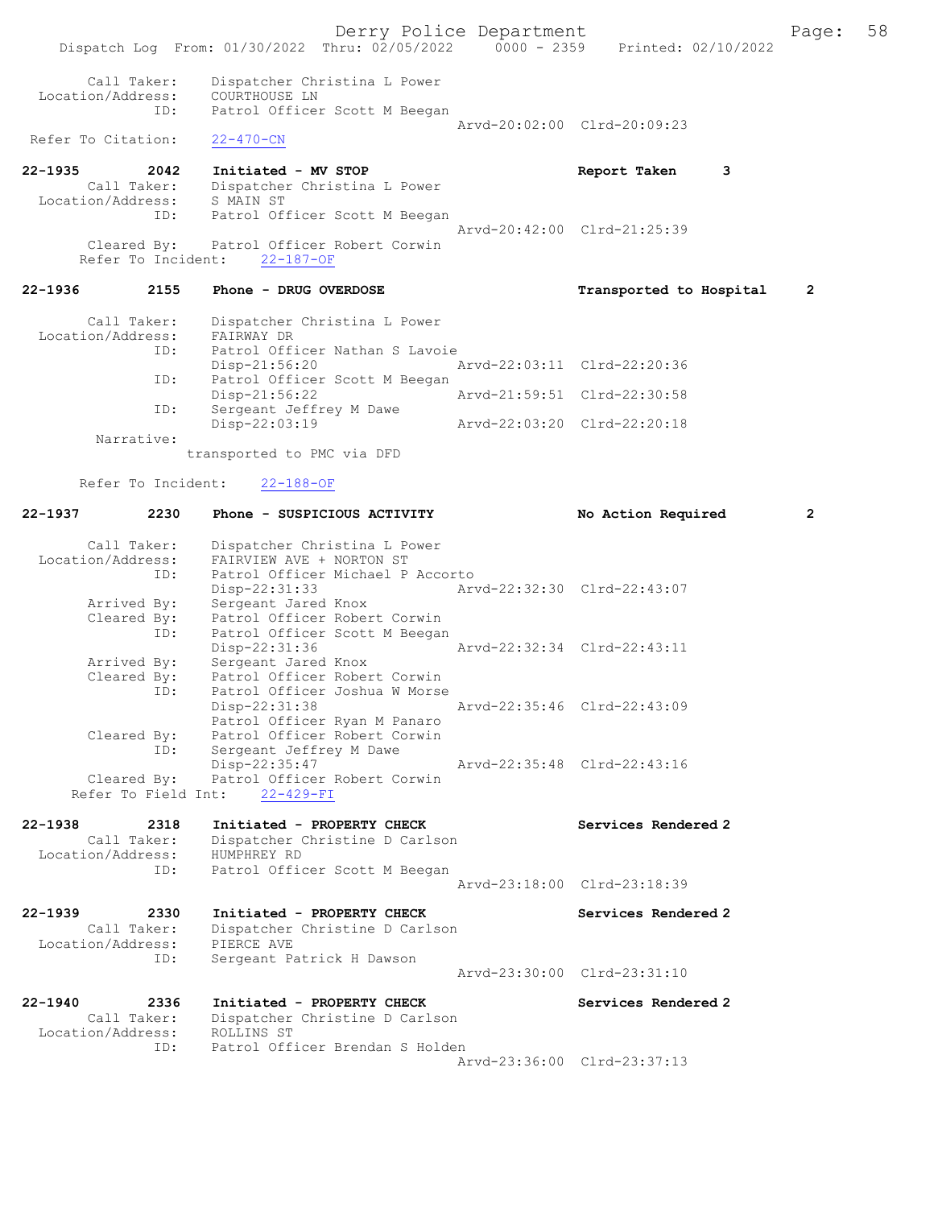```
      Call Taker:    Dispatcher Christina L Power
 Location/Address:   COURTHOUSE LN
              ID:    Patrol Officer Scott M Beegan
                                              Arvd-20:02:00  Clrd-20:09:23
 Refer To Citation:   22-470-CN

22-1935        2042    Initiated - MV STOP                     Report Taken       3
      Call Taker:    Dispatcher Christina L Power
 Location/Address:   S MAIN ST
              ID:    Patrol Officer Scott M Beegan
                                              Arvd-20:42:00  Clrd-21:25:39
      Cleared By:    Patrol Officer Robert Corwin
    Refer To Incident:    22-187-OF

22-1936        2155    Phone - DRUG OVERDOSE                   Transported to Hospital     2

      Call Taker:    Dispatcher Christina L Power
 Location/Address:   FAIRWAY DR
              ID:    Patrol Officer Nathan S Lavoie
                     Disp-21:56:20            Arvd-22:03:11  Clrd-22:20:36
              ID:    Patrol Officer Scott M Beegan
                     Disp-21:56:22            Arvd-21:59:51  Clrd-22:30:58
              ID:    Sergeant Jeffrey M Dawe
                     Disp-22:03:19            Arvd-22:03:20  Clrd-22:20:18
       Narrative:
                   transported to PMC via DFD

    Refer To Incident:    22-188-OF

22-1937        2230    Phone - SUSPICIOUS ACTIVITY             No Action Required          2

      Call Taker:    Dispatcher Christina L Power
 Location/Address:   FAIRVIEW AVE + NORTON ST
              ID:    Patrol Officer Michael P Accorto
                     Disp-22:31:33            Arvd-22:32:30  Clrd-22:43:07
      Arrived By:    Sergeant Jared Knox
      Cleared By:    Patrol Officer Robert Corwin
              ID:    Patrol Officer Scott M Beegan
                     Disp-22:31:36            Arvd-22:32:34  Clrd-22:43:11
      Arrived By:    Sergeant Jared Knox
      Cleared By:    Patrol Officer Robert Corwin
              ID:    Patrol Officer Joshua W Morse
                     Disp-22:31:38            Arvd-22:35:46  Clrd-22:43:09
                     Patrol Officer Ryan M Panaro
      Cleared By:    Patrol Officer Robert Corwin
              ID:    Sergeant Jeffrey M Dawe
                     Disp-22:35:47            Arvd-22:35:48  Clrd-22:43:16
      Cleared By:    Patrol Officer Robert Corwin
   Refer To Field Int:    22-429-FI

22-1938        2318    Initiated - PROPERTY CHECK              Services Rendered 2
      Call Taker:    Dispatcher Christine D Carlson
 Location/Address:   HUMPHREY RD
              ID:    Patrol Officer Scott M Beegan
                                              Arvd-23:18:00  Clrd-23:18:39

22-1939        2330    Initiated - PROPERTY CHECK              Services Rendered 2
      Call Taker:    Dispatcher Christine D Carlson
 Location/Address:   PIERCE AVE
              ID:    Sergeant Patrick H Dawson
                                              Arvd-23:30:00  Clrd-23:31:10

22-1940        2336    Initiated - PROPERTY CHECK              Services Rendered 2
      Call Taker:    Dispatcher Christine D Carlson
 Location/Address:   ROLLINS ST
              ID:    Patrol Officer Brendan S Holden
                                              Arvd-23:36:00  Clrd-23:37:13
```